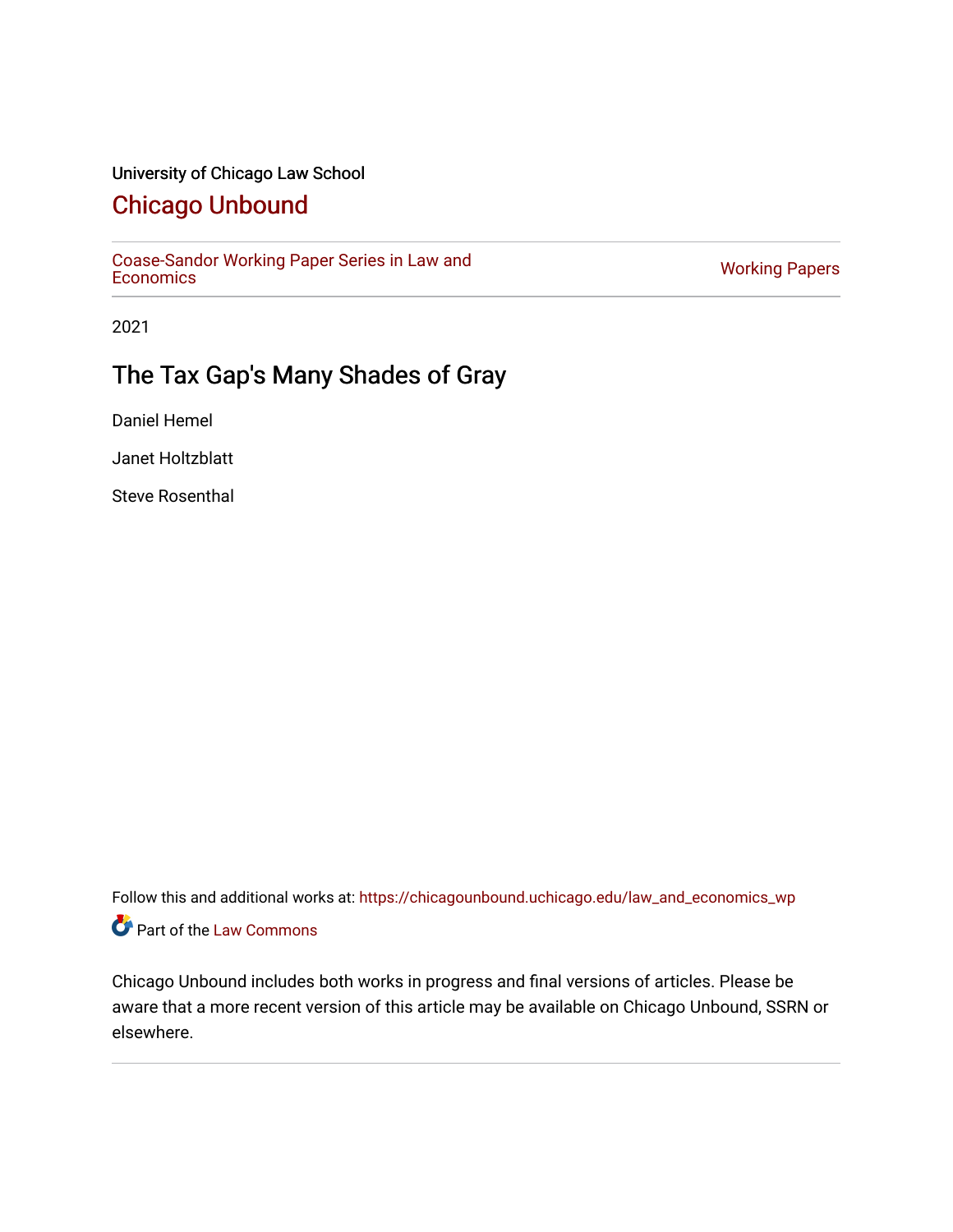University of Chicago Law School

# Chicago Unbound

Coase-Sandor Working Paper Series in Law and Economics

Working Papers

2021

## The Tax Gap's Many Shades of Gray

Daniel Hemel

Janet Holtzblatt

Steve Rosenthal

Follow this and additional works at: https://chicagounbound.uchicago.edu/law_and_economics_wp

Part of the Law Commons

Chicago Unbound includes both works in progress and final versions of articles. Please be aware that a more recent version of this article may be available on Chicago Unbound, SSRN or elsewhere.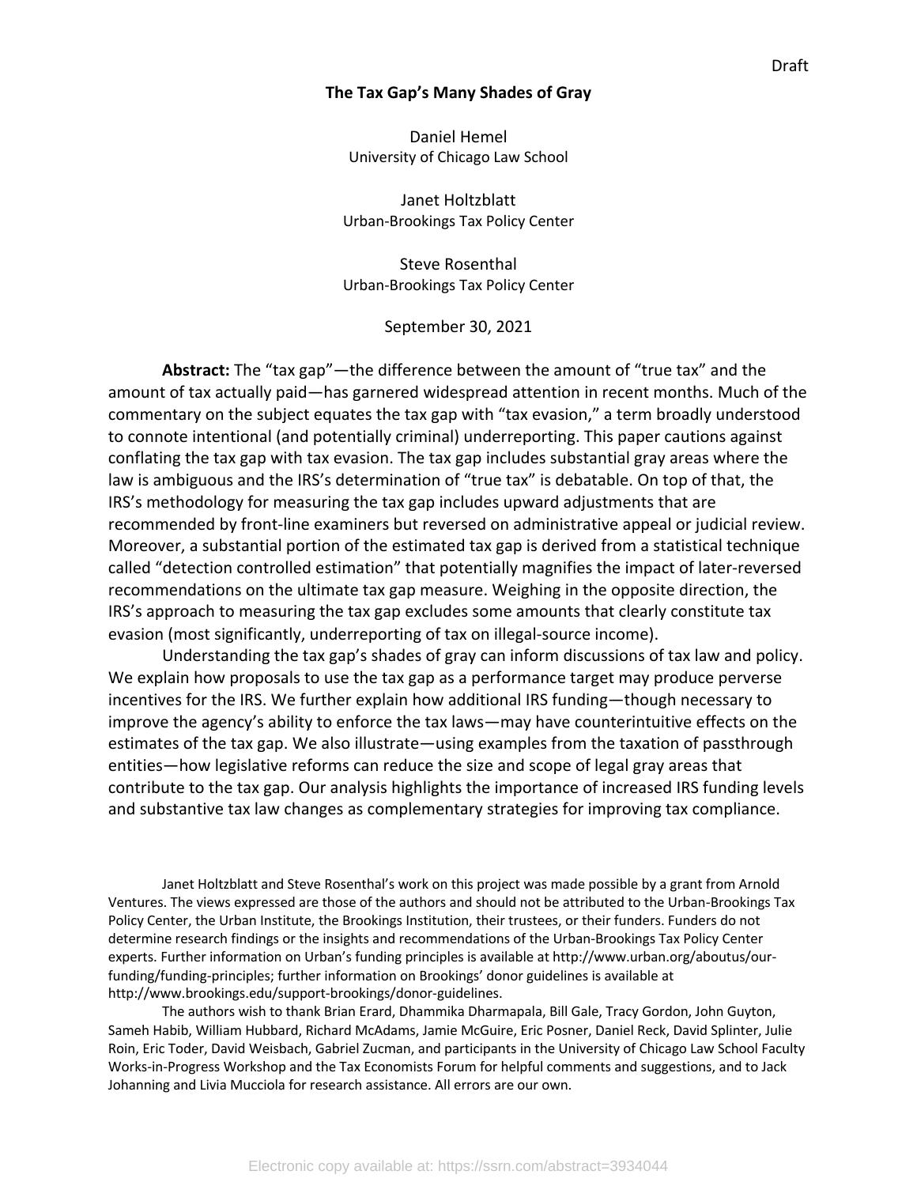Draft

# The Tax Gap's Many Shades of Gray

Daniel Hemel
University of Chicago Law School

Janet Holtzblatt
Urban-Brookings Tax Policy Center

Steve Rosenthal
Urban-Brookings Tax Policy Center

September 30, 2021

**Abstract:** The "tax gap"—the difference between the amount of "true tax" and the amount of tax actually paid—has garnered widespread attention in recent months. Much of the commentary on the subject equates the tax gap with "tax evasion," a term broadly understood to connote intentional (and potentially criminal) underreporting. This paper cautions against conflating the tax gap with tax evasion. The tax gap includes substantial gray areas where the law is ambiguous and the IRS's determination of "true tax" is debatable. On top of that, the IRS's methodology for measuring the tax gap includes upward adjustments that are recommended by front-line examiners but reversed on administrative appeal or judicial review. Moreover, a substantial portion of the estimated tax gap is derived from a statistical technique called "detection controlled estimation" that potentially magnifies the impact of later-reversed recommendations on the ultimate tax gap measure. Weighing in the opposite direction, the IRS's approach to measuring the tax gap excludes some amounts that clearly constitute tax evasion (most significantly, underreporting of tax on illegal-source income).

Understanding the tax gap's shades of gray can inform discussions of tax law and policy. We explain how proposals to use the tax gap as a performance target may produce perverse incentives for the IRS. We further explain how additional IRS funding—though necessary to improve the agency's ability to enforce the tax laws—may have counterintuitive effects on the estimates of the tax gap. We also illustrate—using examples from the taxation of passthrough entities—how legislative reforms can reduce the size and scope of legal gray areas that contribute to the tax gap. Our analysis highlights the importance of increased IRS funding levels and substantive tax law changes as complementary strategies for improving tax compliance.

Janet Holtzblatt and Steve Rosenthal's work on this project was made possible by a grant from Arnold Ventures. The views expressed are those of the authors and should not be attributed to the Urban-Brookings Tax Policy Center, the Urban Institute, the Brookings Institution, their trustees, or their funders. Funders do not determine research findings or the insights and recommendations of the Urban-Brookings Tax Policy Center experts. Further information on Urban's funding principles is available at http://www.urban.org/aboutus/our-funding/funding-principles; further information on Brookings' donor guidelines is available at http://www.brookings.edu/support-brookings/donor-guidelines.

The authors wish to thank Brian Erard, Dhammika Dharmapala, Bill Gale, Tracy Gordon, John Guyton, Sameh Habib, William Hubbard, Richard McAdams, Jamie McGuire, Eric Posner, Daniel Reck, David Splinter, Julie Roin, Eric Toder, David Weisbach, Gabriel Zucman, and participants in the University of Chicago Law School Faculty Works-in-Progress Workshop and the Tax Economists Forum for helpful comments and suggestions, and to Jack Johanning and Livia Mucciola for research assistance. All errors are our own.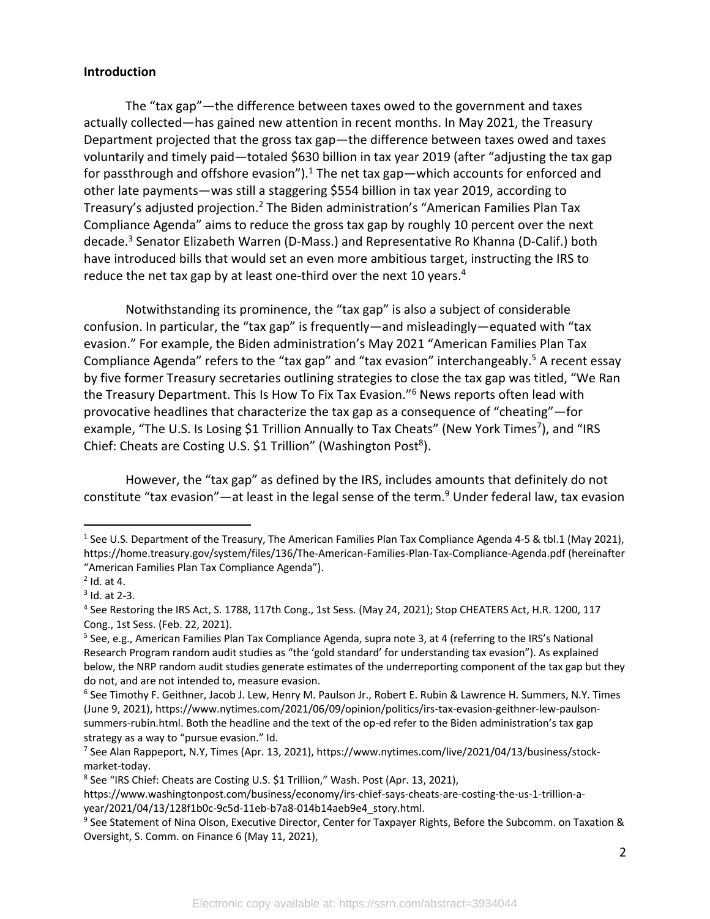**Introduction**

The "tax gap"—the difference between taxes owed to the government and taxes actually collected—has gained new attention in recent months. In May 2021, the Treasury Department projected that the gross tax gap—the difference between taxes owed and taxes voluntarily and timely paid—totaled $630 billion in tax year 2019 (after "adjusting the tax gap for passthrough and offshore evasion").[1] The net tax gap—which accounts for enforced and other late payments—was still a staggering $554 billion in tax year 2019, according to Treasury's adjusted projection.[2] The Biden administration's "American Families Plan Tax Compliance Agenda" aims to reduce the gross tax gap by roughly 10 percent over the next decade.[3] Senator Elizabeth Warren (D-Mass.) and Representative Ro Khanna (D-Calif.) both have introduced bills that would set an even more ambitious target, instructing the IRS to reduce the net tax gap by at least one-third over the next 10 years.[4]

Notwithstanding its prominence, the "tax gap" is also a subject of considerable confusion. In particular, the "tax gap" is frequently—and misleadingly—equated with "tax evasion." For example, the Biden administration's May 2021 "American Families Plan Tax Compliance Agenda" refers to the "tax gap" and "tax evasion" interchangeably.[5] A recent essay by five former Treasury secretaries outlining strategies to close the tax gap was titled, "We Ran the Treasury Department. This Is How To Fix Tax Evasion."[6] News reports often lead with provocative headlines that characterize the tax gap as a consequence of "cheating"—for example, "The U.S. Is Losing $1 Trillion Annually to Tax Cheats" (New York Times[7]), and "IRS Chief: Cheats are Costing U.S. $1 Trillion" (Washington Post[8]).

However, the "tax gap" as defined by the IRS, includes amounts that definitely do not constitute "tax evasion"—at least in the legal sense of the term.[9] Under federal law, tax evasion

---

[1] See U.S. Department of the Treasury, The American Families Plan Tax Compliance Agenda 4-5 & tbl.1 (May 2021), https://home.treasury.gov/system/files/136/The-American-Families-Plan-Tax-Compliance-Agenda.pdf (hereinafter "American Families Plan Tax Compliance Agenda").

[2] Id. at 4.

[3] Id. at 2-3.

[4] See Restoring the IRS Act, S. 1788, 117th Cong., 1st Sess. (May 24, 2021); Stop CHEATERS Act, H.R. 1200, 117 Cong., 1st Sess. (Feb. 22, 2021).

[5] See, e.g., American Families Plan Tax Compliance Agenda, supra note 3, at 4 (referring to the IRS's National Research Program random audit studies as "the 'gold standard' for understanding tax evasion"). As explained below, the NRP random audit studies generate estimates of the underreporting component of the tax gap but they do not, and are not intended to, measure evasion.

[6] See Timothy F. Geithner, Jacob J. Lew, Henry M. Paulson Jr., Robert E. Rubin & Lawrence H. Summers, N.Y. Times (June 9, 2021), https://www.nytimes.com/2021/06/09/opinion/politics/irs-tax-evasion-geithner-lew-paulson-summers-rubin.html. Both the headline and the text of the op-ed refer to the Biden administration's tax gap strategy as a way to "pursue evasion." Id.

[7] See Alan Rappeport, N.Y, Times (Apr. 13, 2021), https://www.nytimes.com/live/2021/04/13/business/stock-market-today.

[8] See "IRS Chief: Cheats are Costing U.S. $1 Trillion," Wash. Post (Apr. 13, 2021), https://www.washingtonpost.com/business/economy/irs-chief-says-cheats-are-costing-the-us-1-trillion-a-year/2021/04/13/128f1b0c-9c5d-11eb-b7a8-014b14aeb9e4_story.html.

[9] See Statement of Nina Olson, Executive Director, Center for Taxpayer Rights, Before the Subcomm. on Taxation & Oversight, S. Comm. on Finance 6 (May 11, 2021),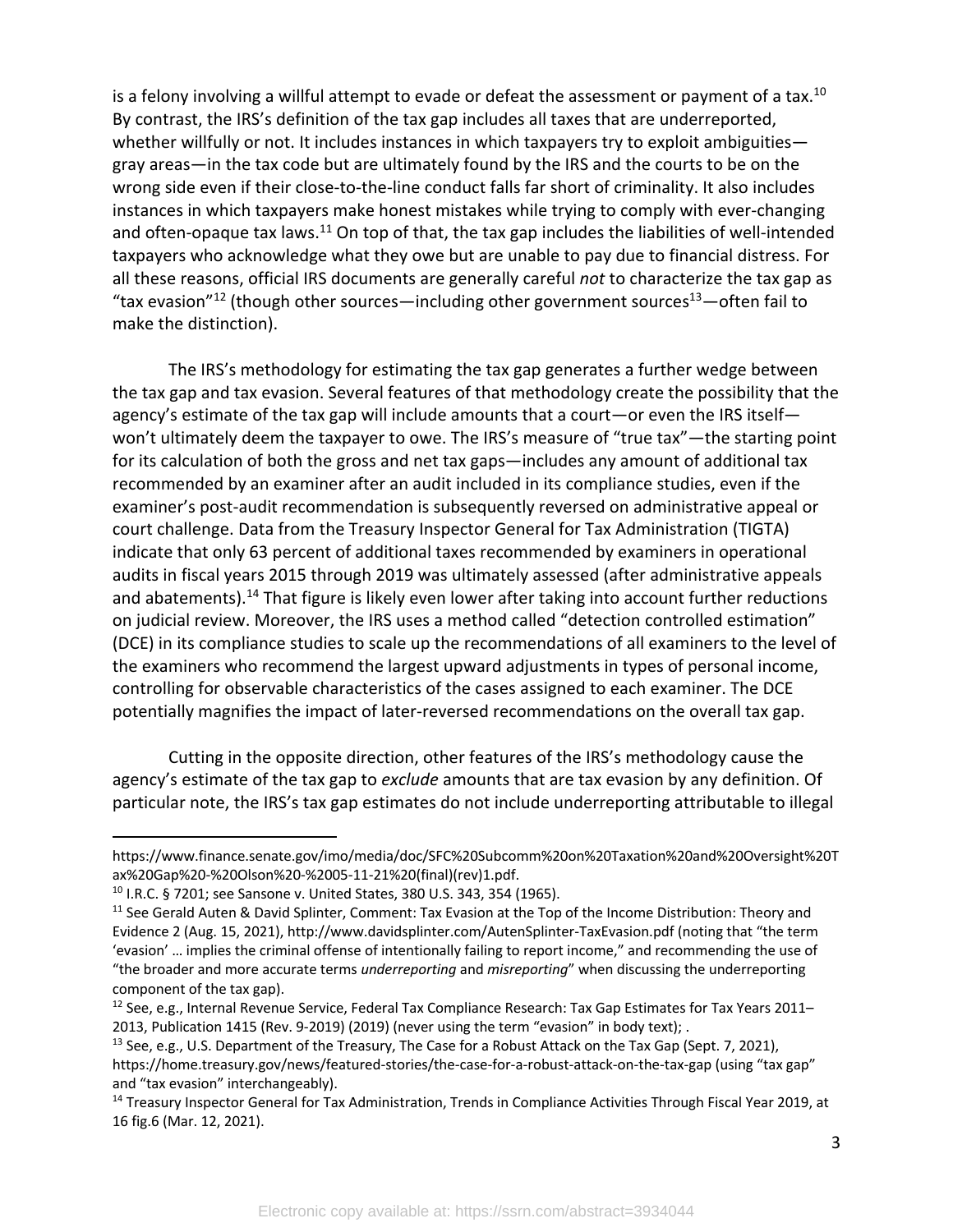is a felony involving a willful attempt to evade or defeat the assessment or payment of a tax.[10] By contrast, the IRS's definition of the tax gap includes all taxes that are underreported, whether willfully or not. It includes instances in which taxpayers try to exploit ambiguities—gray areas—in the tax code but are ultimately found by the IRS and the courts to be on the wrong side even if their close-to-the-line conduct falls far short of criminality. It also includes instances in which taxpayers make honest mistakes while trying to comply with ever-changing and often-opaque tax laws.[11] On top of that, the tax gap includes the liabilities of well-intended taxpayers who acknowledge what they owe but are unable to pay due to financial distress. For all these reasons, official IRS documents are generally careful *not* to characterize the tax gap as "tax evasion"[12] (though other sources—including other government sources[13]—often fail to make the distinction).

The IRS's methodology for estimating the tax gap generates a further wedge between the tax gap and tax evasion. Several features of that methodology create the possibility that the agency's estimate of the tax gap will include amounts that a court—or even the IRS itself—won't ultimately deem the taxpayer to owe. The IRS's measure of "true tax"—the starting point for its calculation of both the gross and net tax gaps—includes any amount of additional tax recommended by an examiner after an audit included in its compliance studies, even if the examiner's post-audit recommendation is subsequently reversed on administrative appeal or court challenge. Data from the Treasury Inspector General for Tax Administration (TIGTA) indicate that only 63 percent of additional taxes recommended by examiners in operational audits in fiscal years 2015 through 2019 was ultimately assessed (after administrative appeals and abatements).[14] That figure is likely even lower after taking into account further reductions on judicial review. Moreover, the IRS uses a method called "detection controlled estimation" (DCE) in its compliance studies to scale up the recommendations of all examiners to the level of the examiners who recommend the largest upward adjustments in types of personal income, controlling for observable characteristics of the cases assigned to each examiner. The DCE potentially magnifies the impact of later-reversed recommendations on the overall tax gap.

Cutting in the opposite direction, other features of the IRS's methodology cause the agency's estimate of the tax gap to *exclude* amounts that are tax evasion by any definition. Of particular note, the IRS's tax gap estimates do not include underreporting attributable to illegal

---

https://www.finance.senate.gov/imo/media/doc/SFC%20Subcomm%20on%20Taxation%20and%20Oversight%20Tax%20Gap%20-%20Olson%20-%2005-11-21%20(final)(rev)1.pdf.

[10] I.R.C. § 7201; see Sansone v. United States, 380 U.S. 343, 354 (1965).

[11] See Gerald Auten & David Splinter, Comment: Tax Evasion at the Top of the Income Distribution: Theory and Evidence 2 (Aug. 15, 2021), http://www.davidsplinter.com/AutenSplinter-TaxEvasion.pdf (noting that "the term 'evasion' … implies the criminal offense of intentionally failing to report income," and recommending the use of "the broader and more accurate terms *underreporting* and *misreporting*" when discussing the underreporting component of the tax gap).

[12] See, e.g., Internal Revenue Service, Federal Tax Compliance Research: Tax Gap Estimates for Tax Years 2011–2013, Publication 1415 (Rev. 9-2019) (2019) (never using the term "evasion" in body text); .

[13] See, e.g., U.S. Department of the Treasury, The Case for a Robust Attack on the Tax Gap (Sept. 7, 2021), https://home.treasury.gov/news/featured-stories/the-case-for-a-robust-attack-on-the-tax-gap (using "tax gap" and "tax evasion" interchangeably).

[14] Treasury Inspector General for Tax Administration, Trends in Compliance Activities Through Fiscal Year 2019, at 16 fig.6 (Mar. 12, 2021).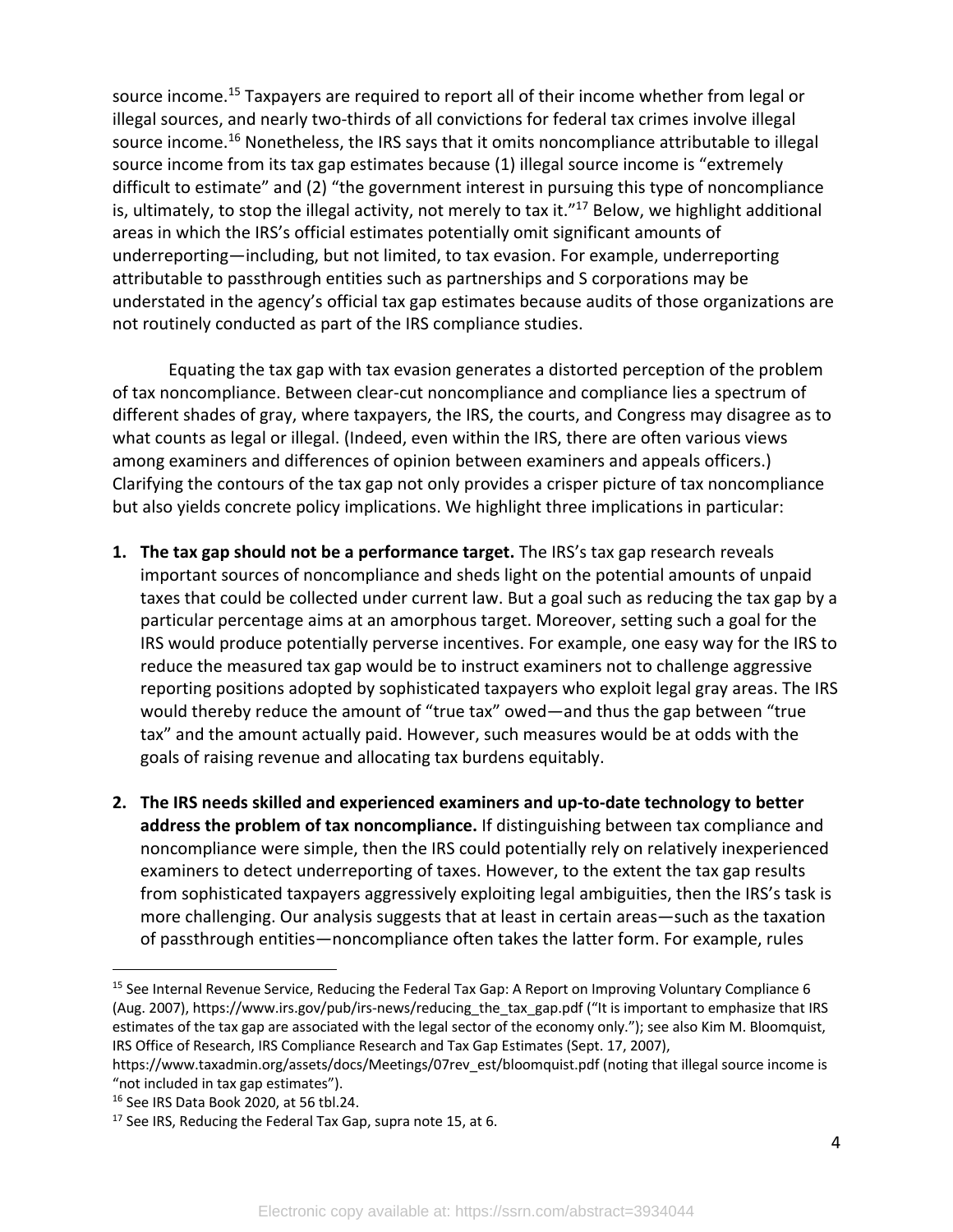source income.[15] Taxpayers are required to report all of their income whether from legal or illegal sources, and nearly two-thirds of all convictions for federal tax crimes involve illegal source income.[16] Nonetheless, the IRS says that it omits noncompliance attributable to illegal source income from its tax gap estimates because (1) illegal source income is "extremely difficult to estimate" and (2) "the government interest in pursuing this type of noncompliance is, ultimately, to stop the illegal activity, not merely to tax it."[17] Below, we highlight additional areas in which the IRS's official estimates potentially omit significant amounts of underreporting—including, but not limited, to tax evasion. For example, underreporting attributable to passthrough entities such as partnerships and S corporations may be understated in the agency's official tax gap estimates because audits of those organizations are not routinely conducted as part of the IRS compliance studies.

Equating the tax gap with tax evasion generates a distorted perception of the problem of tax noncompliance. Between clear-cut noncompliance and compliance lies a spectrum of different shades of gray, where taxpayers, the IRS, the courts, and Congress may disagree as to what counts as legal or illegal. (Indeed, even within the IRS, there are often various views among examiners and differences of opinion between examiners and appeals officers.) Clarifying the contours of the tax gap not only provides a crisper picture of tax noncompliance but also yields concrete policy implications. We highlight three implications in particular:

1. **The tax gap should not be a performance target.** The IRS's tax gap research reveals important sources of noncompliance and sheds light on the potential amounts of unpaid taxes that could be collected under current law. But a goal such as reducing the tax gap by a particular percentage aims at an amorphous target. Moreover, setting such a goal for the IRS would produce potentially perverse incentives. For example, one easy way for the IRS to reduce the measured tax gap would be to instruct examiners not to challenge aggressive reporting positions adopted by sophisticated taxpayers who exploit legal gray areas. The IRS would thereby reduce the amount of "true tax" owed—and thus the gap between "true tax" and the amount actually paid. However, such measures would be at odds with the goals of raising revenue and allocating tax burdens equitably.

2. **The IRS needs skilled and experienced examiners and up-to-date technology to better address the problem of tax noncompliance.** If distinguishing between tax compliance and noncompliance were simple, then the IRS could potentially rely on relatively inexperienced examiners to detect underreporting of taxes. However, to the extent the tax gap results from sophisticated taxpayers aggressively exploiting legal ambiguities, then the IRS's task is more challenging. Our analysis suggests that at least in certain areas—such as the taxation of passthrough entities—noncompliance often takes the latter form. For example, rules

---

[15] See Internal Revenue Service, Reducing the Federal Tax Gap: A Report on Improving Voluntary Compliance 6 (Aug. 2007), https://www.irs.gov/pub/irs-news/reducing_the_tax_gap.pdf ("It is important to emphasize that IRS estimates of the tax gap are associated with the legal sector of the economy only."); see also Kim M. Bloomquist, IRS Office of Research, IRS Compliance Research and Tax Gap Estimates (Sept. 17, 2007), https://www.taxadmin.org/assets/docs/Meetings/07rev_est/bloomquist.pdf (noting that illegal source income is "not included in tax gap estimates").

[16] See IRS Data Book 2020, at 56 tbl.24.

[17] See IRS, Reducing the Federal Tax Gap, supra note 15, at 6.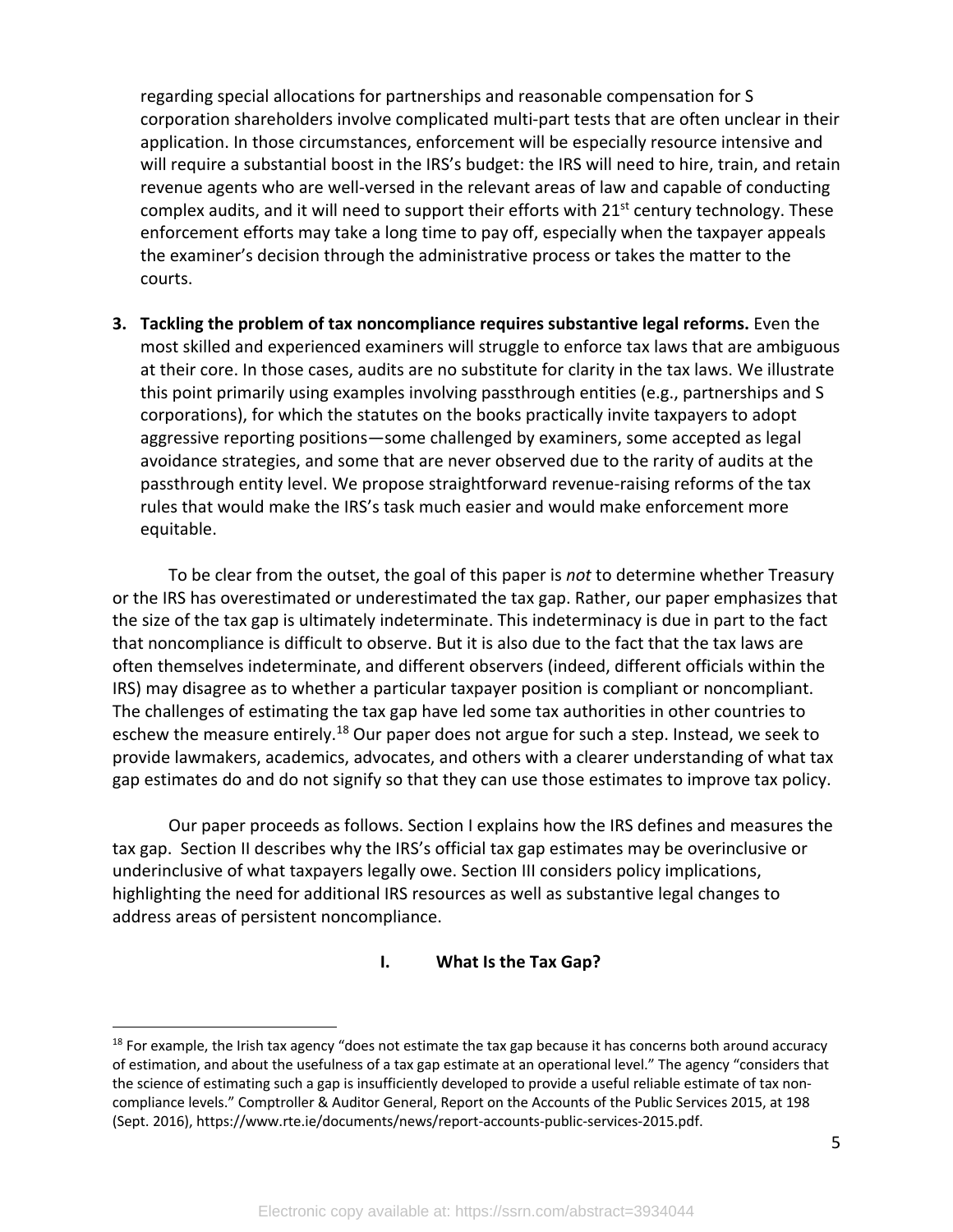regarding special allocations for partnerships and reasonable compensation for S corporation shareholders involve complicated multi-part tests that are often unclear in their application. In those circumstances, enforcement will be especially resource intensive and will require a substantial boost in the IRS's budget: the IRS will need to hire, train, and retain revenue agents who are well-versed in the relevant areas of law and capable of conducting complex audits, and it will need to support their efforts with 21st century technology. These enforcement efforts may take a long time to pay off, especially when the taxpayer appeals the examiner's decision through the administrative process or takes the matter to the courts.

3. **Tackling the problem of tax noncompliance requires substantive legal reforms.** Even the most skilled and experienced examiners will struggle to enforce tax laws that are ambiguous at their core. In those cases, audits are no substitute for clarity in the tax laws. We illustrate this point primarily using examples involving passthrough entities (e.g., partnerships and S corporations), for which the statutes on the books practically invite taxpayers to adopt aggressive reporting positions—some challenged by examiners, some accepted as legal avoidance strategies, and some that are never observed due to the rarity of audits at the passthrough entity level. We propose straightforward revenue-raising reforms of the tax rules that would make the IRS's task much easier and would make enforcement more equitable.

To be clear from the outset, the goal of this paper is *not* to determine whether Treasury or the IRS has overestimated or underestimated the tax gap. Rather, our paper emphasizes that the size of the tax gap is ultimately indeterminate. This indeterminacy is due in part to the fact that noncompliance is difficult to observe. But it is also due to the fact that the tax laws are often themselves indeterminate, and different observers (indeed, different officials within the IRS) may disagree as to whether a particular taxpayer position is compliant or noncompliant. The challenges of estimating the tax gap have led some tax authorities in other countries to eschew the measure entirely.[18] Our paper does not argue for such a step. Instead, we seek to provide lawmakers, academics, advocates, and others with a clearer understanding of what tax gap estimates do and do not signify so that they can use those estimates to improve tax policy.

Our paper proceeds as follows. Section I explains how the IRS defines and measures the tax gap. Section II describes why the IRS's official tax gap estimates may be overinclusive or underinclusive of what taxpayers legally owe. Section III considers policy implications, highlighting the need for additional IRS resources as well as substantive legal changes to address areas of persistent noncompliance.

## I. What Is the Tax Gap?

[18] For example, the Irish tax agency "does not estimate the tax gap because it has concerns both around accuracy of estimation, and about the usefulness of a tax gap estimate at an operational level." The agency "considers that the science of estimating such a gap is insufficiently developed to provide a useful reliable estimate of tax non-compliance levels." Comptroller & Auditor General, Report on the Accounts of the Public Services 2015, at 198 (Sept. 2016), https://www.rte.ie/documents/news/report-accounts-public-services-2015.pdf.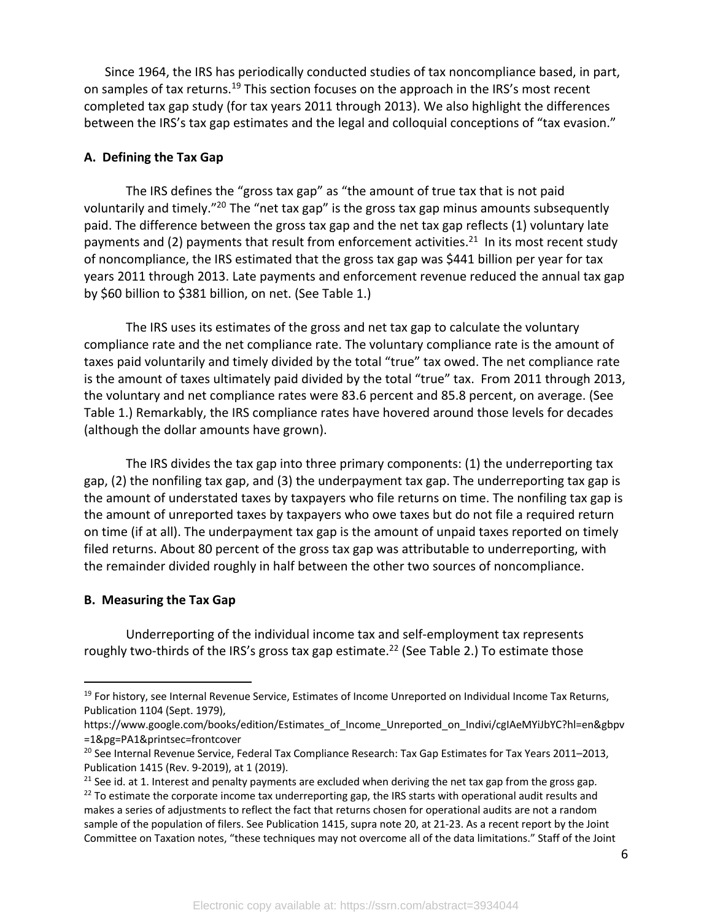Since 1964, the IRS has periodically conducted studies of tax noncompliance based, in part, on samples of tax returns.[19] This section focuses on the approach in the IRS's most recent completed tax gap study (for tax years 2011 through 2013). We also highlight the differences between the IRS's tax gap estimates and the legal and colloquial conceptions of "tax evasion."

### A. Defining the Tax Gap

The IRS defines the "gross tax gap" as "the amount of true tax that is not paid voluntarily and timely."[20] The "net tax gap" is the gross tax gap minus amounts subsequently paid. The difference between the gross tax gap and the net tax gap reflects (1) voluntary late payments and (2) payments that result from enforcement activities.[21] In its most recent study of noncompliance, the IRS estimated that the gross tax gap was $441 billion per year for tax years 2011 through 2013. Late payments and enforcement revenue reduced the annual tax gap by $60 billion to $381 billion, on net. (See Table 1.)

The IRS uses its estimates of the gross and net tax gap to calculate the voluntary compliance rate and the net compliance rate. The voluntary compliance rate is the amount of taxes paid voluntarily and timely divided by the total "true" tax owed. The net compliance rate is the amount of taxes ultimately paid divided by the total "true" tax. From 2011 through 2013, the voluntary and net compliance rates were 83.6 percent and 85.8 percent, on average. (See Table 1.) Remarkably, the IRS compliance rates have hovered around those levels for decades (although the dollar amounts have grown).

The IRS divides the tax gap into three primary components: (1) the underreporting tax gap, (2) the nonfiling tax gap, and (3) the underpayment tax gap. The underreporting tax gap is the amount of understated taxes by taxpayers who file returns on time. The nonfiling tax gap is the amount of unreported taxes by taxpayers who owe taxes but do not file a required return on time (if at all). The underpayment tax gap is the amount of unpaid taxes reported on timely filed returns. About 80 percent of the gross tax gap was attributable to underreporting, with the remainder divided roughly in half between the other two sources of noncompliance.

### B. Measuring the Tax Gap

Underreporting of the individual income tax and self-employment tax represents roughly two-thirds of the IRS's gross tax gap estimate.[22] (See Table 2.) To estimate those

---

[19] For history, see Internal Revenue Service, Estimates of Income Unreported on Individual Income Tax Returns, Publication 1104 (Sept. 1979), https://www.google.com/books/edition/Estimates_of_Income_Unreported_on_Indivi/cgIAeMYiJbYC?hl=en&gbpv=1&pg=PA1&printsec=frontcover

[20] See Internal Revenue Service, Federal Tax Compliance Research: Tax Gap Estimates for Tax Years 2011–2013, Publication 1415 (Rev. 9-2019), at 1 (2019).

[21] See id. at 1. Interest and penalty payments are excluded when deriving the net tax gap from the gross gap.

[22] To estimate the corporate income tax underreporting gap, the IRS starts with operational audit results and makes a series of adjustments to reflect the fact that returns chosen for operational audits are not a random sample of the population of filers. See Publication 1415, supra note 20, at 21-23. As a recent report by the Joint Committee on Taxation notes, "these techniques may not overcome all of the data limitations." Staff of the Joint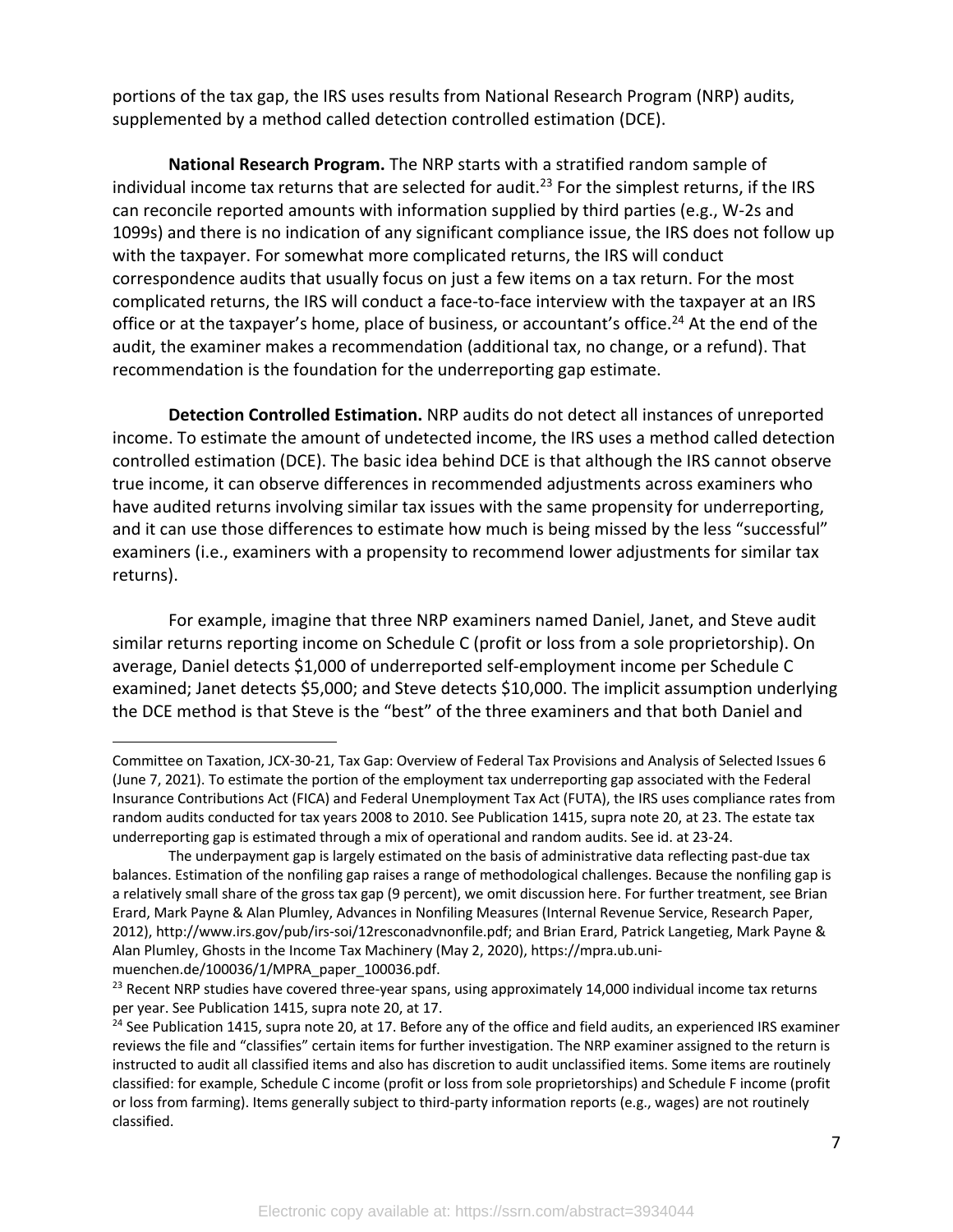portions of the tax gap, the IRS uses results from National Research Program (NRP) audits, supplemented by a method called detection controlled estimation (DCE).

**National Research Program.** The NRP starts with a stratified random sample of individual income tax returns that are selected for audit.[23] For the simplest returns, if the IRS can reconcile reported amounts with information supplied by third parties (e.g., W-2s and 1099s) and there is no indication of any significant compliance issue, the IRS does not follow up with the taxpayer. For somewhat more complicated returns, the IRS will conduct correspondence audits that usually focus on just a few items on a tax return. For the most complicated returns, the IRS will conduct a face-to-face interview with the taxpayer at an IRS office or at the taxpayer's home, place of business, or accountant's office.[24] At the end of the audit, the examiner makes a recommendation (additional tax, no change, or a refund). That recommendation is the foundation for the underreporting gap estimate.

**Detection Controlled Estimation.** NRP audits do not detect all instances of unreported income. To estimate the amount of undetected income, the IRS uses a method called detection controlled estimation (DCE). The basic idea behind DCE is that although the IRS cannot observe true income, it can observe differences in recommended adjustments across examiners who have audited returns involving similar tax issues with the same propensity for underreporting, and it can use those differences to estimate how much is being missed by the less "successful" examiners (i.e., examiners with a propensity to recommend lower adjustments for similar tax returns).

For example, imagine that three NRP examiners named Daniel, Janet, and Steve audit similar returns reporting income on Schedule C (profit or loss from a sole proprietorship). On average, Daniel detects $1,000 of underreported self-employment income per Schedule C examined; Janet detects $5,000; and Steve detects $10,000. The implicit assumption underlying the DCE method is that Steve is the "best" of the three examiners and that both Daniel and

---

Committee on Taxation, JCX-30-21, Tax Gap: Overview of Federal Tax Provisions and Analysis of Selected Issues 6 (June 7, 2021). To estimate the portion of the employment tax underreporting gap associated with the Federal Insurance Contributions Act (FICA) and Federal Unemployment Tax Act (FUTA), the IRS uses compliance rates from random audits conducted for tax years 2008 to 2010. See Publication 1415, supra note 20, at 23. The estate tax underreporting gap is estimated through a mix of operational and random audits. See id. at 23-24.

The underpayment gap is largely estimated on the basis of administrative data reflecting past-due tax balances. Estimation of the nonfiling gap raises a range of methodological challenges. Because the nonfiling gap is a relatively small share of the gross tax gap (9 percent), we omit discussion here. For further treatment, see Brian Erard, Mark Payne & Alan Plumley, Advances in Nonfiling Measures (Internal Revenue Service, Research Paper, 2012), http://www.irs.gov/pub/irs-soi/12resconadvnonfile.pdf; and Brian Erard, Patrick Langetieg, Mark Payne & Alan Plumley, Ghosts in the Income Tax Machinery (May 2, 2020), https://mpra.ub.uni-muenchen.de/100036/1/MPRA_paper_100036.pdf.

[23] Recent NRP studies have covered three-year spans, using approximately 14,000 individual income tax returns per year. See Publication 1415, supra note 20, at 17.

[24] See Publication 1415, supra note 20, at 17. Before any of the office and field audits, an experienced IRS examiner reviews the file and "classifies" certain items for further investigation. The NRP examiner assigned to the return is instructed to audit all classified items and also has discretion to audit unclassified items. Some items are routinely classified: for example, Schedule C income (profit or loss from sole proprietorships) and Schedule F income (profit or loss from farming). Items generally subject to third-party information reports (e.g., wages) are not routinely classified.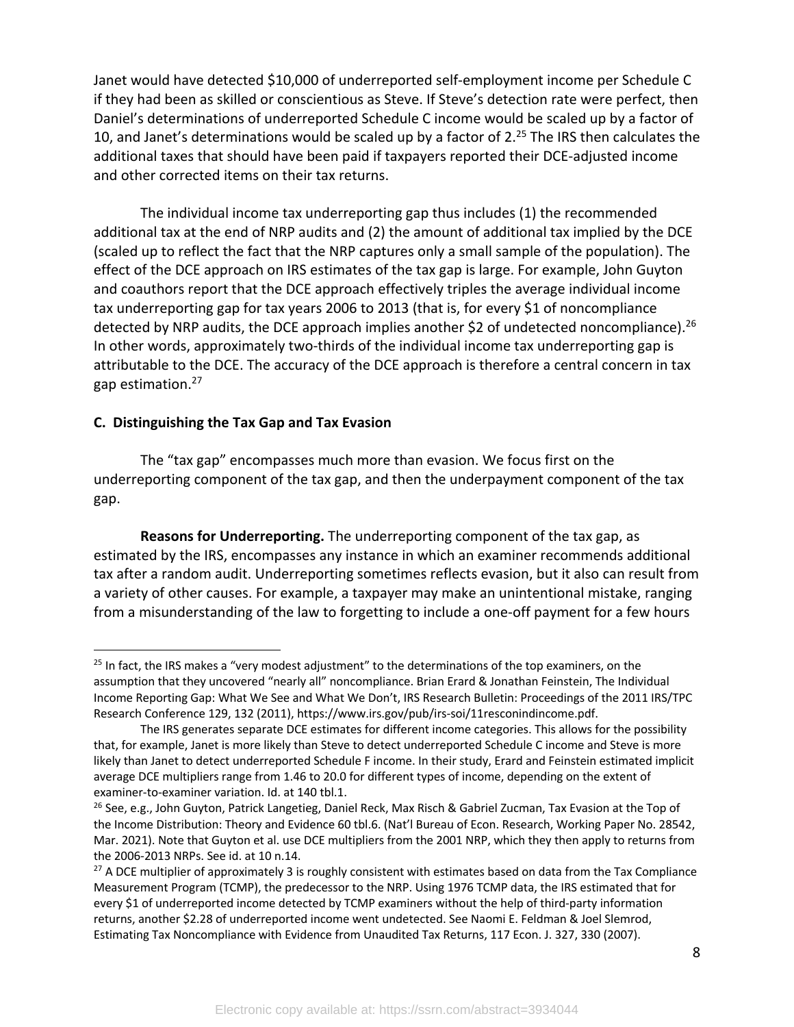Janet would have detected $10,000 of underreported self-employment income per Schedule C if they had been as skilled or conscientious as Steve. If Steve's detection rate were perfect, then Daniel's determinations of underreported Schedule C income would be scaled up by a factor of 10, and Janet's determinations would be scaled up by a factor of 2.[25] The IRS then calculates the additional taxes that should have been paid if taxpayers reported their DCE-adjusted income and other corrected items on their tax returns.

The individual income tax underreporting gap thus includes (1) the recommended additional tax at the end of NRP audits and (2) the amount of additional tax implied by the DCE (scaled up to reflect the fact that the NRP captures only a small sample of the population). The effect of the DCE approach on IRS estimates of the tax gap is large. For example, John Guyton and coauthors report that the DCE approach effectively triples the average individual income tax underreporting gap for tax years 2006 to 2013 (that is, for every $1 of noncompliance detected by NRP audits, the DCE approach implies another $2 of undetected noncompliance).[26] In other words, approximately two-thirds of the individual income tax underreporting gap is attributable to the DCE. The accuracy of the DCE approach is therefore a central concern in tax gap estimation.[27]

### C. Distinguishing the Tax Gap and Tax Evasion

The "tax gap" encompasses much more than evasion. We focus first on the underreporting component of the tax gap, and then the underpayment component of the tax gap.

**Reasons for Underreporting.** The underreporting component of the tax gap, as estimated by the IRS, encompasses any instance in which an examiner recommends additional tax after a random audit. Underreporting sometimes reflects evasion, but it also can result from a variety of other causes. For example, a taxpayer may make an unintentional mistake, ranging from a misunderstanding of the law to forgetting to include a one-off payment for a few hours

---

[25] In fact, the IRS makes a "very modest adjustment" to the determinations of the top examiners, on the assumption that they uncovered "nearly all" noncompliance. Brian Erard & Jonathan Feinstein, The Individual Income Reporting Gap: What We See and What We Don't, IRS Research Bulletin: Proceedings of the 2011 IRS/TPC Research Conference 129, 132 (2011), https://www.irs.gov/pub/irs-soi/11resconindincome.pdf.

The IRS generates separate DCE estimates for different income categories. This allows for the possibility that, for example, Janet is more likely than Steve to detect underreported Schedule C income and Steve is more likely than Janet to detect underreported Schedule F income. In their study, Erard and Feinstein estimated implicit average DCE multipliers range from 1.46 to 20.0 for different types of income, depending on the extent of examiner-to-examiner variation. Id. at 140 tbl.1.

[26] See, e.g., John Guyton, Patrick Langetieg, Daniel Reck, Max Risch & Gabriel Zucman, Tax Evasion at the Top of the Income Distribution: Theory and Evidence 60 tbl.6. (Nat'l Bureau of Econ. Research, Working Paper No. 28542, Mar. 2021). Note that Guyton et al. use DCE multipliers from the 2001 NRP, which they then apply to returns from the 2006-2013 NRPs. See id. at 10 n.14.

[27] A DCE multiplier of approximately 3 is roughly consistent with estimates based on data from the Tax Compliance Measurement Program (TCMP), the predecessor to the NRP. Using 1976 TCMP data, the IRS estimated that for every $1 of underreported income detected by TCMP examiners without the help of third-party information returns, another $2.28 of underreported income went undetected. See Naomi E. Feldman & Joel Slemrod, Estimating Tax Noncompliance with Evidence from Unaudited Tax Returns, 117 Econ. J. 327, 330 (2007).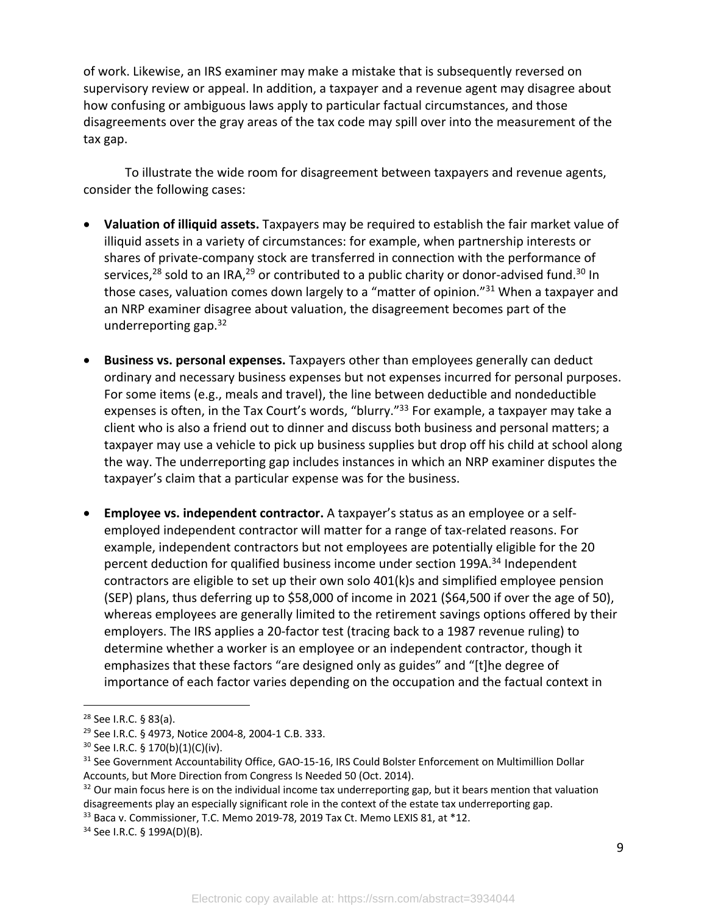of work. Likewise, an IRS examiner may make a mistake that is subsequently reversed on supervisory review or appeal. In addition, a taxpayer and a revenue agent may disagree about how confusing or ambiguous laws apply to particular factual circumstances, and those disagreements over the gray areas of the tax code may spill over into the measurement of the tax gap.

To illustrate the wide room for disagreement between taxpayers and revenue agents, consider the following cases:

- **Valuation of illiquid assets.** Taxpayers may be required to establish the fair market value of illiquid assets in a variety of circumstances: for example, when partnership interests or shares of private-company stock are transferred in connection with the performance of services,[28] sold to an IRA,[29] or contributed to a public charity or donor-advised fund.[30] In those cases, valuation comes down largely to a "matter of opinion."[31] When a taxpayer and an NRP examiner disagree about valuation, the disagreement becomes part of the underreporting gap.[32]

- **Business vs. personal expenses.** Taxpayers other than employees generally can deduct ordinary and necessary business expenses but not expenses incurred for personal purposes. For some items (e.g., meals and travel), the line between deductible and nondeductible expenses is often, in the Tax Court's words, "blurry."[33] For example, a taxpayer may take a client who is also a friend out to dinner and discuss both business and personal matters; a taxpayer may use a vehicle to pick up business supplies but drop off his child at school along the way. The underreporting gap includes instances in which an NRP examiner disputes the taxpayer's claim that a particular expense was for the business.

- **Employee vs. independent contractor.** A taxpayer's status as an employee or a self-employed independent contractor will matter for a range of tax-related reasons. For example, independent contractors but not employees are potentially eligible for the 20 percent deduction for qualified business income under section 199A.[34] Independent contractors are eligible to set up their own solo 401(k)s and simplified employee pension (SEP) plans, thus deferring up to $58,000 of income in 2021 ($64,500 if over the age of 50), whereas employees are generally limited to the retirement savings options offered by their employers. The IRS applies a 20-factor test (tracing back to a 1987 revenue ruling) to determine whether a worker is an employee or an independent contractor, though it emphasizes that these factors "are designed only as guides" and "[t]he degree of importance of each factor varies depending on the occupation and the factual context in

---

[28] See I.R.C. § 83(a).

[29] See I.R.C. § 4973, Notice 2004-8, 2004-1 C.B. 333.

[30] See I.R.C. § 170(b)(1)(C)(iv).

[31] See Government Accountability Office, GAO-15-16, IRS Could Bolster Enforcement on Multimillion Dollar Accounts, but More Direction from Congress Is Needed 50 (Oct. 2014).

[32] Our main focus here is on the individual income tax underreporting gap, but it bears mention that valuation disagreements play an especially significant role in the context of the estate tax underreporting gap.

[33] Baca v. Commissioner, T.C. Memo 2019-78, 2019 Tax Ct. Memo LEXIS 81, at *12.

[34] See I.R.C. § 199A(D)(B).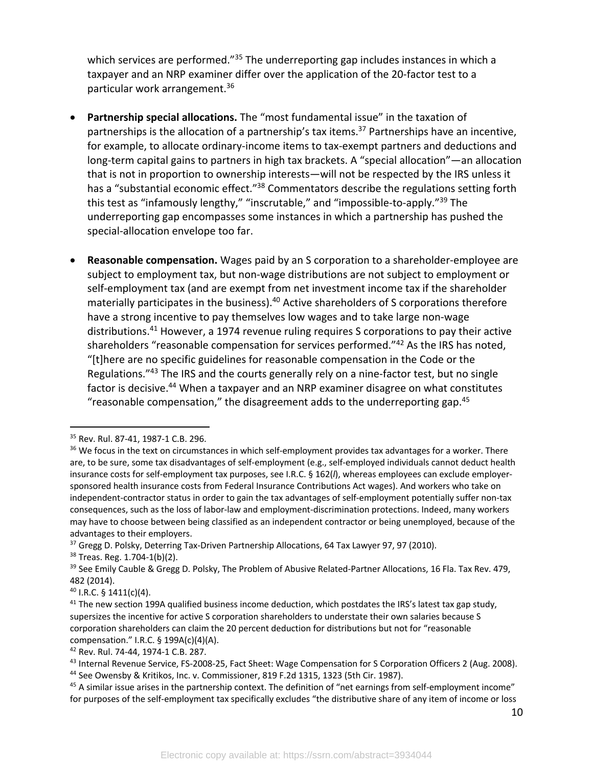which services are performed."[35] The underreporting gap includes instances in which a taxpayer and an NRP examiner differ over the application of the 20-factor test to a particular work arrangement.[36]

- **Partnership special allocations.** The "most fundamental issue" in the taxation of partnerships is the allocation of a partnership's tax items.[37] Partnerships have an incentive, for example, to allocate ordinary-income items to tax-exempt partners and deductions and long-term capital gains to partners in high tax brackets. A "special allocation"—an allocation that is not in proportion to ownership interests—will not be respected by the IRS unless it has a "substantial economic effect."[38] Commentators describe the regulations setting forth this test as "infamously lengthy," "inscrutable," and "impossible-to-apply."[39] The underreporting gap encompasses some instances in which a partnership has pushed the special-allocation envelope too far.

- **Reasonable compensation.** Wages paid by an S corporation to a shareholder-employee are subject to employment tax, but non-wage distributions are not subject to employment or self-employment tax (and are exempt from net investment income tax if the shareholder materially participates in the business).[40] Active shareholders of S corporations therefore have a strong incentive to pay themselves low wages and to take large non-wage distributions.[41] However, a 1974 revenue ruling requires S corporations to pay their active shareholders "reasonable compensation for services performed."[42] As the IRS has noted, "[t]here are no specific guidelines for reasonable compensation in the Code or the Regulations."[43] The IRS and the courts generally rely on a nine-factor test, but no single factor is decisive.[44] When a taxpayer and an NRP examiner disagree on what constitutes "reasonable compensation," the disagreement adds to the underreporting gap.[45]

---

[35] Rev. Rul. 87-41, 1987-1 C.B. 296.

[36] We focus in the text on circumstances in which self-employment provides tax advantages for a worker. There are, to be sure, some tax disadvantages of self-employment (e.g., self-employed individuals cannot deduct health insurance costs for self-employment tax purposes, see I.R.C. § 162(*l*), whereas employees can exclude employer-sponsored health insurance costs from Federal Insurance Contributions Act wages). And workers who take on independent-contractor status in order to gain the tax advantages of self-employment potentially suffer non-tax consequences, such as the loss of labor-law and employment-discrimination protections. Indeed, many workers may have to choose between being classified as an independent contractor or being unemployed, because of the advantages to their employers.

[37] Gregg D. Polsky, Deterring Tax-Driven Partnership Allocations, 64 Tax Lawyer 97, 97 (2010).

[38] Treas. Reg. 1.704-1(b)(2).

[39] See Emily Cauble & Gregg D. Polsky, The Problem of Abusive Related-Partner Allocations, 16 Fla. Tax Rev. 479, 482 (2014).

[40] I.R.C. § 1411(c)(4).

[41] The new section 199A qualified business income deduction, which postdates the IRS's latest tax gap study, supersizes the incentive for active S corporation shareholders to understate their own salaries because S corporation shareholders can claim the 20 percent deduction for distributions but not for "reasonable compensation." I.R.C. § 199A(c)(4)(A).

[42] Rev. Rul. 74-44, 1974-1 C.B. 287.

[43] Internal Revenue Service, FS-2008-25, Fact Sheet: Wage Compensation for S Corporation Officers 2 (Aug. 2008).

[44] See Owensby & Kritikos, Inc. v. Commissioner, 819 F.2d 1315, 1323 (5th Cir. 1987).

[45] A similar issue arises in the partnership context. The definition of "net earnings from self-employment income" for purposes of the self-employment tax specifically excludes "the distributive share of any item of income or loss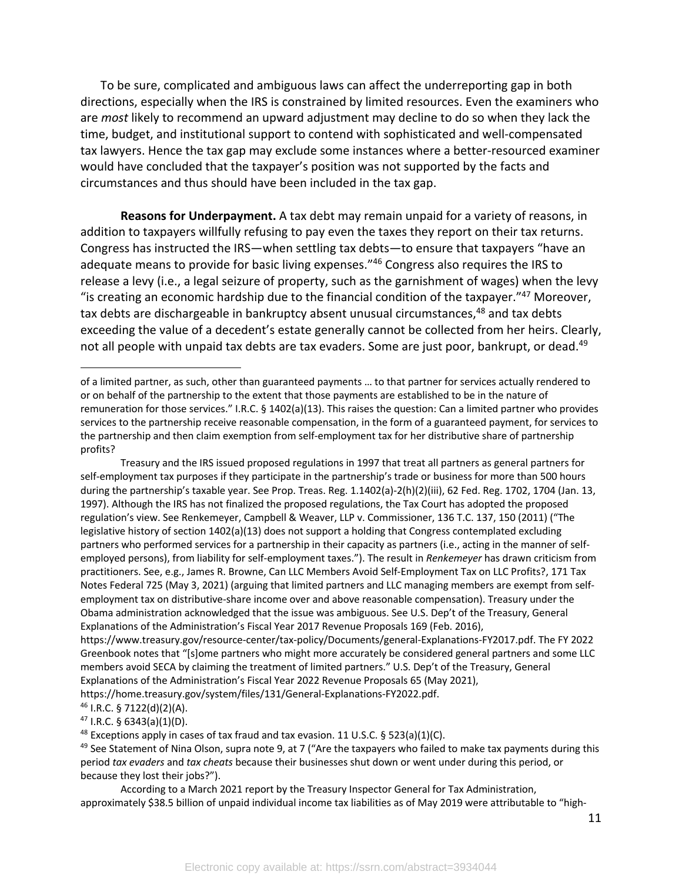To be sure, complicated and ambiguous laws can affect the underreporting gap in both directions, especially when the IRS is constrained by limited resources. Even the examiners who are *most* likely to recommend an upward adjustment may decline to do so when they lack the time, budget, and institutional support to contend with sophisticated and well-compensated tax lawyers. Hence the tax gap may exclude some instances where a better-resourced examiner would have concluded that the taxpayer's position was not supported by the facts and circumstances and thus should have been included in the tax gap.

**Reasons for Underpayment.** A tax debt may remain unpaid for a variety of reasons, in addition to taxpayers willfully refusing to pay even the taxes they report on their tax returns. Congress has instructed the IRS—when settling tax debts—to ensure that taxpayers "have an adequate means to provide for basic living expenses."[46] Congress also requires the IRS to release a levy (i.e., a legal seizure of property, such as the garnishment of wages) when the levy "is creating an economic hardship due to the financial condition of the taxpayer."[47] Moreover, tax debts are dischargeable in bankruptcy absent unusual circumstances,[48] and tax debts exceeding the value of a decedent's estate generally cannot be collected from her heirs. Clearly, not all people with unpaid tax debts are tax evaders. Some are just poor, bankrupt, or dead.[49]

---

of a limited partner, as such, other than guaranteed payments … to that partner for services actually rendered to or on behalf of the partnership to the extent that those payments are established to be in the nature of remuneration for those services." I.R.C. § 1402(a)(13). This raises the question: Can a limited partner who provides services to the partnership receive reasonable compensation, in the form of a guaranteed payment, for services to the partnership and then claim exemption from self-employment tax for her distributive share of partnership profits?

Treasury and the IRS issued proposed regulations in 1997 that treat all partners as general partners for self-employment tax purposes if they participate in the partnership's trade or business for more than 500 hours during the partnership's taxable year. See Prop. Treas. Reg. 1.1402(a)-2(h)(2)(iii), 62 Fed. Reg. 1702, 1704 (Jan. 13, 1997). Although the IRS has not finalized the proposed regulations, the Tax Court has adopted the proposed regulation's view. See Renkemeyer, Campbell & Weaver, LLP v. Commissioner, 136 T.C. 137, 150 (2011) ("The legislative history of section 1402(a)(13) does not support a holding that Congress contemplated excluding partners who performed services for a partnership in their capacity as partners (i.e., acting in the manner of self-employed persons), from liability for self-employment taxes."). The result in *Renkemeyer* has drawn criticism from practitioners. See, e.g., James R. Browne, Can LLC Members Avoid Self-Employment Tax on LLC Profits?, 171 Tax Notes Federal 725 (May 3, 2021) (arguing that limited partners and LLC managing members are exempt from self-employment tax on distributive-share income over and above reasonable compensation). Treasury under the Obama administration acknowledged that the issue was ambiguous. See U.S. Dep't of the Treasury, General Explanations of the Administration's Fiscal Year 2017 Revenue Proposals 169 (Feb. 2016), https://www.treasury.gov/resource-center/tax-policy/Documents/general-Explanations-FY2017.pdf. The FY 2022 Greenbook notes that "[s]ome partners who might more accurately be considered general partners and some LLC members avoid SECA by claiming the treatment of limited partners." U.S. Dep't of the Treasury, General Explanations of the Administration's Fiscal Year 2022 Revenue Proposals 65 (May 2021), https://home.treasury.gov/system/files/131/General-Explanations-FY2022.pdf.

[46] I.R.C. § 7122(d)(2)(A).

[47] I.R.C. § 6343(a)(1)(D).

[48] Exceptions apply in cases of tax fraud and tax evasion. 11 U.S.C. § 523(a)(1)(C).

[49] See Statement of Nina Olson, supra note 9, at 7 ("Are the taxpayers who failed to make tax payments during this period *tax evaders* and *tax cheats* because their businesses shut down or went under during this period, or because they lost their jobs?").

According to a March 2021 report by the Treasury Inspector General for Tax Administration, approximately $38.5 billion of unpaid individual income tax liabilities as of May 2019 were attributable to "high-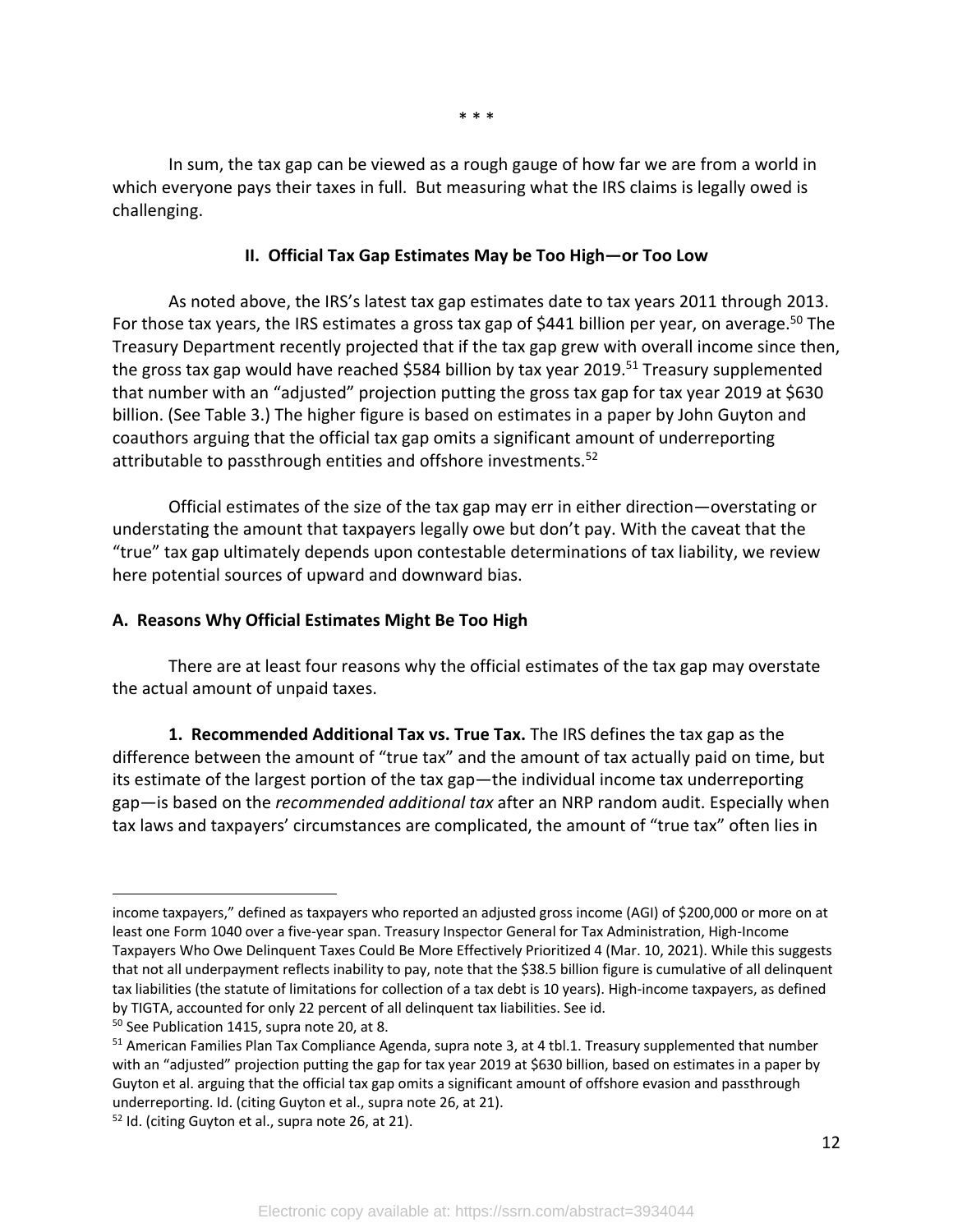\* \* \*

In sum, the tax gap can be viewed as a rough gauge of how far we are from a world in which everyone pays their taxes in full. But measuring what the IRS claims is legally owed is challenging.

## II. Official Tax Gap Estimates May be Too High—or Too Low

As noted above, the IRS's latest tax gap estimates date to tax years 2011 through 2013. For those tax years, the IRS estimates a gross tax gap of $441 billion per year, on average.[50] The Treasury Department recently projected that if the tax gap grew with overall income since then, the gross tax gap would have reached $584 billion by tax year 2019.[51] Treasury supplemented that number with an "adjusted" projection putting the gross tax gap for tax year 2019 at $630 billion. (See Table 3.) The higher figure is based on estimates in a paper by John Guyton and coauthors arguing that the official tax gap omits a significant amount of underreporting attributable to passthrough entities and offshore investments.[52]

Official estimates of the size of the tax gap may err in either direction—overstating or understating the amount that taxpayers legally owe but don't pay. With the caveat that the "true" tax gap ultimately depends upon contestable determinations of tax liability, we review here potential sources of upward and downward bias.

### A. Reasons Why Official Estimates Might Be Too High

There are at least four reasons why the official estimates of the tax gap may overstate the actual amount of unpaid taxes.

**1. Recommended Additional Tax vs. True Tax.** The IRS defines the tax gap as the difference between the amount of "true tax" and the amount of tax actually paid on time, but its estimate of the largest portion of the tax gap—the individual income tax underreporting gap—is based on the *recommended additional tax* after an NRP random audit. Especially when tax laws and taxpayers' circumstances are complicated, the amount of "true tax" often lies in

---

income taxpayers," defined as taxpayers who reported an adjusted gross income (AGI) of $200,000 or more on at least one Form 1040 over a five-year span. Treasury Inspector General for Tax Administration, High-Income Taxpayers Who Owe Delinquent Taxes Could Be More Effectively Prioritized 4 (Mar. 10, 2021). While this suggests that not all underpayment reflects inability to pay, note that the $38.5 billion figure is cumulative of all delinquent tax liabilities (the statute of limitations for collection of a tax debt is 10 years). High-income taxpayers, as defined by TIGTA, accounted for only 22 percent of all delinquent tax liabilities. See id.

[50] See Publication 1415, supra note 20, at 8.

[51] American Families Plan Tax Compliance Agenda, supra note 3, at 4 tbl.1. Treasury supplemented that number with an "adjusted" projection putting the gap for tax year 2019 at $630 billion, based on estimates in a paper by Guyton et al. arguing that the official tax gap omits a significant amount of offshore evasion and passthrough underreporting. Id. (citing Guyton et al., supra note 26, at 21).

[52] Id. (citing Guyton et al., supra note 26, at 21).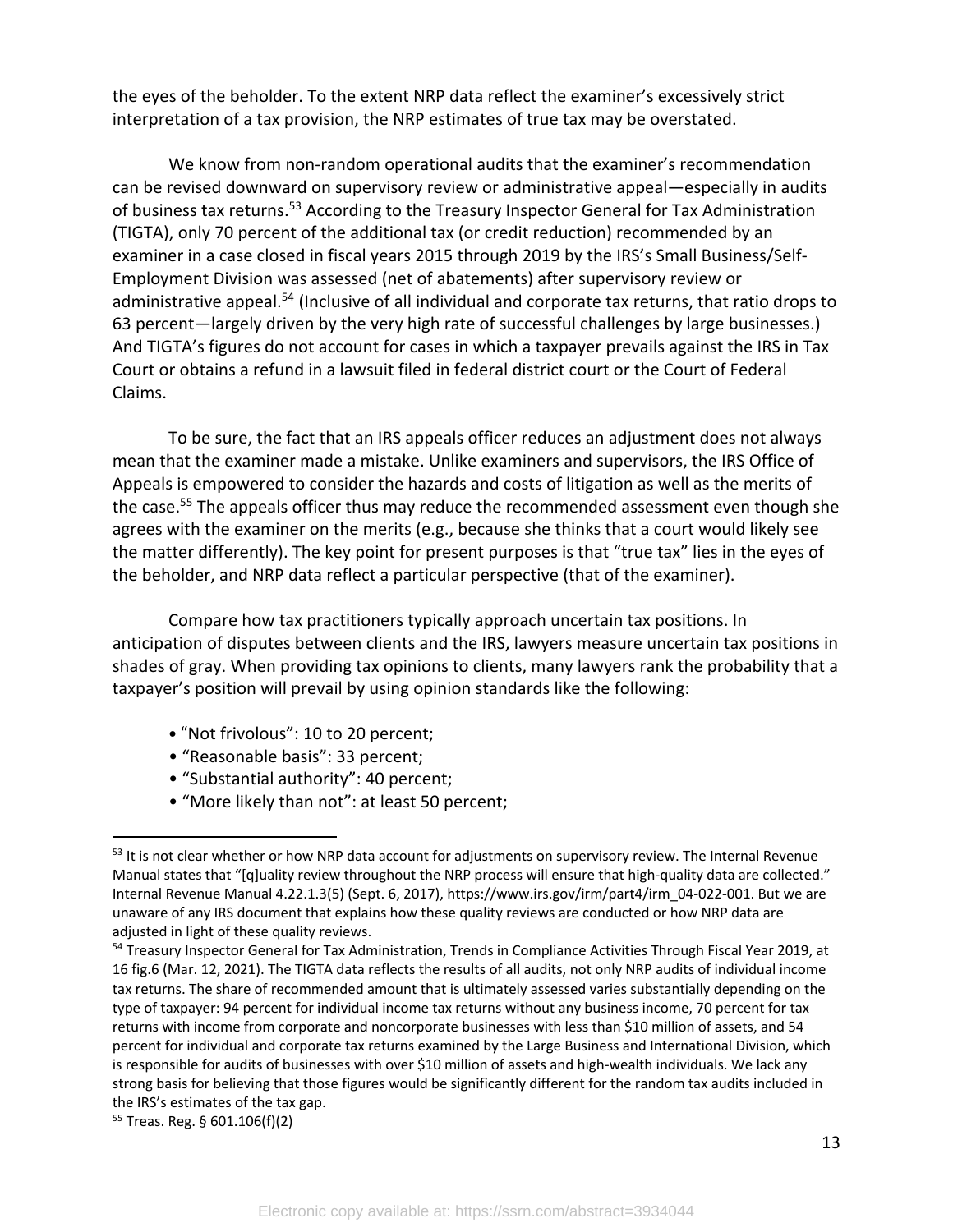the eyes of the beholder. To the extent NRP data reflect the examiner's excessively strict interpretation of a tax provision, the NRP estimates of true tax may be overstated.

We know from non-random operational audits that the examiner's recommendation can be revised downward on supervisory review or administrative appeal—especially in audits of business tax returns.[53] According to the Treasury Inspector General for Tax Administration (TIGTA), only 70 percent of the additional tax (or credit reduction) recommended by an examiner in a case closed in fiscal years 2015 through 2019 by the IRS's Small Business/Self-Employment Division was assessed (net of abatements) after supervisory review or administrative appeal.[54] (Inclusive of all individual and corporate tax returns, that ratio drops to 63 percent—largely driven by the very high rate of successful challenges by large businesses.) And TIGTA's figures do not account for cases in which a taxpayer prevails against the IRS in Tax Court or obtains a refund in a lawsuit filed in federal district court or the Court of Federal Claims.

To be sure, the fact that an IRS appeals officer reduces an adjustment does not always mean that the examiner made a mistake. Unlike examiners and supervisors, the IRS Office of Appeals is empowered to consider the hazards and costs of litigation as well as the merits of the case.[55] The appeals officer thus may reduce the recommended assessment even though she agrees with the examiner on the merits (e.g., because she thinks that a court would likely see the matter differently). The key point for present purposes is that "true tax" lies in the eyes of the beholder, and NRP data reflect a particular perspective (that of the examiner).

Compare how tax practitioners typically approach uncertain tax positions. In anticipation of disputes between clients and the IRS, lawyers measure uncertain tax positions in shades of gray. When providing tax opinions to clients, many lawyers rank the probability that a taxpayer's position will prevail by using opinion standards like the following:

- "Not frivolous": 10 to 20 percent;
- "Reasonable basis": 33 percent;
- "Substantial authority": 40 percent;
- "More likely than not": at least 50 percent;

---

[53] It is not clear whether or how NRP data account for adjustments on supervisory review. The Internal Revenue Manual states that "[q]uality review throughout the NRP process will ensure that high-quality data are collected." Internal Revenue Manual 4.22.1.3(5) (Sept. 6, 2017), https://www.irs.gov/irm/part4/irm_04-022-001. But we are unaware of any IRS document that explains how these quality reviews are conducted or how NRP data are adjusted in light of these quality reviews.

[54] Treasury Inspector General for Tax Administration, Trends in Compliance Activities Through Fiscal Year 2019, at 16 fig.6 (Mar. 12, 2021). The TIGTA data reflects the results of all audits, not only NRP audits of individual income tax returns. The share of recommended amount that is ultimately assessed varies substantially depending on the type of taxpayer: 94 percent for individual income tax returns without any business income, 70 percent for tax returns with income from corporate and noncorporate businesses with less than $10 million of assets, and 54 percent for individual and corporate tax returns examined by the Large Business and International Division, which is responsible for audits of businesses with over $10 million of assets and high-wealth individuals. We lack any strong basis for believing that those figures would be significantly different for the random tax audits included in the IRS's estimates of the tax gap.

[55] Treas. Reg. § 601.106(f)(2)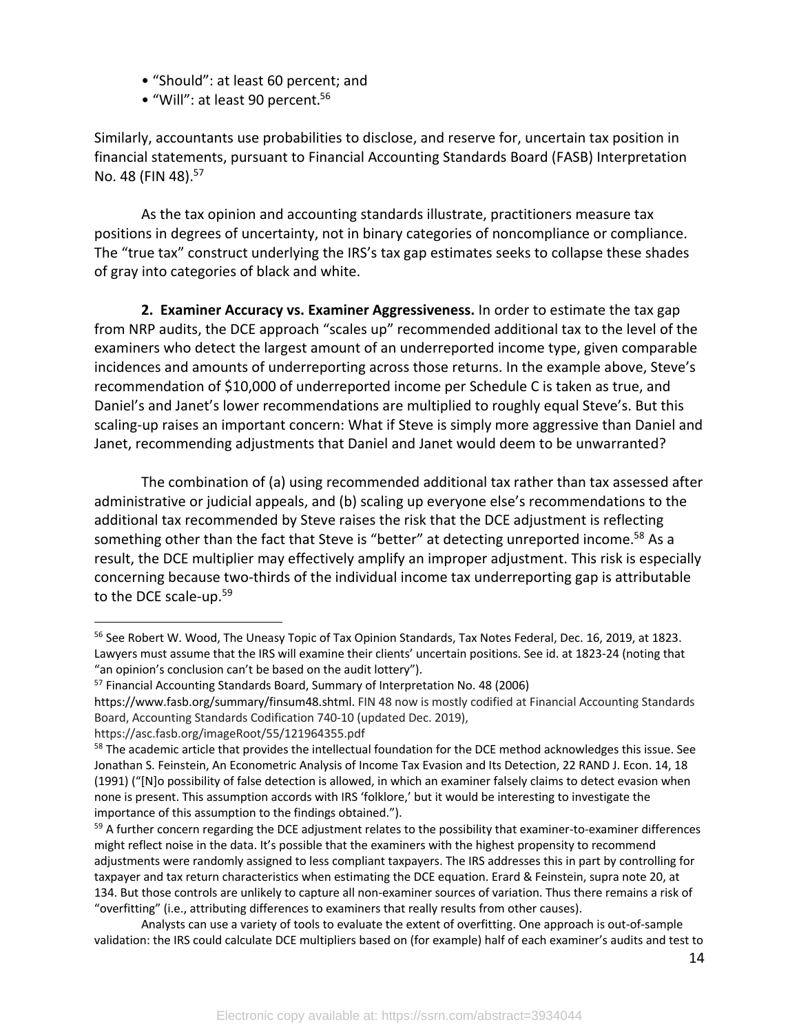- “Should”: at least 60 percent; and
- “Will”: at least 90 percent.[56]

Similarly, accountants use probabilities to disclose, and reserve for, uncertain tax position in financial statements, pursuant to Financial Accounting Standards Board (FASB) Interpretation No. 48 (FIN 48).[57]

As the tax opinion and accounting standards illustrate, practitioners measure tax positions in degrees of uncertainty, not in binary categories of noncompliance or compliance. The “true tax” construct underlying the IRS’s tax gap estimates seeks to collapse these shades of gray into categories of black and white.

**2. Examiner Accuracy vs. Examiner Aggressiveness.** In order to estimate the tax gap from NRP audits, the DCE approach “scales up” recommended additional tax to the level of the examiners who detect the largest amount of an underreported income type, given comparable incidences and amounts of underreporting across those returns. In the example above, Steve’s recommendation of $10,000 of underreported income per Schedule C is taken as true, and Daniel’s and Janet’s lower recommendations are multiplied to roughly equal Steve’s. But this scaling-up raises an important concern: What if Steve is simply more aggressive than Daniel and Janet, recommending adjustments that Daniel and Janet would deem to be unwarranted?

The combination of (a) using recommended additional tax rather than tax assessed after administrative or judicial appeals, and (b) scaling up everyone else’s recommendations to the additional tax recommended by Steve raises the risk that the DCE adjustment is reflecting something other than the fact that Steve is “better” at detecting unreported income.[58] As a result, the DCE multiplier may effectively amplify an improper adjustment. This risk is especially concerning because two-thirds of the individual income tax underreporting gap is attributable to the DCE scale-up.[59]

---

[56] See Robert W. Wood, The Uneasy Topic of Tax Opinion Standards, Tax Notes Federal, Dec. 16, 2019, at 1823. Lawyers must assume that the IRS will examine their clients’ uncertain positions. See id. at 1823-24 (noting that “an opinion’s conclusion can’t be based on the audit lottery”).

[57] Financial Accounting Standards Board, Summary of Interpretation No. 48 (2006) https://www.fasb.org/summary/finsum48.shtml. FIN 48 now is mostly codified at Financial Accounting Standards Board, Accounting Standards Codification 740-10 (updated Dec. 2019), https://asc.fasb.org/imageRoot/55/121964355.pdf

[58] The academic article that provides the intellectual foundation for the DCE method acknowledges this issue. See Jonathan S. Feinstein, An Econometric Analysis of Income Tax Evasion and Its Detection, 22 RAND J. Econ. 14, 18 (1991) (“[N]o possibility of false detection is allowed, in which an examiner falsely claims to detect evasion when none is present. This assumption accords with IRS ‘folklore,’ but it would be interesting to investigate the importance of this assumption to the findings obtained.”).

[59] A further concern regarding the DCE adjustment relates to the possibility that examiner-to-examiner differences might reflect noise in the data. It’s possible that the examiners with the highest propensity to recommend adjustments were randomly assigned to less compliant taxpayers. The IRS addresses this in part by controlling for taxpayer and tax return characteristics when estimating the DCE equation. Erard & Feinstein, supra note 20, at 134. But those controls are unlikely to capture all non-examiner sources of variation. Thus there remains a risk of “overfitting” (i.e., attributing differences to examiners that really results from other causes).

Analysts can use a variety of tools to evaluate the extent of overfitting. One approach is out-of-sample validation: the IRS could calculate DCE multipliers based on (for example) half of each examiner’s audits and test to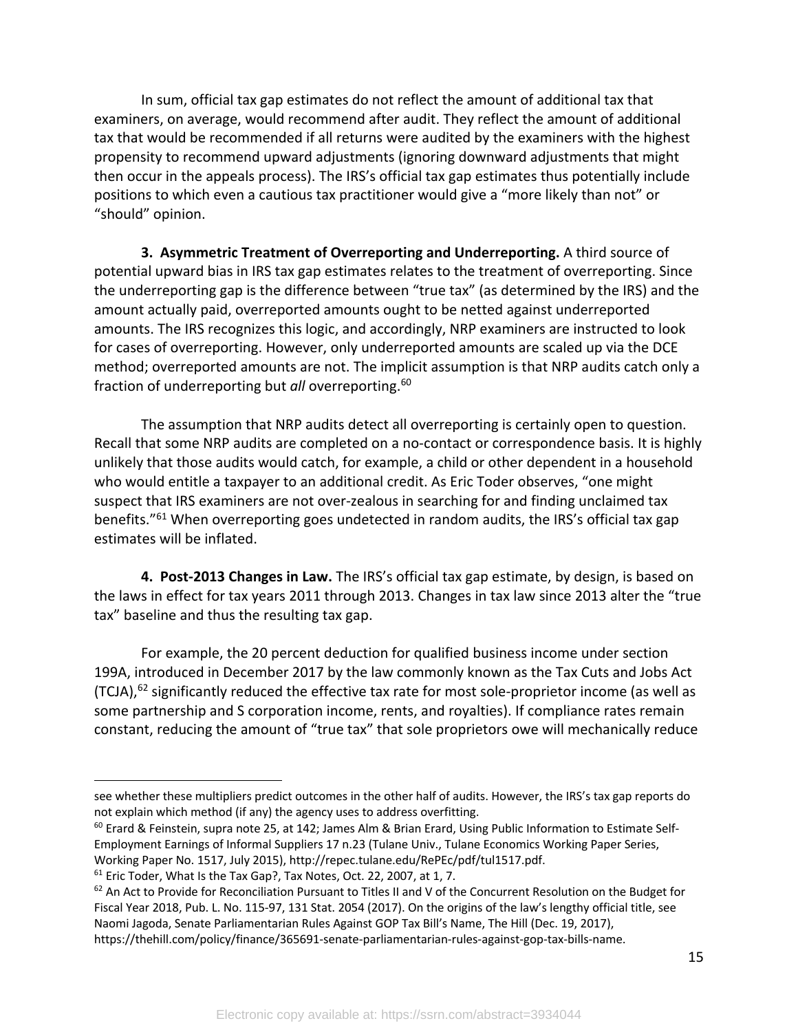In sum, official tax gap estimates do not reflect the amount of additional tax that examiners, on average, would recommend after audit. They reflect the amount of additional tax that would be recommended if all returns were audited by the examiners with the highest propensity to recommend upward adjustments (ignoring downward adjustments that might then occur in the appeals process). The IRS's official tax gap estimates thus potentially include positions to which even a cautious tax practitioner would give a "more likely than not" or "should" opinion.

**3. Asymmetric Treatment of Overreporting and Underreporting.** A third source of potential upward bias in IRS tax gap estimates relates to the treatment of overreporting. Since the underreporting gap is the difference between "true tax" (as determined by the IRS) and the amount actually paid, overreported amounts ought to be netted against underreported amounts. The IRS recognizes this logic, and accordingly, NRP examiners are instructed to look for cases of overreporting. However, only underreported amounts are scaled up via the DCE method; overreported amounts are not. The implicit assumption is that NRP audits catch only a fraction of underreporting but *all* overreporting.[60]

The assumption that NRP audits detect all overreporting is certainly open to question. Recall that some NRP audits are completed on a no-contact or correspondence basis. It is highly unlikely that those audits would catch, for example, a child or other dependent in a household who would entitle a taxpayer to an additional credit. As Eric Toder observes, "one might suspect that IRS examiners are not over-zealous in searching for and finding unclaimed tax benefits."[61] When overreporting goes undetected in random audits, the IRS's official tax gap estimates will be inflated.

**4. Post-2013 Changes in Law.** The IRS's official tax gap estimate, by design, is based on the laws in effect for tax years 2011 through 2013. Changes in tax law since 2013 alter the "true tax" baseline and thus the resulting tax gap.

For example, the 20 percent deduction for qualified business income under section 199A, introduced in December 2017 by the law commonly known as the Tax Cuts and Jobs Act (TCJA),[62] significantly reduced the effective tax rate for most sole-proprietor income (as well as some partnership and S corporation income, rents, and royalties). If compliance rates remain constant, reducing the amount of "true tax" that sole proprietors owe will mechanically reduce

---

see whether these multipliers predict outcomes in the other half of audits. However, the IRS's tax gap reports do not explain which method (if any) the agency uses to address overfitting.

[60] Erard & Feinstein, supra note 25, at 142; James Alm & Brian Erard, Using Public Information to Estimate Self-Employment Earnings of Informal Suppliers 17 n.23 (Tulane Univ., Tulane Economics Working Paper Series, Working Paper No. 1517, July 2015), http://repec.tulane.edu/RePEc/pdf/tul1517.pdf.

[61] Eric Toder, What Is the Tax Gap?, Tax Notes, Oct. 22, 2007, at 1, 7.

[62] An Act to Provide for Reconciliation Pursuant to Titles II and V of the Concurrent Resolution on the Budget for Fiscal Year 2018, Pub. L. No. 115-97, 131 Stat. 2054 (2017). On the origins of the law's lengthy official title, see Naomi Jagoda, Senate Parliamentarian Rules Against GOP Tax Bill's Name, The Hill (Dec. 19, 2017), https://thehill.com/policy/finance/365691-senate-parliamentarian-rules-against-gop-tax-bills-name.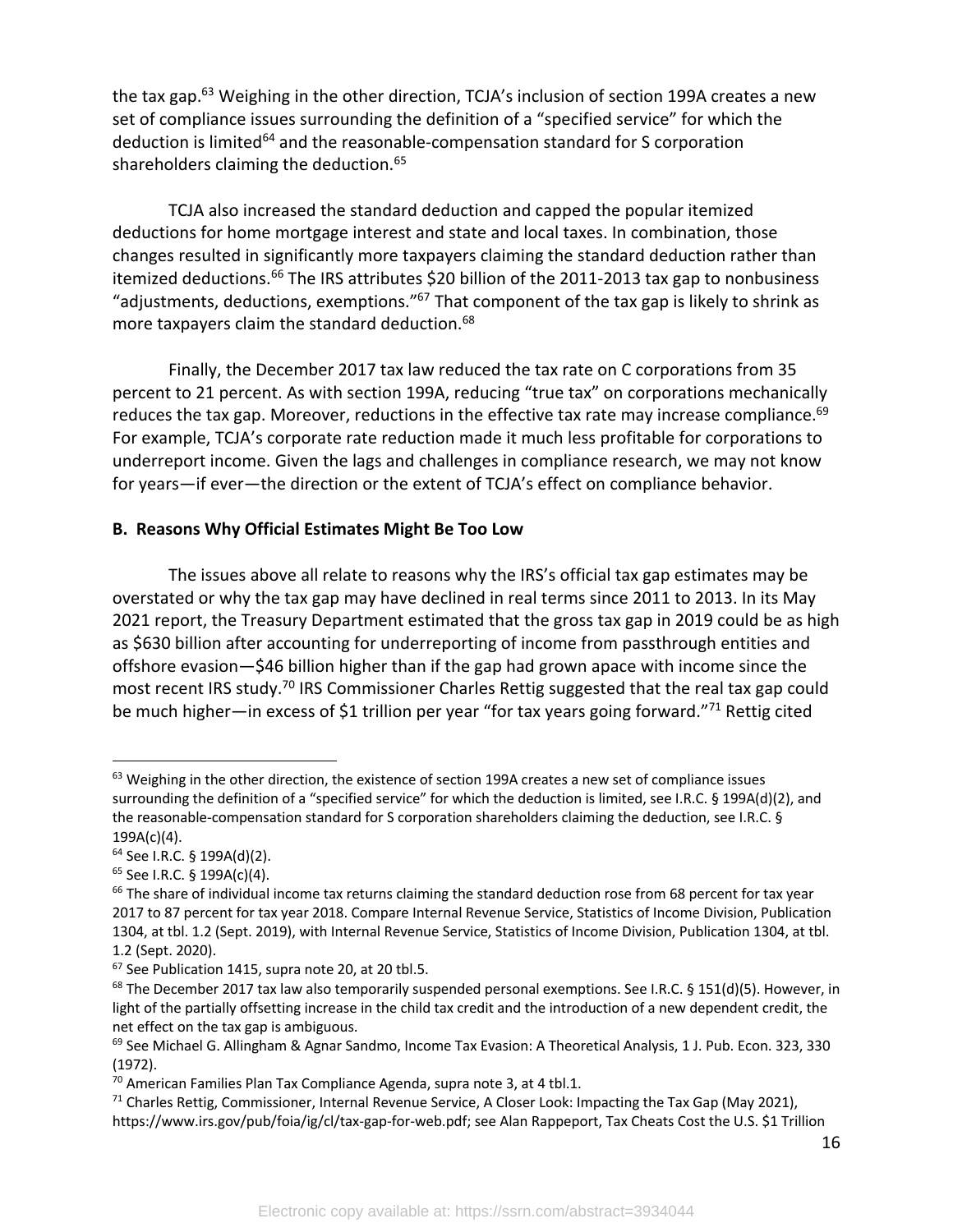the tax gap.[63] Weighing in the other direction, TCJA's inclusion of section 199A creates a new set of compliance issues surrounding the definition of a "specified service" for which the deduction is limited[64] and the reasonable-compensation standard for S corporation shareholders claiming the deduction.[65]

TCJA also increased the standard deduction and capped the popular itemized deductions for home mortgage interest and state and local taxes. In combination, those changes resulted in significantly more taxpayers claiming the standard deduction rather than itemized deductions.[66] The IRS attributes $20 billion of the 2011-2013 tax gap to nonbusiness "adjustments, deductions, exemptions."[67] That component of the tax gap is likely to shrink as more taxpayers claim the standard deduction.[68]

Finally, the December 2017 tax law reduced the tax rate on C corporations from 35 percent to 21 percent. As with section 199A, reducing "true tax" on corporations mechanically reduces the tax gap. Moreover, reductions in the effective tax rate may increase compliance.[69] For example, TCJA's corporate rate reduction made it much less profitable for corporations to underreport income. Given the lags and challenges in compliance research, we may not know for years—if ever—the direction or the extent of TCJA's effect on compliance behavior.

**B. Reasons Why Official Estimates Might Be Too Low**

The issues above all relate to reasons why the IRS's official tax gap estimates may be overstated or why the tax gap may have declined in real terms since 2011 to 2013. In its May 2021 report, the Treasury Department estimated that the gross tax gap in 2019 could be as high as $630 billion after accounting for underreporting of income from passthrough entities and offshore evasion—$46 billion higher than if the gap had grown apace with income since the most recent IRS study.[70] IRS Commissioner Charles Rettig suggested that the real tax gap could be much higher—in excess of $1 trillion per year "for tax years going forward."[71] Rettig cited

---

[63] Weighing in the other direction, the existence of section 199A creates a new set of compliance issues surrounding the definition of a "specified service" for which the deduction is limited, see I.R.C. § 199A(d)(2), and the reasonable-compensation standard for S corporation shareholders claiming the deduction, see I.R.C. § 199A(c)(4).

[64] See I.R.C. § 199A(d)(2).

[65] See I.R.C. § 199A(c)(4).

[66] The share of individual income tax returns claiming the standard deduction rose from 68 percent for tax year 2017 to 87 percent for tax year 2018. Compare Internal Revenue Service, Statistics of Income Division, Publication 1304, at tbl. 1.2 (Sept. 2019), with Internal Revenue Service, Statistics of Income Division, Publication 1304, at tbl. 1.2 (Sept. 2020).

[67] See Publication 1415, supra note 20, at 20 tbl.5.

[68] The December 2017 tax law also temporarily suspended personal exemptions. See I.R.C. § 151(d)(5). However, in light of the partially offsetting increase in the child tax credit and the introduction of a new dependent credit, the net effect on the tax gap is ambiguous.

[69] See Michael G. Allingham & Agnar Sandmo, Income Tax Evasion: A Theoretical Analysis, 1 J. Pub. Econ. 323, 330 (1972).

[70] American Families Plan Tax Compliance Agenda, supra note 3, at 4 tbl.1.

[71] Charles Rettig, Commissioner, Internal Revenue Service, A Closer Look: Impacting the Tax Gap (May 2021), https://www.irs.gov/pub/foia/ig/cl/tax-gap-for-web.pdf; see Alan Rappeport, Tax Cheats Cost the U.S. $1 Trillion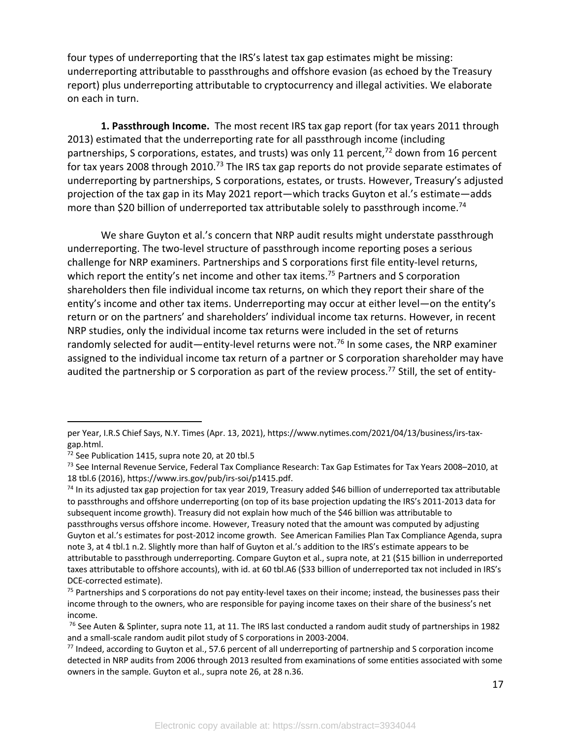four types of underreporting that the IRS's latest tax gap estimates might be missing: underreporting attributable to passthroughs and offshore evasion (as echoed by the Treasury report) plus underreporting attributable to cryptocurrency and illegal activities. We elaborate on each in turn.

**1. Passthrough Income.** The most recent IRS tax gap report (for tax years 2011 through 2013) estimated that the underreporting rate for all passthrough income (including partnerships, S corporations, estates, and trusts) was only 11 percent,[72] down from 16 percent for tax years 2008 through 2010.[73] The IRS tax gap reports do not provide separate estimates of underreporting by partnerships, S corporations, estates, or trusts. However, Treasury's adjusted projection of the tax gap in its May 2021 report—which tracks Guyton et al.'s estimate—adds more than $20 billion of underreported tax attributable solely to passthrough income.[74]

We share Guyton et al.'s concern that NRP audit results might understate passthrough underreporting. The two-level structure of passthrough income reporting poses a serious challenge for NRP examiners. Partnerships and S corporations first file entity-level returns, which report the entity's net income and other tax items.[75] Partners and S corporation shareholders then file individual income tax returns, on which they report their share of the entity's income and other tax items. Underreporting may occur at either level—on the entity's return or on the partners' and shareholders' individual income tax returns. However, in recent NRP studies, only the individual income tax returns were included in the set of returns randomly selected for audit—entity-level returns were not.[76] In some cases, the NRP examiner assigned to the individual income tax return of a partner or S corporation shareholder may have audited the partnership or S corporation as part of the review process.[77] Still, the set of entity-

---

per Year, I.R.S Chief Says, N.Y. Times (Apr. 13, 2021), https://www.nytimes.com/2021/04/13/business/irs-tax-gap.html.

[72] See Publication 1415, supra note 20, at 20 tbl.5

[73] See Internal Revenue Service, Federal Tax Compliance Research: Tax Gap Estimates for Tax Years 2008–2010, at 18 tbl.6 (2016), https://www.irs.gov/pub/irs-soi/p1415.pdf.

[74] In its adjusted tax gap projection for tax year 2019, Treasury added $46 billion of underreported tax attributable to passthroughs and offshore underreporting (on top of its base projection updating the IRS's 2011-2013 data for subsequent income growth). Treasury did not explain how much of the $46 billion was attributable to passthroughs versus offshore income. However, Treasury noted that the amount was computed by adjusting Guyton et al.'s estimates for post-2012 income growth. See American Families Plan Tax Compliance Agenda, supra note 3, at 4 tbl.1 n.2. Slightly more than half of Guyton et al.'s addition to the IRS's estimate appears to be attributable to passthrough underreporting. Compare Guyton et al., supra note, at 21 ($15 billion in underreported taxes attributable to offshore accounts), with id. at 60 tbl.A6 ($33 billion of underreported tax not included in IRS's DCE-corrected estimate).

[75] Partnerships and S corporations do not pay entity-level taxes on their income; instead, the businesses pass their income through to the owners, who are responsible for paying income taxes on their share of the business's net income.

[76] See Auten & Splinter, supra note 11, at 11. The IRS last conducted a random audit study of partnerships in 1982 and a small-scale random audit pilot study of S corporations in 2003-2004.

[77] Indeed, according to Guyton et al., 57.6 percent of all underreporting of partnership and S corporation income detected in NRP audits from 2006 through 2013 resulted from examinations of some entities associated with some owners in the sample. Guyton et al., supra note 26, at 28 n.36.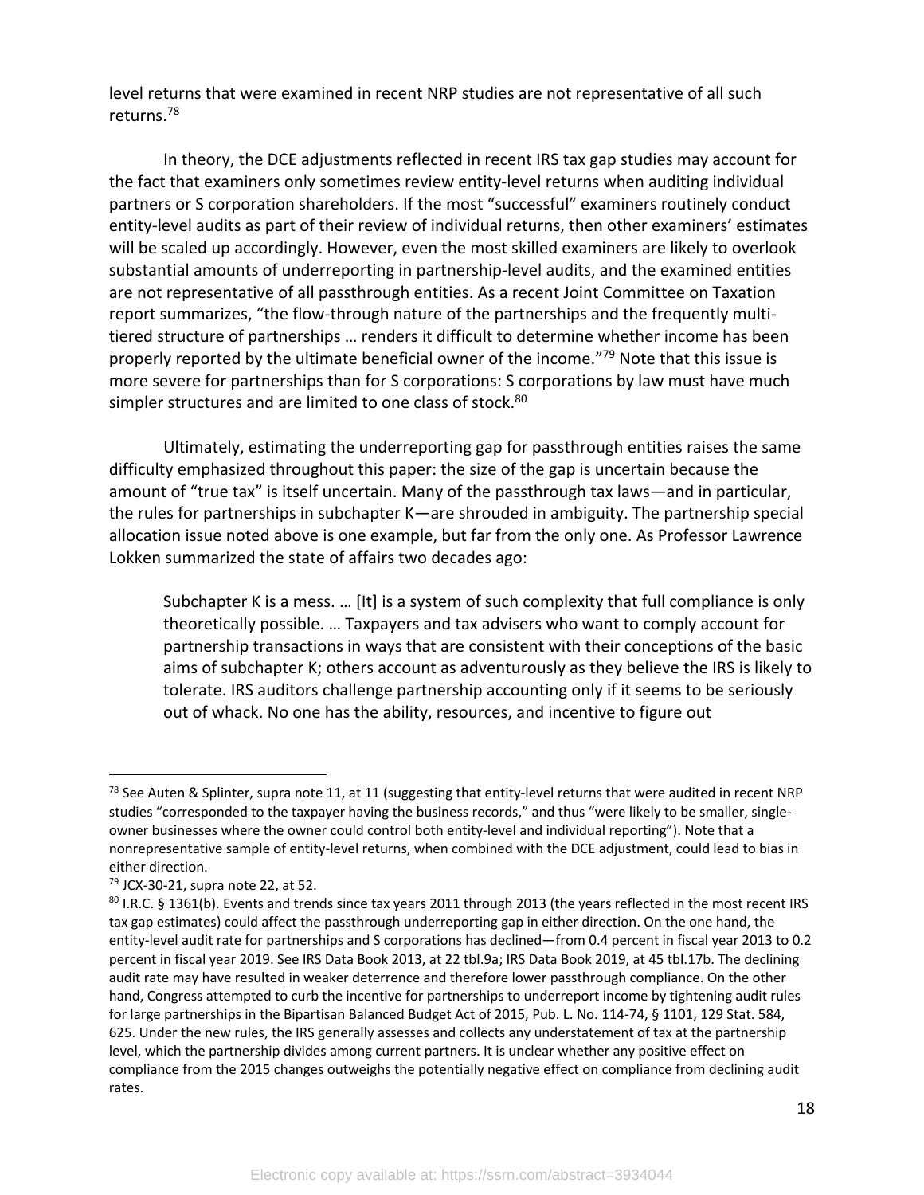level returns that were examined in recent NRP studies are not representative of all such returns.[78]

In theory, the DCE adjustments reflected in recent IRS tax gap studies may account for the fact that examiners only sometimes review entity-level returns when auditing individual partners or S corporation shareholders. If the most "successful" examiners routinely conduct entity-level audits as part of their review of individual returns, then other examiners' estimates will be scaled up accordingly. However, even the most skilled examiners are likely to overlook substantial amounts of underreporting in partnership-level audits, and the examined entities are not representative of all passthrough entities. As a recent Joint Committee on Taxation report summarizes, "the flow-through nature of the partnerships and the frequently multi-tiered structure of partnerships … renders it difficult to determine whether income has been properly reported by the ultimate beneficial owner of the income."[79] Note that this issue is more severe for partnerships than for S corporations: S corporations by law must have much simpler structures and are limited to one class of stock.[80]

Ultimately, estimating the underreporting gap for passthrough entities raises the same difficulty emphasized throughout this paper: the size of the gap is uncertain because the amount of "true tax" is itself uncertain. Many of the passthrough tax laws—and in particular, the rules for partnerships in subchapter K—are shrouded in ambiguity. The partnership special allocation issue noted above is one example, but far from the only one. As Professor Lawrence Lokken summarized the state of affairs two decades ago:

> Subchapter K is a mess. … [It] is a system of such complexity that full compliance is only theoretically possible. … Taxpayers and tax advisers who want to comply account for partnership transactions in ways that are consistent with their conceptions of the basic aims of subchapter K; others account as adventurously as they believe the IRS is likely to tolerate. IRS auditors challenge partnership accounting only if it seems to be seriously out of whack. No one has the ability, resources, and incentive to figure out

---

[78] See Auten & Splinter, supra note 11, at 11 (suggesting that entity-level returns that were audited in recent NRP studies "corresponded to the taxpayer having the business records," and thus "were likely to be smaller, single-owner businesses where the owner could control both entity-level and individual reporting"). Note that a nonrepresentative sample of entity-level returns, when combined with the DCE adjustment, could lead to bias in either direction.

[79] JCX-30-21, supra note 22, at 52.

[80] I.R.C. § 1361(b). Events and trends since tax years 2011 through 2013 (the years reflected in the most recent IRS tax gap estimates) could affect the passthrough underreporting gap in either direction. On the one hand, the entity-level audit rate for partnerships and S corporations has declined—from 0.4 percent in fiscal year 2013 to 0.2 percent in fiscal year 2019. See IRS Data Book 2013, at 22 tbl.9a; IRS Data Book 2019, at 45 tbl.17b. The declining audit rate may have resulted in weaker deterrence and therefore lower passthrough compliance. On the other hand, Congress attempted to curb the incentive for partnerships to underreport income by tightening audit rules for large partnerships in the Bipartisan Balanced Budget Act of 2015, Pub. L. No. 114-74, § 1101, 129 Stat. 584, 625. Under the new rules, the IRS generally assesses and collects any understatement of tax at the partnership level, which the partnership divides among current partners. It is unclear whether any positive effect on compliance from the 2015 changes outweighs the potentially negative effect on compliance from declining audit rates.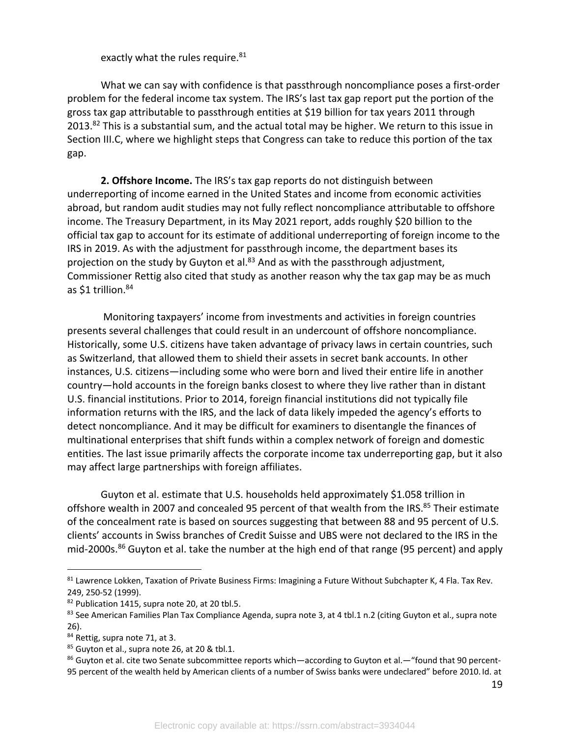exactly what the rules require.[81]

What we can say with confidence is that passthrough noncompliance poses a first-order problem for the federal income tax system. The IRS's last tax gap report put the portion of the gross tax gap attributable to passthrough entities at $19 billion for tax years 2011 through 2013.[82] This is a substantial sum, and the actual total may be higher. We return to this issue in Section III.C, where we highlight steps that Congress can take to reduce this portion of the tax gap.

**2. Offshore Income.** The IRS's tax gap reports do not distinguish between underreporting of income earned in the United States and income from economic activities abroad, but random audit studies may not fully reflect noncompliance attributable to offshore income. The Treasury Department, in its May 2021 report, adds roughly $20 billion to the official tax gap to account for its estimate of additional underreporting of foreign income to the IRS in 2019. As with the adjustment for passthrough income, the department bases its projection on the study by Guyton et al.[83] And as with the passthrough adjustment, Commissioner Rettig also cited that study as another reason why the tax gap may be as much as $1 trillion.[84]

Monitoring taxpayers' income from investments and activities in foreign countries presents several challenges that could result in an undercount of offshore noncompliance. Historically, some U.S. citizens have taken advantage of privacy laws in certain countries, such as Switzerland, that allowed them to shield their assets in secret bank accounts. In other instances, U.S. citizens—including some who were born and lived their entire life in another country—hold accounts in the foreign banks closest to where they live rather than in distant U.S. financial institutions. Prior to 2014, foreign financial institutions did not typically file information returns with the IRS, and the lack of data likely impeded the agency's efforts to detect noncompliance. And it may be difficult for examiners to disentangle the finances of multinational enterprises that shift funds within a complex network of foreign and domestic entities. The last issue primarily affects the corporate income tax underreporting gap, but it also may affect large partnerships with foreign affiliates.

Guyton et al. estimate that U.S. households held approximately $1.058 trillion in offshore wealth in 2007 and concealed 95 percent of that wealth from the IRS.[85] Their estimate of the concealment rate is based on sources suggesting that between 88 and 95 percent of U.S. clients' accounts in Swiss branches of Credit Suisse and UBS were not declared to the IRS in the mid-2000s.[86] Guyton et al. take the number at the high end of that range (95 percent) and apply

---

[81] Lawrence Lokken, Taxation of Private Business Firms: Imagining a Future Without Subchapter K, 4 Fla. Tax Rev. 249, 250-52 (1999).

[82] Publication 1415, supra note 20, at 20 tbl.5.

[83] See American Families Plan Tax Compliance Agenda, supra note 3, at 4 tbl.1 n.2 (citing Guyton et al., supra note 26).

[84] Rettig, supra note 71, at 3.

[85] Guyton et al., supra note 26, at 20 & tbl.1.

[86] Guyton et al. cite two Senate subcommittee reports which—according to Guyton et al.—"found that 90 percent-95 percent of the wealth held by American clients of a number of Swiss banks were undeclared" before 2010. Id. at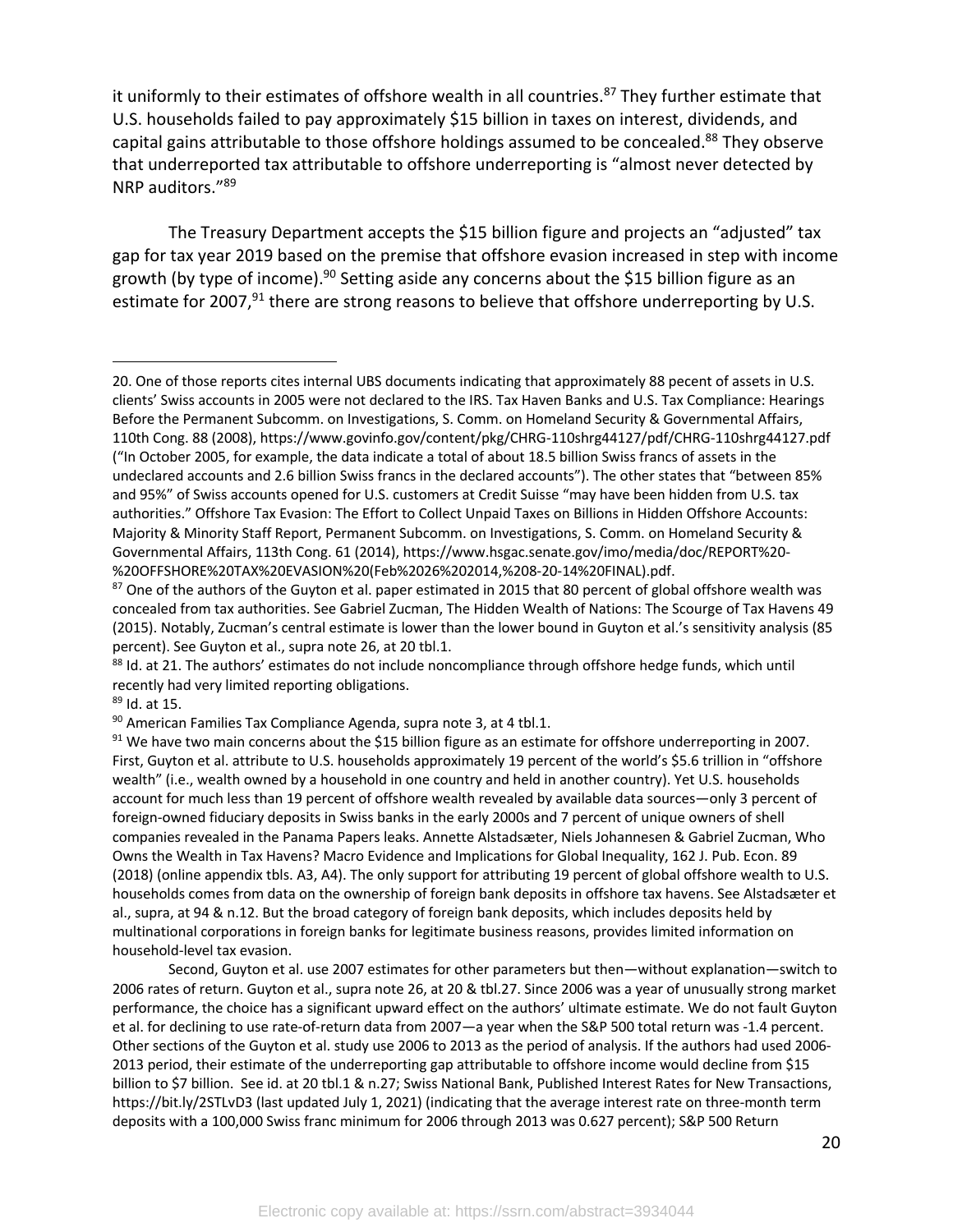it uniformly to their estimates of offshore wealth in all countries.[87] They further estimate that U.S. households failed to pay approximately $15 billion in taxes on interest, dividends, and capital gains attributable to those offshore holdings assumed to be concealed.[88] They observe that underreported tax attributable to offshore underreporting is "almost never detected by NRP auditors."[89]

The Treasury Department accepts the $15 billion figure and projects an "adjusted" tax gap for tax year 2019 based on the premise that offshore evasion increased in step with income growth (by type of income).[90] Setting aside any concerns about the $15 billion figure as an estimate for 2007,[91] there are strong reasons to believe that offshore underreporting by U.S.

---

20. One of those reports cites internal UBS documents indicating that approximately 88 pecent of assets in U.S. clients' Swiss accounts in 2005 were not declared to the IRS. Tax Haven Banks and U.S. Tax Compliance: Hearings Before the Permanent Subcomm. on Investigations, S. Comm. on Homeland Security & Governmental Affairs, 110th Cong. 88 (2008), https://www.govinfo.gov/content/pkg/CHRG-110shrg44127/pdf/CHRG-110shrg44127.pdf ("In October 2005, for example, the data indicate a total of about 18.5 billion Swiss francs of assets in the undeclared accounts and 2.6 billion Swiss francs in the declared accounts"). The other states that "between 85% and 95%" of Swiss accounts opened for U.S. customers at Credit Suisse "may have been hidden from U.S. tax authorities." Offshore Tax Evasion: The Effort to Collect Unpaid Taxes on Billions in Hidden Offshore Accounts: Majority & Minority Staff Report, Permanent Subcomm. on Investigations, S. Comm. on Homeland Security & Governmental Affairs, 113th Cong. 61 (2014), https://www.hsgac.senate.gov/imo/media/doc/REPORT%20-%20OFFSHORE%20TAX%20EVASION%20(Feb%2026%202014,%208-20-14%20FINAL).pdf.

[87] One of the authors of the Guyton et al. paper estimated in 2015 that 80 percent of global offshore wealth was concealed from tax authorities. See Gabriel Zucman, The Hidden Wealth of Nations: The Scourge of Tax Havens 49 (2015). Notably, Zucman's central estimate is lower than the lower bound in Guyton et al.'s sensitivity analysis (85 percent). See Guyton et al., supra note 26, at 20 tbl.1.

[88] Id. at 21. The authors' estimates do not include noncompliance through offshore hedge funds, which until recently had very limited reporting obligations.

[89] Id. at 15.

[90] American Families Tax Compliance Agenda, supra note 3, at 4 tbl.1.

[91] We have two main concerns about the $15 billion figure as an estimate for offshore underreporting in 2007. First, Guyton et al. attribute to U.S. households approximately 19 percent of the world's $5.6 trillion in "offshore wealth" (i.e., wealth owned by a household in one country and held in another country). Yet U.S. households account for much less than 19 percent of offshore wealth revealed by available data sources—only 3 percent of foreign-owned fiduciary deposits in Swiss banks in the early 2000s and 7 percent of unique owners of shell companies revealed in the Panama Papers leaks. Annette Alstadsæter, Niels Johannesen & Gabriel Zucman, Who Owns the Wealth in Tax Havens? Macro Evidence and Implications for Global Inequality, 162 J. Pub. Econ. 89 (2018) (online appendix tbls. A3, A4). The only support for attributing 19 percent of global offshore wealth to U.S. households comes from data on the ownership of foreign bank deposits in offshore tax havens. See Alstadsæter et al., supra, at 94 & n.12. But the broad category of foreign bank deposits, which includes deposits held by multinational corporations in foreign banks for legitimate business reasons, provides limited information on household-level tax evasion.

Second, Guyton et al. use 2007 estimates for other parameters but then—without explanation—switch to 2006 rates of return. Guyton et al., supra note 26, at 20 & tbl.27. Since 2006 was a year of unusually strong market performance, the choice has a significant upward effect on the authors' ultimate estimate. We do not fault Guyton et al. for declining to use rate-of-return data from 2007—a year when the S&P 500 total return was -1.4 percent. Other sections of the Guyton et al. study use 2006 to 2013 as the period of analysis. If the authors had used 2006-2013 period, their estimate of the underreporting gap attributable to offshore income would decline from $15 billion to $7 billion. See id. at 20 tbl.1 & n.27; Swiss National Bank, Published Interest Rates for New Transactions, https://bit.ly/2STLvD3 (last updated July 1, 2021) (indicating that the average interest rate on three-month term deposits with a 100,000 Swiss franc minimum for 2006 through 2013 was 0.627 percent); S&P 500 Return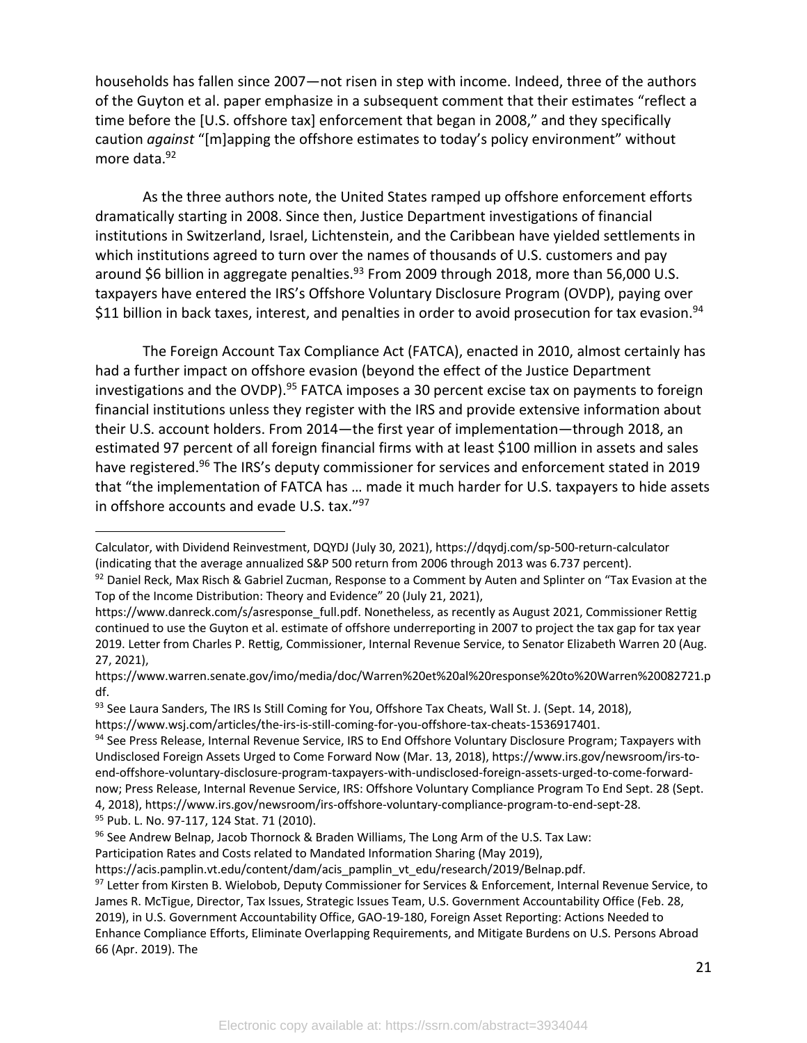households has fallen since 2007—not risen in step with income. Indeed, three of the authors of the Guyton et al. paper emphasize in a subsequent comment that their estimates "reflect a time before the [U.S. offshore tax] enforcement that began in 2008," and they specifically caution *against* "[m]apping the offshore estimates to today's policy environment" without more data.[92]

As the three authors note, the United States ramped up offshore enforcement efforts dramatically starting in 2008. Since then, Justice Department investigations of financial institutions in Switzerland, Israel, Lichtenstein, and the Caribbean have yielded settlements in which institutions agreed to turn over the names of thousands of U.S. customers and pay around $6 billion in aggregate penalties.[93] From 2009 through 2018, more than 56,000 U.S. taxpayers have entered the IRS's Offshore Voluntary Disclosure Program (OVDP), paying over $11 billion in back taxes, interest, and penalties in order to avoid prosecution for tax evasion.[94]

The Foreign Account Tax Compliance Act (FATCA), enacted in 2010, almost certainly has had a further impact on offshore evasion (beyond the effect of the Justice Department investigations and the OVDP).[95] FATCA imposes a 30 percent excise tax on payments to foreign financial institutions unless they register with the IRS and provide extensive information about their U.S. account holders. From 2014—the first year of implementation—through 2018, an estimated 97 percent of all foreign financial firms with at least $100 million in assets and sales have registered.[96] The IRS's deputy commissioner for services and enforcement stated in 2019 that "the implementation of FATCA has … made it much harder for U.S. taxpayers to hide assets in offshore accounts and evade U.S. tax."[97]

---

Calculator, with Dividend Reinvestment, DQYDJ (July 30, 2021), https://dqydj.com/sp-500-return-calculator (indicating that the average annualized S&P 500 return from 2006 through 2013 was 6.737 percent).

[92] Daniel Reck, Max Risch & Gabriel Zucman, Response to a Comment by Auten and Splinter on "Tax Evasion at the Top of the Income Distribution: Theory and Evidence" 20 (July 21, 2021), https://www.danreck.com/s/asresponse_full.pdf. Nonetheless, as recently as August 2021, Commissioner Rettig continued to use the Guyton et al. estimate of offshore underreporting in 2007 to project the tax gap for tax year 2019. Letter from Charles P. Rettig, Commissioner, Internal Revenue Service, to Senator Elizabeth Warren 20 (Aug. 27, 2021), https://www.warren.senate.gov/imo/media/doc/Warren%20et%20al%20response%20to%20Warren%2008272 1.pdf.

[93] See Laura Sanders, The IRS Is Still Coming for You, Offshore Tax Cheats, Wall St. J. (Sept. 14, 2018), https://www.wsj.com/articles/the-irs-is-still-coming-for-you-offshore-tax-cheats-1536917401.

[94] See Press Release, Internal Revenue Service, IRS to End Offshore Voluntary Disclosure Program; Taxpayers with Undisclosed Foreign Assets Urged to Come Forward Now (Mar. 13, 2018), https://www.irs.gov/newsroom/irs-to-end-offshore-voluntary-disclosure-program-taxpayers-with-undisclosed-foreign-assets-urged-to-come-forward-now; Press Release, Internal Revenue Service, IRS: Offshore Voluntary Compliance Program To End Sept. 28 (Sept. 4, 2018), https://www.irs.gov/newsroom/irs-offshore-voluntary-compliance-program-to-end-sept-28.

[95] Pub. L. No. 97-117, 124 Stat. 71 (2010).

[96] See Andrew Belnap, Jacob Thornock & Braden Williams, The Long Arm of the U.S. Tax Law: Participation Rates and Costs related to Mandated Information Sharing (May 2019), https://acis.pamplin.vt.edu/content/dam/acis_pamplin_vt_edu/research/2019/Belnap.pdf.

[97] Letter from Kirsten B. Wielobob, Deputy Commissioner for Services & Enforcement, Internal Revenue Service, to James R. McTigue, Director, Tax Issues, Strategic Issues Team, U.S. Government Accountability Office (Feb. 28, 2019), in U.S. Government Accountability Office, GAO-19-180, Foreign Asset Reporting: Actions Needed to Enhance Compliance Efforts, Eliminate Overlapping Requirements, and Mitigate Burdens on U.S. Persons Abroad 66 (Apr. 2019). The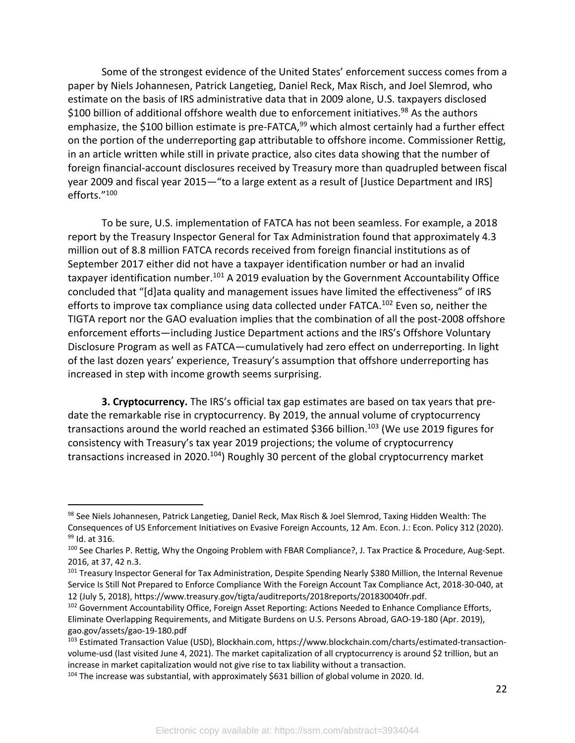Some of the strongest evidence of the United States' enforcement success comes from a paper by Niels Johannesen, Patrick Langetieg, Daniel Reck, Max Risch, and Joel Slemrod, who estimate on the basis of IRS administrative data that in 2009 alone, U.S. taxpayers disclosed $100 billion of additional offshore wealth due to enforcement initiatives.[98] As the authors emphasize, the $100 billion estimate is pre-FATCA,[99] which almost certainly had a further effect on the portion of the underreporting gap attributable to offshore income. Commissioner Rettig, in an article written while still in private practice, also cites data showing that the number of foreign financial-account disclosures received by Treasury more than quadrupled between fiscal year 2009 and fiscal year 2015—"to a large extent as a result of [Justice Department and IRS] efforts."[100]

To be sure, U.S. implementation of FATCA has not been seamless. For example, a 2018 report by the Treasury Inspector General for Tax Administration found that approximately 4.3 million out of 8.8 million FATCA records received from foreign financial institutions as of September 2017 either did not have a taxpayer identification number or had an invalid taxpayer identification number.[101] A 2019 evaluation by the Government Accountability Office concluded that "[d]ata quality and management issues have limited the effectiveness" of IRS efforts to improve tax compliance using data collected under FATCA.[102] Even so, neither the TIGTA report nor the GAO evaluation implies that the combination of all the post-2008 offshore enforcement efforts—including Justice Department actions and the IRS's Offshore Voluntary Disclosure Program as well as FATCA—cumulatively had zero effect on underreporting. In light of the last dozen years' experience, Treasury's assumption that offshore underreporting has increased in step with income growth seems surprising.

**3. Cryptocurrency.** The IRS's official tax gap estimates are based on tax years that predate the remarkable rise in cryptocurrency. By 2019, the annual volume of cryptocurrency transactions around the world reached an estimated $366 billion.[103] (We use 2019 figures for consistency with Treasury's tax year 2019 projections; the volume of cryptocurrency transactions increased in 2020.[104]) Roughly 30 percent of the global cryptocurrency market

---

[98] See Niels Johannesen, Patrick Langetieg, Daniel Reck, Max Risch & Joel Slemrod, Taxing Hidden Wealth: The Consequences of US Enforcement Initiatives on Evasive Foreign Accounts, 12 Am. Econ. J.: Econ. Policy 312 (2020).

[99] Id. at 316.

[100] See Charles P. Rettig, Why the Ongoing Problem with FBAR Compliance?, J. Tax Practice & Procedure, Aug-Sept. 2016, at 37, 42 n.3.

[101] Treasury Inspector General for Tax Administration, Despite Spending Nearly $380 Million, the Internal Revenue Service Is Still Not Prepared to Enforce Compliance With the Foreign Account Tax Compliance Act, 2018-30-040, at 12 (July 5, 2018), https://www.treasury.gov/tigta/auditreports/2018reports/201830040fr.pdf.

[102] Government Accountability Office, Foreign Asset Reporting: Actions Needed to Enhance Compliance Efforts, Eliminate Overlapping Requirements, and Mitigate Burdens on U.S. Persons Abroad, GAO-19-180 (Apr. 2019), gao.gov/assets/gao-19-180.pdf

[103] Estimated Transaction Value (USD), Blockhain.com, https://www.blockchain.com/charts/estimated-transaction-volume-usd (last visited June 4, 2021). The market capitalization of all cryptocurrency is around $2 trillion, but an increase in market capitalization would not give rise to tax liability without a transaction.

[104] The increase was substantial, with approximately $631 billion of global volume in 2020. Id.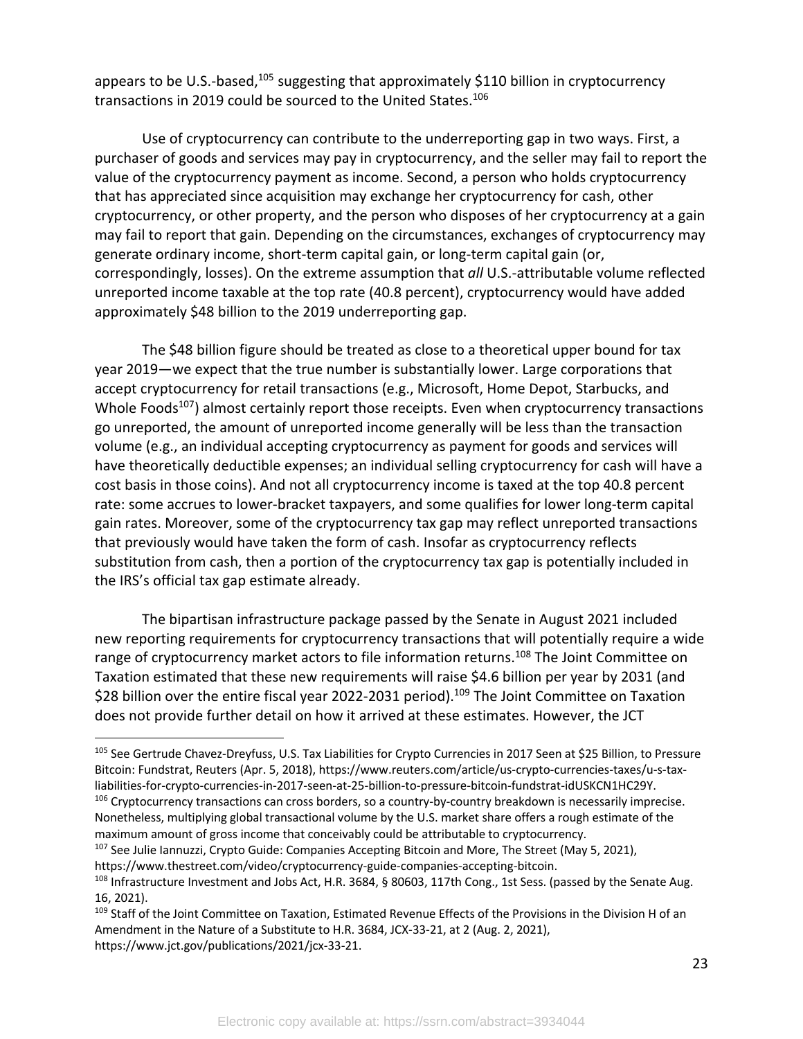appears to be U.S.-based,[105] suggesting that approximately $110 billion in cryptocurrency transactions in 2019 could be sourced to the United States.[106]

Use of cryptocurrency can contribute to the underreporting gap in two ways. First, a purchaser of goods and services may pay in cryptocurrency, and the seller may fail to report the value of the cryptocurrency payment as income. Second, a person who holds cryptocurrency that has appreciated since acquisition may exchange her cryptocurrency for cash, other cryptocurrency, or other property, and the person who disposes of her cryptocurrency at a gain may fail to report that gain. Depending on the circumstances, exchanges of cryptocurrency may generate ordinary income, short-term capital gain, or long-term capital gain (or, correspondingly, losses). On the extreme assumption that *all* U.S.-attributable volume reflected unreported income taxable at the top rate (40.8 percent), cryptocurrency would have added approximately $48 billion to the 2019 underreporting gap.

The $48 billion figure should be treated as close to a theoretical upper bound for tax year 2019—we expect that the true number is substantially lower. Large corporations that accept cryptocurrency for retail transactions (e.g., Microsoft, Home Depot, Starbucks, and Whole Foods[107]) almost certainly report those receipts. Even when cryptocurrency transactions go unreported, the amount of unreported income generally will be less than the transaction volume (e.g., an individual accepting cryptocurrency as payment for goods and services will have theoretically deductible expenses; an individual selling cryptocurrency for cash will have a cost basis in those coins). And not all cryptocurrency income is taxed at the top 40.8 percent rate: some accrues to lower-bracket taxpayers, and some qualifies for lower long-term capital gain rates. Moreover, some of the cryptocurrency tax gap may reflect unreported transactions that previously would have taken the form of cash. Insofar as cryptocurrency reflects substitution from cash, then a portion of the cryptocurrency tax gap is potentially included in the IRS's official tax gap estimate already.

The bipartisan infrastructure package passed by the Senate in August 2021 included new reporting requirements for cryptocurrency transactions that will potentially require a wide range of cryptocurrency market actors to file information returns.[108] The Joint Committee on Taxation estimated that these new requirements will raise $4.6 billion per year by 2031 (and $28 billion over the entire fiscal year 2022-2031 period).[109] The Joint Committee on Taxation does not provide further detail on how it arrived at these estimates. However, the JCT

---

[105] See Gertrude Chavez-Dreyfuss, U.S. Tax Liabilities for Crypto Currencies in 2017 Seen at $25 Billion, to Pressure Bitcoin: Fundstrat, Reuters (Apr. 5, 2018), https://www.reuters.com/article/us-crypto-currencies-taxes/u-s-tax-liabilities-for-crypto-currencies-in-2017-seen-at-25-billion-to-pressure-bitcoin-fundstrat-idUSKCN1HC29Y.

[106] Cryptocurrency transactions can cross borders, so a country-by-country breakdown is necessarily imprecise. Nonetheless, multiplying global transactional volume by the U.S. market share offers a rough estimate of the maximum amount of gross income that conceivably could be attributable to cryptocurrency.

[107] See Julie Iannuzzi, Crypto Guide: Companies Accepting Bitcoin and More, The Street (May 5, 2021), https://www.thestreet.com/video/cryptocurrency-guide-companies-accepting-bitcoin.

[108] Infrastructure Investment and Jobs Act, H.R. 3684, § 80603, 117th Cong., 1st Sess. (passed by the Senate Aug. 16, 2021).

[109] Staff of the Joint Committee on Taxation, Estimated Revenue Effects of the Provisions in the Division H of an Amendment in the Nature of a Substitute to H.R. 3684, JCX-33-21, at 2 (Aug. 2, 2021), https://www.jct.gov/publications/2021/jcx-33-21.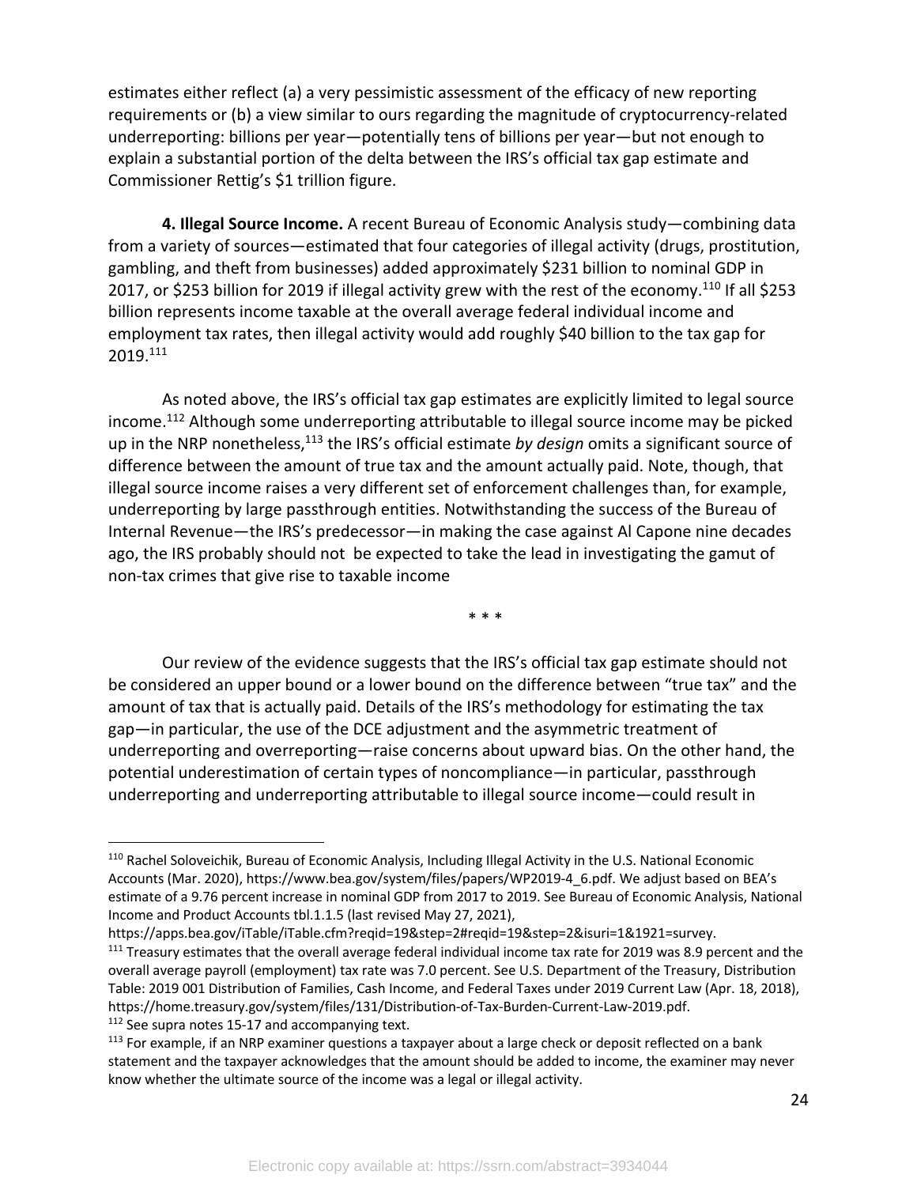estimates either reflect (a) a very pessimistic assessment of the efficacy of new reporting requirements or (b) a view similar to ours regarding the magnitude of cryptocurrency-related underreporting: billions per year—potentially tens of billions per year—but not enough to explain a substantial portion of the delta between the IRS's official tax gap estimate and Commissioner Rettig's $1 trillion figure.

**4. Illegal Source Income.** A recent Bureau of Economic Analysis study—combining data from a variety of sources—estimated that four categories of illegal activity (drugs, prostitution, gambling, and theft from businesses) added approximately $231 billion to nominal GDP in 2017, or $253 billion for 2019 if illegal activity grew with the rest of the economy.[110] If all $253 billion represents income taxable at the overall average federal individual income and employment tax rates, then illegal activity would add roughly $40 billion to the tax gap for 2019.[111]

As noted above, the IRS's official tax gap estimates are explicitly limited to legal source income.[112] Although some underreporting attributable to illegal source income may be picked up in the NRP nonetheless,[113] the IRS's official estimate *by design* omits a significant source of difference between the amount of true tax and the amount actually paid. Note, though, that illegal source income raises a very different set of enforcement challenges than, for example, underreporting by large passthrough entities. Notwithstanding the success of the Bureau of Internal Revenue—the IRS's predecessor—in making the case against Al Capone nine decades ago, the IRS probably should not be expected to take the lead in investigating the gamut of non-tax crimes that give rise to taxable income

\* \* \*

Our review of the evidence suggests that the IRS's official tax gap estimate should not be considered an upper bound or a lower bound on the difference between "true tax" and the amount of tax that is actually paid. Details of the IRS's methodology for estimating the tax gap—in particular, the use of the DCE adjustment and the asymmetric treatment of underreporting and overreporting—raise concerns about upward bias. On the other hand, the potential underestimation of certain types of noncompliance—in particular, passthrough underreporting and underreporting attributable to illegal source income—could result in

---

[110] Rachel Soloveichik, Bureau of Economic Analysis, Including Illegal Activity in the U.S. National Economic Accounts (Mar. 2020), https://www.bea.gov/system/files/papers/WP2019-4_6.pdf. We adjust based on BEA's estimate of a 9.76 percent increase in nominal GDP from 2017 to 2019. See Bureau of Economic Analysis, National Income and Product Accounts tbl.1.1.5 (last revised May 27, 2021), https://apps.bea.gov/iTable/iTable.cfm?reqid=19&step=2#reqid=19&step=2&isuri=1&1921=survey.

[111] Treasury estimates that the overall average federal individual income tax rate for 2019 was 8.9 percent and the overall average payroll (employment) tax rate was 7.0 percent. See U.S. Department of the Treasury, Distribution Table: 2019 001 Distribution of Families, Cash Income, and Federal Taxes under 2019 Current Law (Apr. 18, 2018), https://home.treasury.gov/system/files/131/Distribution-of-Tax-Burden-Current-Law-2019.pdf.

[112] See supra notes 15-17 and accompanying text.

[113] For example, if an NRP examiner questions a taxpayer about a large check or deposit reflected on a bank statement and the taxpayer acknowledges that the amount should be added to income, the examiner may never know whether the ultimate source of the income was a legal or illegal activity.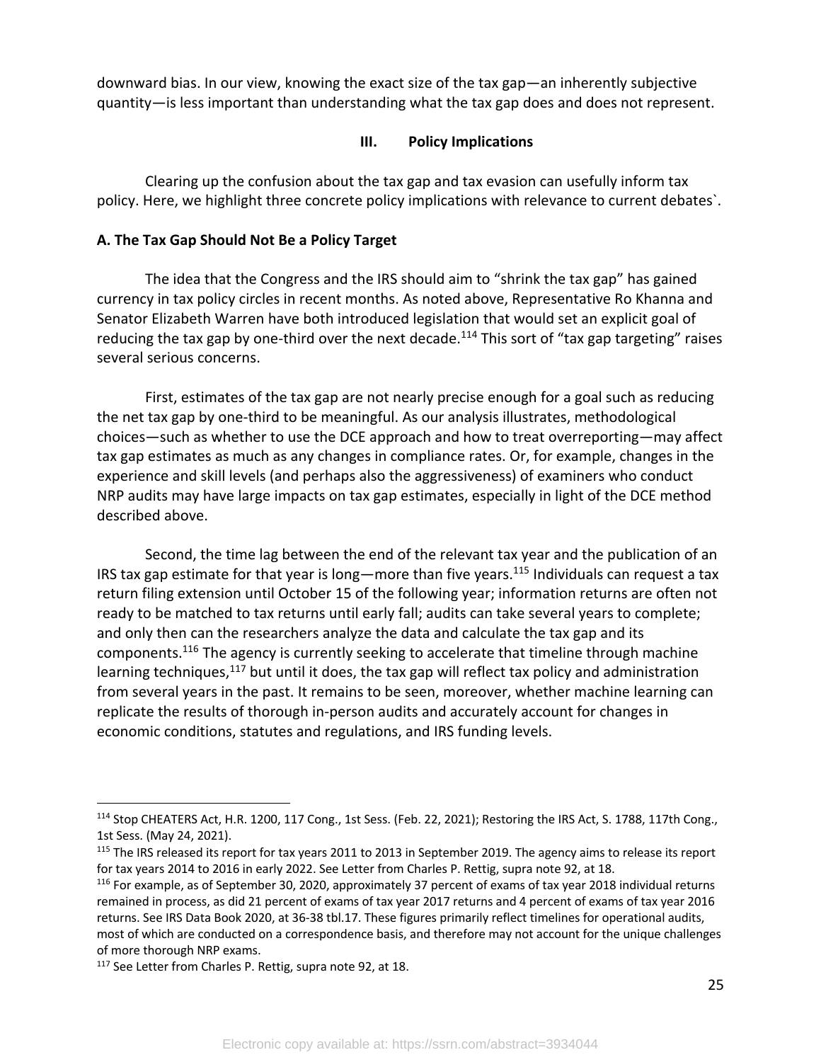downward bias. In our view, knowing the exact size of the tax gap—an inherently subjective quantity—is less important than understanding what the tax gap does and does not represent.

## III. Policy Implications

Clearing up the confusion about the tax gap and tax evasion can usefully inform tax policy. Here, we highlight three concrete policy implications with relevance to current debates`.

### A. The Tax Gap Should Not Be a Policy Target

The idea that the Congress and the IRS should aim to "shrink the tax gap" has gained currency in tax policy circles in recent months. As noted above, Representative Ro Khanna and Senator Elizabeth Warren have both introduced legislation that would set an explicit goal of reducing the tax gap by one-third over the next decade.[114] This sort of "tax gap targeting" raises several serious concerns.

First, estimates of the tax gap are not nearly precise enough for a goal such as reducing the net tax gap by one-third to be meaningful. As our analysis illustrates, methodological choices—such as whether to use the DCE approach and how to treat overreporting—may affect tax gap estimates as much as any changes in compliance rates. Or, for example, changes in the experience and skill levels (and perhaps also the aggressiveness) of examiners who conduct NRP audits may have large impacts on tax gap estimates, especially in light of the DCE method described above.

Second, the time lag between the end of the relevant tax year and the publication of an IRS tax gap estimate for that year is long—more than five years.[115] Individuals can request a tax return filing extension until October 15 of the following year; information returns are often not ready to be matched to tax returns until early fall; audits can take several years to complete; and only then can the researchers analyze the data and calculate the tax gap and its components.[116] The agency is currently seeking to accelerate that timeline through machine learning techniques,[117] but until it does, the tax gap will reflect tax policy and administration from several years in the past. It remains to be seen, moreover, whether machine learning can replicate the results of thorough in-person audits and accurately account for changes in economic conditions, statutes and regulations, and IRS funding levels.

---

[114] Stop CHEATERS Act, H.R. 1200, 117 Cong., 1st Sess. (Feb. 22, 2021); Restoring the IRS Act, S. 1788, 117th Cong., 1st Sess. (May 24, 2021).

[115] The IRS released its report for tax years 2011 to 2013 in September 2019. The agency aims to release its report for tax years 2014 to 2016 in early 2022. See Letter from Charles P. Rettig, supra note 92, at 18.

[116] For example, as of September 30, 2020, approximately 37 percent of exams of tax year 2018 individual returns remained in process, as did 21 percent of exams of tax year 2017 returns and 4 percent of exams of tax year 2016 returns. See IRS Data Book 2020, at 36-38 tbl.17. These figures primarily reflect timelines for operational audits, most of which are conducted on a correspondence basis, and therefore may not account for the unique challenges of more thorough NRP exams.

[117] See Letter from Charles P. Rettig, supra note 92, at 18.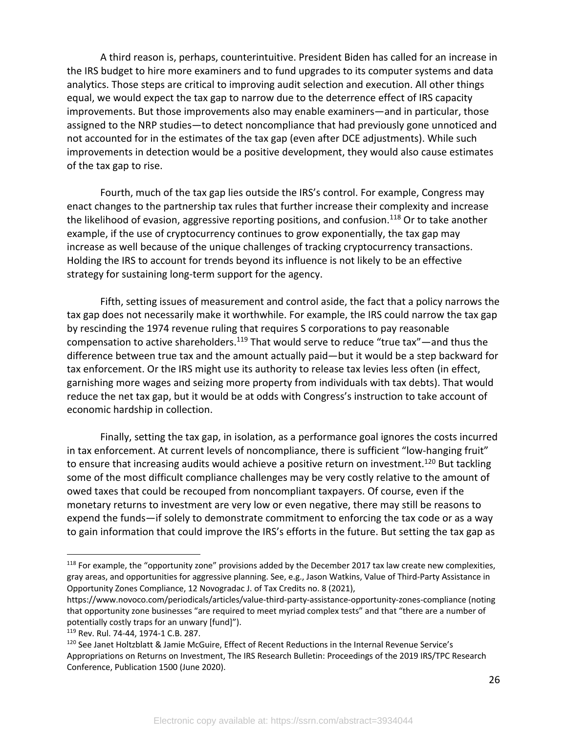A third reason is, perhaps, counterintuitive. President Biden has called for an increase in the IRS budget to hire more examiners and to fund upgrades to its computer systems and data analytics. Those steps are critical to improving audit selection and execution. All other things equal, we would expect the tax gap to narrow due to the deterrence effect of IRS capacity improvements. But those improvements also may enable examiners—and in particular, those assigned to the NRP studies—to detect noncompliance that had previously gone unnoticed and not accounted for in the estimates of the tax gap (even after DCE adjustments). While such improvements in detection would be a positive development, they would also cause estimates of the tax gap to rise.

Fourth, much of the tax gap lies outside the IRS's control. For example, Congress may enact changes to the partnership tax rules that further increase their complexity and increase the likelihood of evasion, aggressive reporting positions, and confusion.[118] Or to take another example, if the use of cryptocurrency continues to grow exponentially, the tax gap may increase as well because of the unique challenges of tracking cryptocurrency transactions. Holding the IRS to account for trends beyond its influence is not likely to be an effective strategy for sustaining long-term support for the agency.

Fifth, setting issues of measurement and control aside, the fact that a policy narrows the tax gap does not necessarily make it worthwhile. For example, the IRS could narrow the tax gap by rescinding the 1974 revenue ruling that requires S corporations to pay reasonable compensation to active shareholders.[119] That would serve to reduce "true tax"—and thus the difference between true tax and the amount actually paid—but it would be a step backward for tax enforcement. Or the IRS might use its authority to release tax levies less often (in effect, garnishing more wages and seizing more property from individuals with tax debts). That would reduce the net tax gap, but it would be at odds with Congress's instruction to take account of economic hardship in collection.

Finally, setting the tax gap, in isolation, as a performance goal ignores the costs incurred in tax enforcement. At current levels of noncompliance, there is sufficient "low-hanging fruit" to ensure that increasing audits would achieve a positive return on investment.[120] But tackling some of the most difficult compliance challenges may be very costly relative to the amount of owed taxes that could be recouped from noncompliant taxpayers. Of course, even if the monetary returns to investment are very low or even negative, there may still be reasons to expend the funds—if solely to demonstrate commitment to enforcing the tax code or as a way to gain information that could improve the IRS's efforts in the future. But setting the tax gap as

---

[118] For example, the "opportunity zone" provisions added by the December 2017 tax law create new complexities, gray areas, and opportunities for aggressive planning. See, e.g., Jason Watkins, Value of Third-Party Assistance in Opportunity Zones Compliance, 12 Novogradac J. of Tax Credits no. 8 (2021), https://www.novoco.com/periodicals/articles/value-third-party-assistance-opportunity-zones-compliance (noting that opportunity zone businesses "are required to meet myriad complex tests" and that "there are a number of potentially costly traps for an unwary [fund]").

[119] Rev. Rul. 74-44, 1974-1 C.B. 287.

[120] See Janet Holtzblatt & Jamie McGuire, Effect of Recent Reductions in the Internal Revenue Service's Appropriations on Returns on Investment, The IRS Research Bulletin: Proceedings of the 2019 IRS/TPC Research Conference, Publication 1500 (June 2020).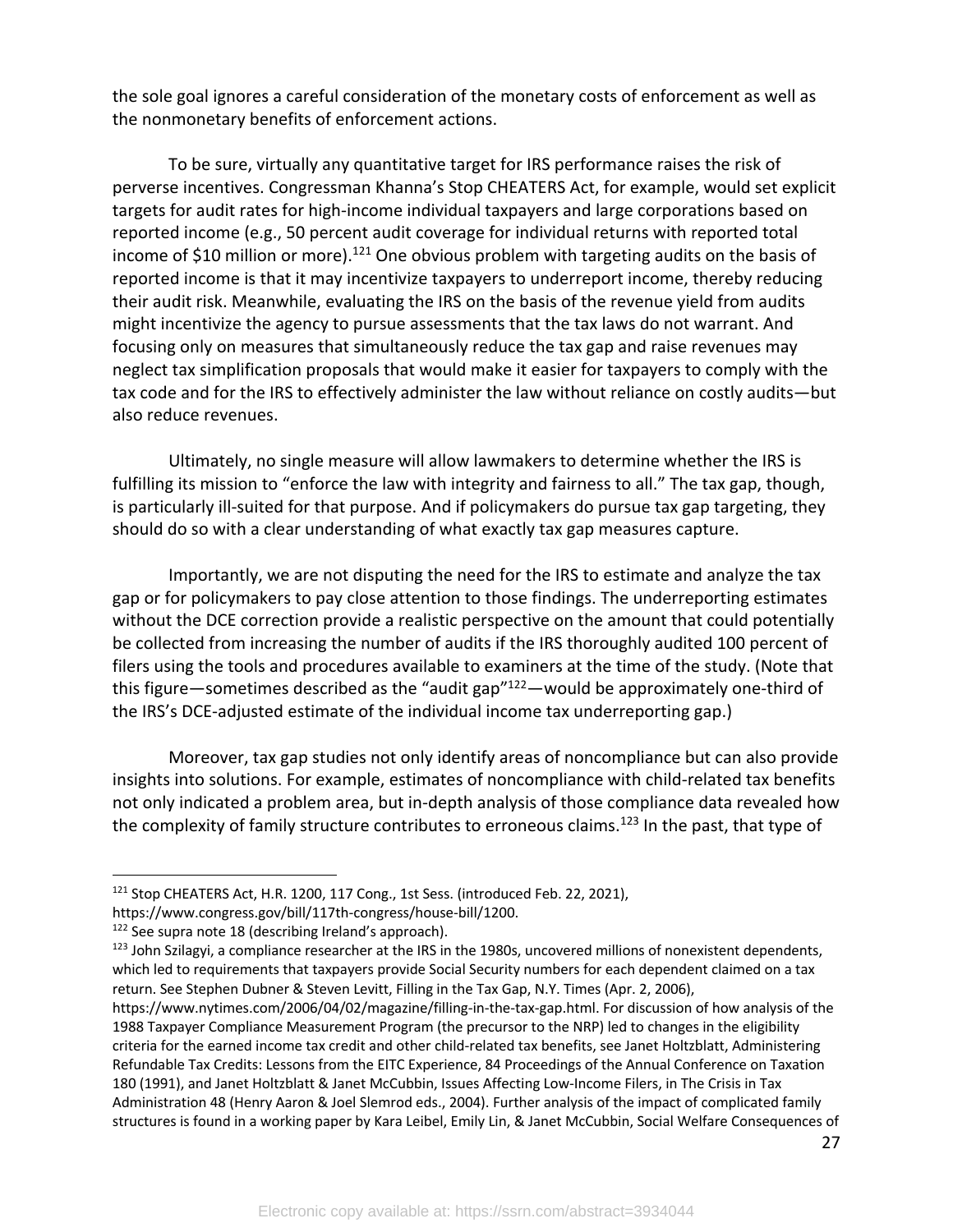the sole goal ignores a careful consideration of the monetary costs of enforcement as well as the nonmonetary benefits of enforcement actions.

To be sure, virtually any quantitative target for IRS performance raises the risk of perverse incentives. Congressman Khanna's Stop CHEATERS Act, for example, would set explicit targets for audit rates for high-income individual taxpayers and large corporations based on reported income (e.g., 50 percent audit coverage for individual returns with reported total income of $10 million or more).[121] One obvious problem with targeting audits on the basis of reported income is that it may incentivize taxpayers to underreport income, thereby reducing their audit risk. Meanwhile, evaluating the IRS on the basis of the revenue yield from audits might incentivize the agency to pursue assessments that the tax laws do not warrant. And focusing only on measures that simultaneously reduce the tax gap and raise revenues may neglect tax simplification proposals that would make it easier for taxpayers to comply with the tax code and for the IRS to effectively administer the law without reliance on costly audits—but also reduce revenues.

Ultimately, no single measure will allow lawmakers to determine whether the IRS is fulfilling its mission to "enforce the law with integrity and fairness to all." The tax gap, though, is particularly ill-suited for that purpose. And if policymakers do pursue tax gap targeting, they should do so with a clear understanding of what exactly tax gap measures capture.

Importantly, we are not disputing the need for the IRS to estimate and analyze the tax gap or for policymakers to pay close attention to those findings. The underreporting estimates without the DCE correction provide a realistic perspective on the amount that could potentially be collected from increasing the number of audits if the IRS thoroughly audited 100 percent of filers using the tools and procedures available to examiners at the time of the study. (Note that this figure—sometimes described as the "audit gap"[122]—would be approximately one-third of the IRS's DCE-adjusted estimate of the individual income tax underreporting gap.)

Moreover, tax gap studies not only identify areas of noncompliance but can also provide insights into solutions. For example, estimates of noncompliance with child-related tax benefits not only indicated a problem area, but in-depth analysis of those compliance data revealed how the complexity of family structure contributes to erroneous claims.[123] In the past, that type of

---

[121] Stop CHEATERS Act, H.R. 1200, 117 Cong., 1st Sess. (introduced Feb. 22, 2021), https://www.congress.gov/bill/117th-congress/house-bill/1200.

[122] See supra note 18 (describing Ireland's approach).

[123] John Szilagyi, a compliance researcher at the IRS in the 1980s, uncovered millions of nonexistent dependents, which led to requirements that taxpayers provide Social Security numbers for each dependent claimed on a tax return. See Stephen Dubner & Steven Levitt, Filling in the Tax Gap, N.Y. Times (Apr. 2, 2006), https://www.nytimes.com/2006/04/02/magazine/filling-in-the-tax-gap.html. For discussion of how analysis of the 1988 Taxpayer Compliance Measurement Program (the precursor to the NRP) led to changes in the eligibility criteria for the earned income tax credit and other child-related tax benefits, see Janet Holtzblatt, Administering Refundable Tax Credits: Lessons from the EITC Experience, 84 Proceedings of the Annual Conference on Taxation 180 (1991), and Janet Holtzblatt & Janet McCubbin, Issues Affecting Low-Income Filers, in The Crisis in Tax Administration 48 (Henry Aaron & Joel Slemrod eds., 2004). Further analysis of the impact of complicated family structures is found in a working paper by Kara Leibel, Emily Lin, & Janet McCubbin, Social Welfare Consequences of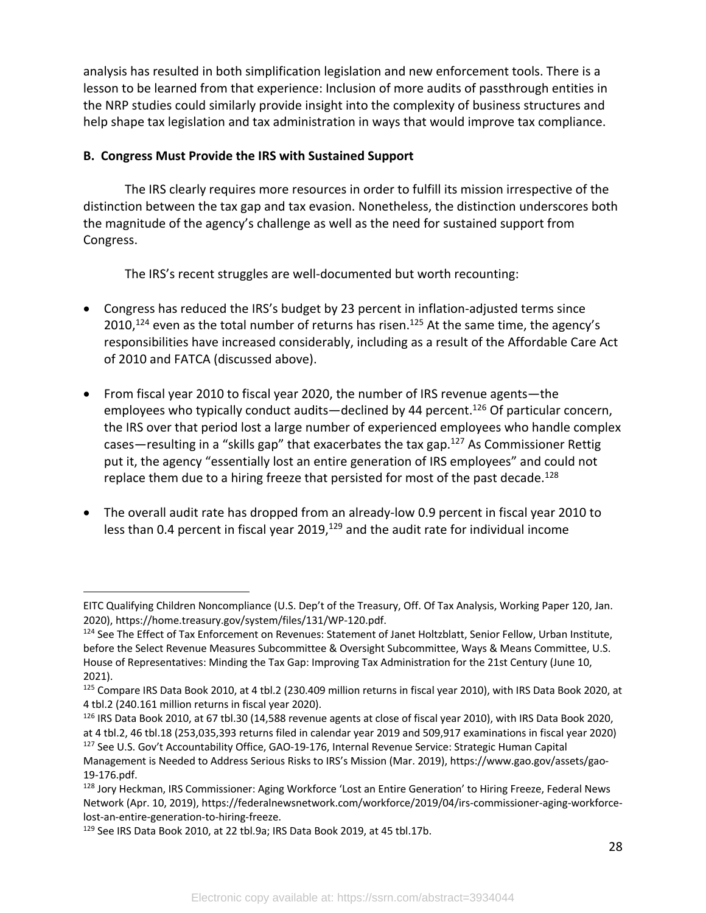analysis has resulted in both simplification legislation and new enforcement tools. There is a lesson to be learned from that experience: Inclusion of more audits of passthrough entities in the NRP studies could similarly provide insight into the complexity of business structures and help shape tax legislation and tax administration in ways that would improve tax compliance.

**B. Congress Must Provide the IRS with Sustained Support**

The IRS clearly requires more resources in order to fulfill its mission irrespective of the distinction between the tax gap and tax evasion. Nonetheless, the distinction underscores both the magnitude of the agency's challenge as well as the need for sustained support from Congress.

The IRS's recent struggles are well-documented but worth recounting:

- Congress has reduced the IRS's budget by 23 percent in inflation-adjusted terms since 2010,[124] even as the total number of returns has risen.[125] At the same time, the agency's responsibilities have increased considerably, including as a result of the Affordable Care Act of 2010 and FATCA (discussed above).

- From fiscal year 2010 to fiscal year 2020, the number of IRS revenue agents—the employees who typically conduct audits—declined by 44 percent.[126] Of particular concern, the IRS over that period lost a large number of experienced employees who handle complex cases—resulting in a "skills gap" that exacerbates the tax gap.[127] As Commissioner Rettig put it, the agency "essentially lost an entire generation of IRS employees" and could not replace them due to a hiring freeze that persisted for most of the past decade.[128]

- The overall audit rate has dropped from an already-low 0.9 percent in fiscal year 2010 to less than 0.4 percent in fiscal year 2019,[129] and the audit rate for individual income

---

EITC Qualifying Children Noncompliance (U.S. Dep't of the Treasury, Off. Of Tax Analysis, Working Paper 120, Jan. 2020), https://home.treasury.gov/system/files/131/WP-120.pdf.

[124] See The Effect of Tax Enforcement on Revenues: Statement of Janet Holtzblatt, Senior Fellow, Urban Institute, before the Select Revenue Measures Subcommittee & Oversight Subcommittee, Ways & Means Committee, U.S. House of Representatives: Minding the Tax Gap: Improving Tax Administration for the 21st Century (June 10, 2021).

[125] Compare IRS Data Book 2010, at 4 tbl.2 (230.409 million returns in fiscal year 2010), with IRS Data Book 2020, at 4 tbl.2 (240.161 million returns in fiscal year 2020).

[126] IRS Data Book 2010, at 67 tbl.30 (14,588 revenue agents at close of fiscal year 2010), with IRS Data Book 2020, at 4 tbl.2, 46 tbl.18 (253,035,393 returns filed in calendar year 2019 and 509,917 examinations in fiscal year 2020)

[127] See U.S. Gov't Accountability Office, GAO-19-176, Internal Revenue Service: Strategic Human Capital Management is Needed to Address Serious Risks to IRS's Mission (Mar. 2019), https://www.gao.gov/assets/gao-19-176.pdf.

[128] Jory Heckman, IRS Commissioner: Aging Workforce 'Lost an Entire Generation' to Hiring Freeze, Federal News Network (Apr. 10, 2019), https://federalnewsnetwork.com/workforce/2019/04/irs-commissioner-aging-workforce-lost-an-entire-generation-to-hiring-freeze.

[129] See IRS Data Book 2010, at 22 tbl.9a; IRS Data Book 2019, at 45 tbl.17b.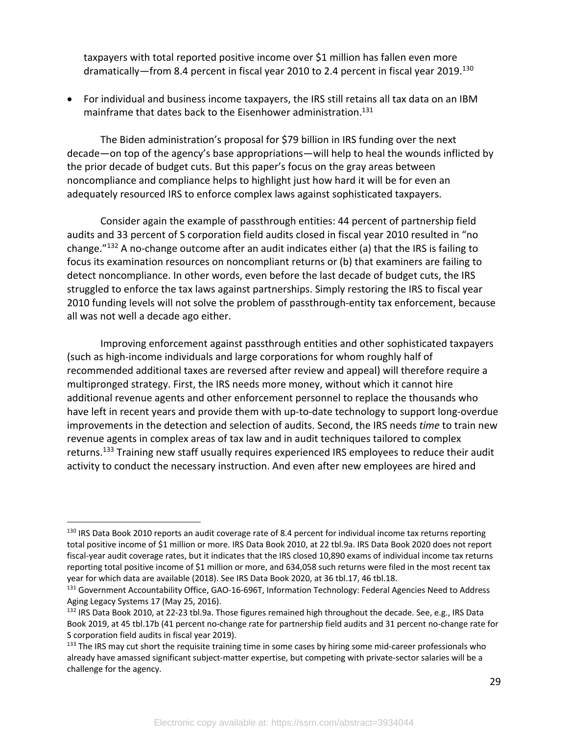taxpayers with total reported positive income over $1 million has fallen even more dramatically—from 8.4 percent in fiscal year 2010 to 2.4 percent in fiscal year 2019.[130]

- For individual and business income taxpayers, the IRS still retains all tax data on an IBM mainframe that dates back to the Eisenhower administration.[131]

The Biden administration's proposal for $79 billion in IRS funding over the next decade—on top of the agency's base appropriations—will help to heal the wounds inflicted by the prior decade of budget cuts. But this paper's focus on the gray areas between noncompliance and compliance helps to highlight just how hard it will be for even an adequately resourced IRS to enforce complex laws against sophisticated taxpayers.

Consider again the example of passthrough entities: 44 percent of partnership field audits and 33 percent of S corporation field audits closed in fiscal year 2010 resulted in "no change."[132] A no-change outcome after an audit indicates either (a) that the IRS is failing to focus its examination resources on noncompliant returns or (b) that examiners are failing to detect noncompliance. In other words, even before the last decade of budget cuts, the IRS struggled to enforce the tax laws against partnerships. Simply restoring the IRS to fiscal year 2010 funding levels will not solve the problem of passthrough-entity tax enforcement, because all was not well a decade ago either.

Improving enforcement against passthrough entities and other sophisticated taxpayers (such as high-income individuals and large corporations for whom roughly half of recommended additional taxes are reversed after review and appeal) will therefore require a multipronged strategy. First, the IRS needs more money, without which it cannot hire additional revenue agents and other enforcement personnel to replace the thousands who have left in recent years and provide them with up-to-date technology to support long-overdue improvements in the detection and selection of audits. Second, the IRS needs *time* to train new revenue agents in complex areas of tax law and in audit techniques tailored to complex returns.[133] Training new staff usually requires experienced IRS employees to reduce their audit activity to conduct the necessary instruction. And even after new employees are hired and

---

[130] IRS Data Book 2010 reports an audit coverage rate of 8.4 percent for individual income tax returns reporting total positive income of $1 million or more. IRS Data Book 2010, at 22 tbl.9a. IRS Data Book 2020 does not report fiscal-year audit coverage rates, but it indicates that the IRS closed 10,890 exams of individual income tax returns reporting total positive income of $1 million or more, and 634,058 such returns were filed in the most recent tax year for which data are available (2018). See IRS Data Book 2020, at 36 tbl.17, 46 tbl.18.

[131] Government Accountability Office, GAO-16-696T, Information Technology: Federal Agencies Need to Address Aging Legacy Systems 17 (May 25, 2016).

[132] IRS Data Book 2010, at 22-23 tbl.9a. Those figures remained high throughout the decade. See, e.g., IRS Data Book 2019, at 45 tbl.17b (41 percent no-change rate for partnership field audits and 31 percent no-change rate for S corporation field audits in fiscal year 2019).

[133] The IRS may cut short the requisite training time in some cases by hiring some mid-career professionals who already have amassed significant subject-matter expertise, but competing with private-sector salaries will be a challenge for the agency.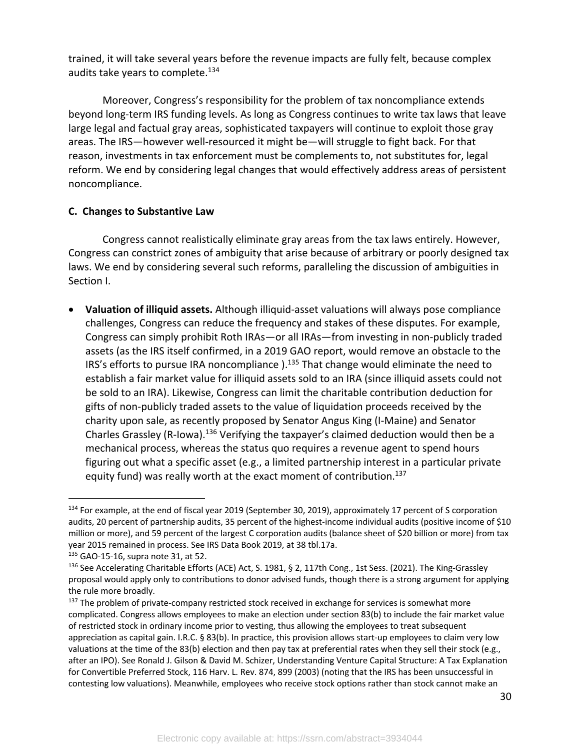trained, it will take several years before the revenue impacts are fully felt, because complex audits take years to complete.[134]

Moreover, Congress's responsibility for the problem of tax noncompliance extends beyond long-term IRS funding levels. As long as Congress continues to write tax laws that leave large legal and factual gray areas, sophisticated taxpayers will continue to exploit those gray areas. The IRS—however well-resourced it might be—will struggle to fight back. For that reason, investments in tax enforcement must be complements to, not substitutes for, legal reform. We end by considering legal changes that would effectively address areas of persistent noncompliance.

**C. Changes to Substantive Law**

Congress cannot realistically eliminate gray areas from the tax laws entirely. However, Congress can constrict zones of ambiguity that arise because of arbitrary or poorly designed tax laws. We end by considering several such reforms, paralleling the discussion of ambiguities in Section I.

- **Valuation of illiquid assets.** Although illiquid-asset valuations will always pose compliance challenges, Congress can reduce the frequency and stakes of these disputes. For example, Congress can simply prohibit Roth IRAs—or all IRAs—from investing in non-publicly traded assets (as the IRS itself confirmed, in a 2019 GAO report, would remove an obstacle to the IRS's efforts to pursue IRA noncompliance ).[135] That change would eliminate the need to establish a fair market value for illiquid assets sold to an IRA (since illiquid assets could not be sold to an IRA). Likewise, Congress can limit the charitable contribution deduction for gifts of non-publicly traded assets to the value of liquidation proceeds received by the charity upon sale, as recently proposed by Senator Angus King (I-Maine) and Senator Charles Grassley (R-Iowa).[136] Verifying the taxpayer's claimed deduction would then be a mechanical process, whereas the status quo requires a revenue agent to spend hours figuring out what a specific asset (e.g., a limited partnership interest in a particular private equity fund) was really worth at the exact moment of contribution.[137]

---

[134] For example, at the end of fiscal year 2019 (September 30, 2019), approximately 17 percent of S corporation audits, 20 percent of partnership audits, 35 percent of the highest-income individual audits (positive income of $10 million or more), and 59 percent of the largest C corporation audits (balance sheet of $20 billion or more) from tax year 2015 remained in process. See IRS Data Book 2019, at 38 tbl.17a.

[135] GAO-15-16, supra note 31, at 52.

[136] See Accelerating Charitable Efforts (ACE) Act, S. 1981, § 2, 117th Cong., 1st Sess. (2021). The King-Grassley proposal would apply only to contributions to donor advised funds, though there is a strong argument for applying the rule more broadly.

[137] The problem of private-company restricted stock received in exchange for services is somewhat more complicated. Congress allows employees to make an election under section 83(b) to include the fair market value of restricted stock in ordinary income prior to vesting, thus allowing the employees to treat subsequent appreciation as capital gain. I.R.C. § 83(b). In practice, this provision allows start-up employees to claim very low valuations at the time of the 83(b) election and then pay tax at preferential rates when they sell their stock (e.g., after an IPO). See Ronald J. Gilson & David M. Schizer, Understanding Venture Capital Structure: A Tax Explanation for Convertible Preferred Stock, 116 Harv. L. Rev. 874, 899 (2003) (noting that the IRS has been unsuccessful in contesting low valuations). Meanwhile, employees who receive stock options rather than stock cannot make an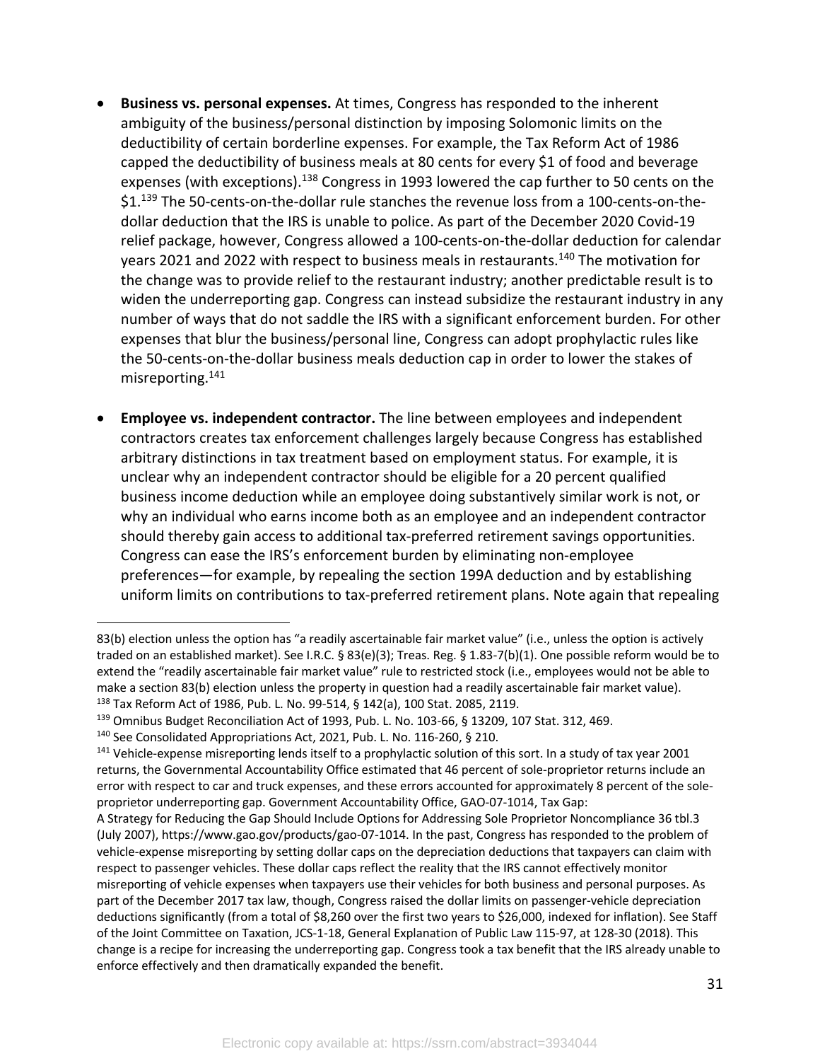- **Business vs. personal expenses.** At times, Congress has responded to the inherent ambiguity of the business/personal distinction by imposing Solomonic limits on the deductibility of certain borderline expenses. For example, the Tax Reform Act of 1986 capped the deductibility of business meals at 80 cents for every $1 of food and beverage expenses (with exceptions).[138] Congress in 1993 lowered the cap further to 50 cents on the $1.[139] The 50-cents-on-the-dollar rule stanches the revenue loss from a 100-cents-on-the-dollar deduction that the IRS is unable to police. As part of the December 2020 Covid-19 relief package, however, Congress allowed a 100-cents-on-the-dollar deduction for calendar years 2021 and 2022 with respect to business meals in restaurants.[140] The motivation for the change was to provide relief to the restaurant industry; another predictable result is to widen the underreporting gap. Congress can instead subsidize the restaurant industry in any number of ways that do not saddle the IRS with a significant enforcement burden. For other expenses that blur the business/personal line, Congress can adopt prophylactic rules like the 50-cents-on-the-dollar business meals deduction cap in order to lower the stakes of misreporting.[141]

- **Employee vs. independent contractor.** The line between employees and independent contractors creates tax enforcement challenges largely because Congress has established arbitrary distinctions in tax treatment based on employment status. For example, it is unclear why an independent contractor should be eligible for a 20 percent qualified business income deduction while an employee doing substantively similar work is not, or why an individual who earns income both as an employee and an independent contractor should thereby gain access to additional tax-preferred retirement savings opportunities. Congress can ease the IRS's enforcement burden by eliminating non-employee preferences—for example, by repealing the section 199A deduction and by establishing uniform limits on contributions to tax-preferred retirement plans. Note again that repealing

---

83(b) election unless the option has "a readily ascertainable fair market value" (i.e., unless the option is actively traded on an established market). See I.R.C. § 83(e)(3); Treas. Reg. § 1.83-7(b)(1). One possible reform would be to extend the "readily ascertainable fair market value" rule to restricted stock (i.e., employees would not be able to make a section 83(b) election unless the property in question had a readily ascertainable fair market value).

[138] Tax Reform Act of 1986, Pub. L. No. 99-514, § 142(a), 100 Stat. 2085, 2119.

[139] Omnibus Budget Reconciliation Act of 1993, Pub. L. No. 103-66, § 13209, 107 Stat. 312, 469.

[140] See Consolidated Appropriations Act, 2021, Pub. L. No. 116-260, § 210.

[141] Vehicle-expense misreporting lends itself to a prophylactic solution of this sort. In a study of tax year 2001 returns, the Governmental Accountability Office estimated that 46 percent of sole-proprietor returns include an error with respect to car and truck expenses, and these errors accounted for approximately 8 percent of the sole-proprietor underreporting gap. Government Accountability Office, GAO-07-1014, Tax Gap: A Strategy for Reducing the Gap Should Include Options for Addressing Sole Proprietor Noncompliance 36 tbl.3 (July 2007), https://www.gao.gov/products/gao-07-1014. In the past, Congress has responded to the problem of vehicle-expense misreporting by setting dollar caps on the depreciation deductions that taxpayers can claim with respect to passenger vehicles. These dollar caps reflect the reality that the IRS cannot effectively monitor misreporting of vehicle expenses when taxpayers use their vehicles for both business and personal purposes. As part of the December 2017 tax law, though, Congress raised the dollar limits on passenger-vehicle depreciation deductions significantly (from a total of $8,260 over the first two years to $26,000, indexed for inflation). See Staff of the Joint Committee on Taxation, JCS-1-18, General Explanation of Public Law 115-97, at 128-30 (2018). This change is a recipe for increasing the underreporting gap. Congress took a tax benefit that the IRS already unable to enforce effectively and then dramatically expanded the benefit.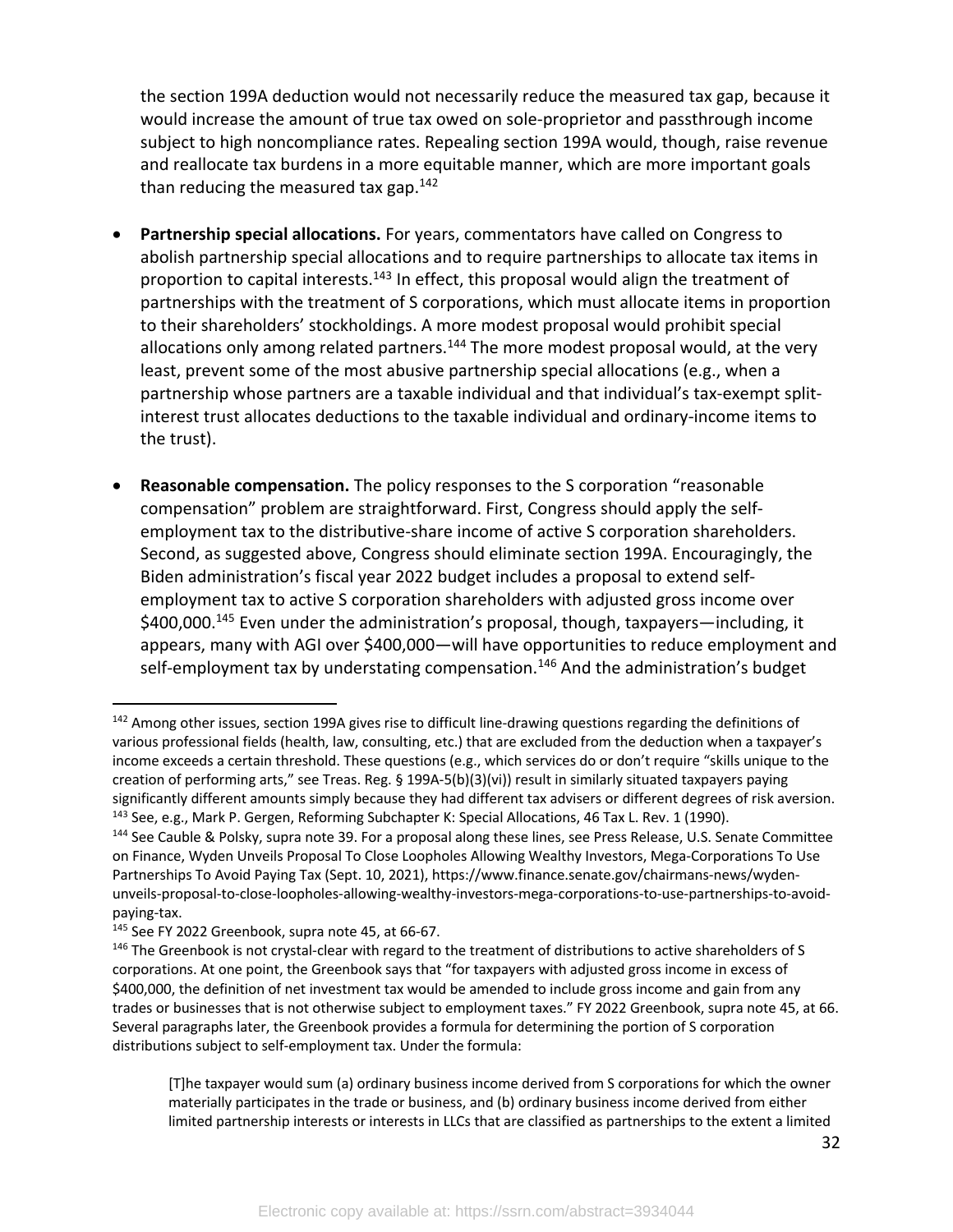the section 199A deduction would not necessarily reduce the measured tax gap, because it would increase the amount of true tax owed on sole-proprietor and passthrough income subject to high noncompliance rates. Repealing section 199A would, though, raise revenue and reallocate tax burdens in a more equitable manner, which are more important goals than reducing the measured tax gap.[142]

- **Partnership special allocations.** For years, commentators have called on Congress to abolish partnership special allocations and to require partnerships to allocate tax items in proportion to capital interests.[143] In effect, this proposal would align the treatment of partnerships with the treatment of S corporations, which must allocate items in proportion to their shareholders' stockholdings. A more modest proposal would prohibit special allocations only among related partners.[144] The more modest proposal would, at the very least, prevent some of the most abusive partnership special allocations (e.g., when a partnership whose partners are a taxable individual and that individual's tax-exempt split-interest trust allocates deductions to the taxable individual and ordinary-income items to the trust).

- **Reasonable compensation.** The policy responses to the S corporation "reasonable compensation" problem are straightforward. First, Congress should apply the self-employment tax to the distributive-share income of active S corporation shareholders. Second, as suggested above, Congress should eliminate section 199A. Encouragingly, the Biden administration's fiscal year 2022 budget includes a proposal to extend self-employment tax to active S corporation shareholders with adjusted gross income over $400,000.[145] Even under the administration's proposal, though, taxpayers—including, it appears, many with AGI over $400,000—will have opportunities to reduce employment and self-employment tax by understating compensation.[146] And the administration's budget

---

[142] Among other issues, section 199A gives rise to difficult line-drawing questions regarding the definitions of various professional fields (health, law, consulting, etc.) that are excluded from the deduction when a taxpayer's income exceeds a certain threshold. These questions (e.g., which services do or don't require "skills unique to the creation of performing arts," see Treas. Reg. § 199A-5(b)(3)(vi)) result in similarly situated taxpayers paying significantly different amounts simply because they had different tax advisers or different degrees of risk aversion.

[143] See, e.g., Mark P. Gergen, Reforming Subchapter K: Special Allocations, 46 Tax L. Rev. 1 (1990).

[144] See Cauble & Polsky, supra note 39. For a proposal along these lines, see Press Release, U.S. Senate Committee on Finance, Wyden Unveils Proposal To Close Loopholes Allowing Wealthy Investors, Mega-Corporations To Use Partnerships To Avoid Paying Tax (Sept. 10, 2021), https://www.finance.senate.gov/chairmans-news/wyden-unveils-proposal-to-close-loopholes-allowing-wealthy-investors-mega-corporations-to-use-partnerships-to-avoid-paying-tax.

[145] See FY 2022 Greenbook, supra note 45, at 66-67.

[146] The Greenbook is not crystal-clear with regard to the treatment of distributions to active shareholders of S corporations. At one point, the Greenbook says that "for taxpayers with adjusted gross income in excess of $400,000, the definition of net investment tax would be amended to include gross income and gain from any trades or businesses that is not otherwise subject to employment taxes." FY 2022 Greenbook, supra note 45, at 66. Several paragraphs later, the Greenbook provides a formula for determining the portion of S corporation distributions subject to self-employment tax. Under the formula:

> [T]he taxpayer would sum (a) ordinary business income derived from S corporations for which the owner materially participates in the trade or business, and (b) ordinary business income derived from either limited partnership interests or interests in LLCs that are classified as partnerships to the extent a limited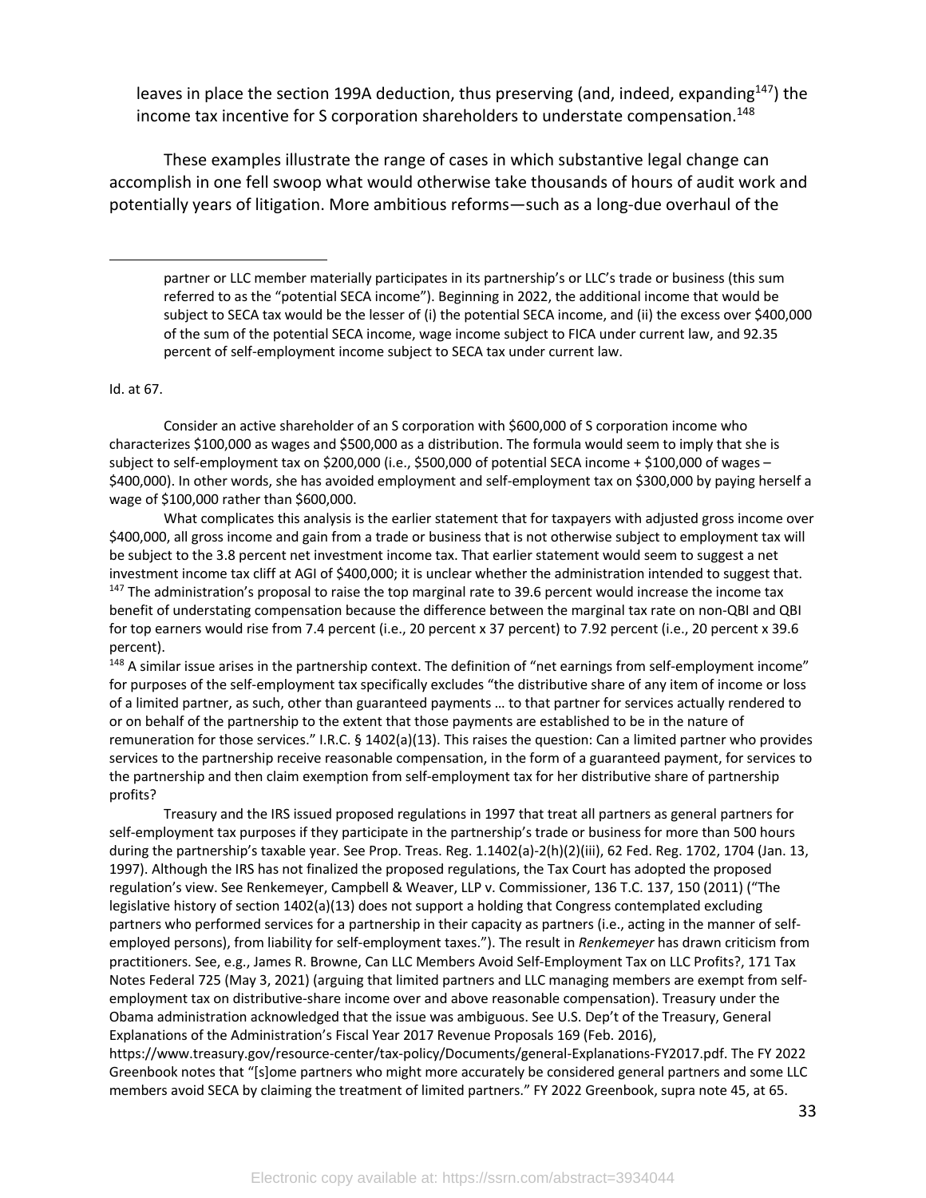leaves in place the section 199A deduction, thus preserving (and, indeed, expanding[147]) the income tax incentive for S corporation shareholders to understate compensation.[148]

These examples illustrate the range of cases in which substantive legal change can accomplish in one fell swoop what would otherwise take thousands of hours of audit work and potentially years of litigation. More ambitious reforms—such as a long-due overhaul of the

---

> partner or LLC member materially participates in its partnership's or LLC's trade or business (this sum referred to as the "potential SECA income"). Beginning in 2022, the additional income that would be subject to SECA tax would be the lesser of (i) the potential SECA income, and (ii) the excess over $400,000 of the sum of the potential SECA income, wage income subject to FICA under current law, and 92.35 percent of self-employment income subject to SECA tax under current law.

Id. at 67.

Consider an active shareholder of an S corporation with $600,000 of S corporation income who characterizes $100,000 as wages and $500,000 as a distribution. The formula would seem to imply that she is subject to self-employment tax on $200,000 (i.e., $500,000 of potential SECA income + $100,000 of wages – $400,000). In other words, she has avoided employment and self-employment tax on $300,000 by paying herself a wage of $100,000 rather than $600,000.

What complicates this analysis is the earlier statement that for taxpayers with adjusted gross income over $400,000, all gross income and gain from a trade or business that is not otherwise subject to employment tax will be subject to the 3.8 percent net investment income tax. That earlier statement would seem to suggest a net investment income tax cliff at AGI of $400,000; it is unclear whether the administration intended to suggest that.

[147] The administration's proposal to raise the top marginal rate to 39.6 percent would increase the income tax benefit of understating compensation because the difference between the marginal tax rate on non-QBI and QBI for top earners would rise from 7.4 percent (i.e., 20 percent x 37 percent) to 7.92 percent (i.e., 20 percent x 39.6 percent).

[148] A similar issue arises in the partnership context. The definition of "net earnings from self-employment income" for purposes of the self-employment tax specifically excludes "the distributive share of any item of income or loss of a limited partner, as such, other than guaranteed payments … to that partner for services actually rendered to or on behalf of the partnership to the extent that those payments are established to be in the nature of remuneration for those services." I.R.C. § 1402(a)(13). This raises the question: Can a limited partner who provides services to the partnership receive reasonable compensation, in the form of a guaranteed payment, for services to the partnership and then claim exemption from self-employment tax for her distributive share of partnership profits?

Treasury and the IRS issued proposed regulations in 1997 that treat all partners as general partners for self-employment tax purposes if they participate in the partnership's trade or business for more than 500 hours during the partnership's taxable year. See Prop. Treas. Reg. 1.1402(a)-2(h)(2)(iii), 62 Fed. Reg. 1702, 1704 (Jan. 13, 1997). Although the IRS has not finalized the proposed regulations, the Tax Court has adopted the proposed regulation's view. See Renkemeyer, Campbell & Weaver, LLP v. Commissioner, 136 T.C. 137, 150 (2011) ("The legislative history of section 1402(a)(13) does not support a holding that Congress contemplated excluding partners who performed services for a partnership in their capacity as partners (i.e., acting in the manner of self-employed persons), from liability for self-employment taxes."). The result in *Renkemeyer* has drawn criticism from practitioners. See, e.g., James R. Browne, Can LLC Members Avoid Self-Employment Tax on LLC Profits?, 171 Tax Notes Federal 725 (May 3, 2021) (arguing that limited partners and LLC managing members are exempt from self-employment tax on distributive-share income over and above reasonable compensation). Treasury under the Obama administration acknowledged that the issue was ambiguous. See U.S. Dep't of the Treasury, General Explanations of the Administration's Fiscal Year 2017 Revenue Proposals 169 (Feb. 2016), https://www.treasury.gov/resource-center/tax-policy/Documents/general-Explanations-FY2017.pdf. The FY 2022 Greenbook notes that "[s]ome partners who might more accurately be considered general partners and some LLC members avoid SECA by claiming the treatment of limited partners." FY 2022 Greenbook, supra note 45, at 65.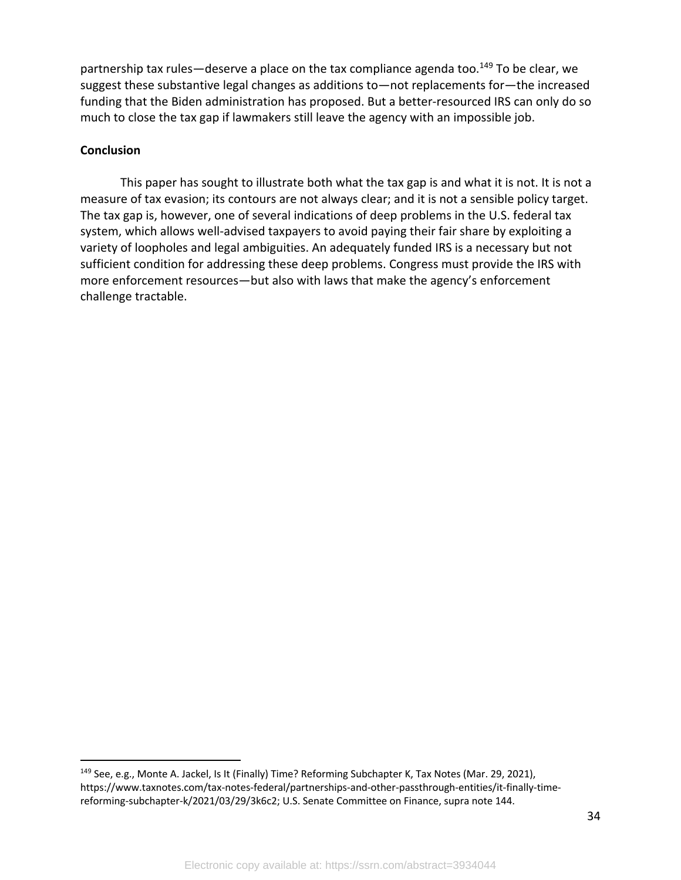partnership tax rules—deserve a place on the tax compliance agenda too.[149] To be clear, we suggest these substantive legal changes as additions to—not replacements for—the increased funding that the Biden administration has proposed. But a better-resourced IRS can only do so much to close the tax gap if lawmakers still leave the agency with an impossible job.

## Conclusion

This paper has sought to illustrate both what the tax gap is and what it is not. It is not a measure of tax evasion; its contours are not always clear; and it is not a sensible policy target. The tax gap is, however, one of several indications of deep problems in the U.S. federal tax system, which allows well-advised taxpayers to avoid paying their fair share by exploiting a variety of loopholes and legal ambiguities. An adequately funded IRS is a necessary but not sufficient condition for addressing these deep problems. Congress must provide the IRS with more enforcement resources—but also with laws that make the agency's enforcement challenge tractable.

---

[149] See, e.g., Monte A. Jackel, Is It (Finally) Time? Reforming Subchapter K, Tax Notes (Mar. 29, 2021), https://www.taxnotes.com/tax-notes-federal/partnerships-and-other-passthrough-entities/it-finally-time-reforming-subchapter-k/2021/03/29/3k6c2; U.S. Senate Committee on Finance, supra note 144.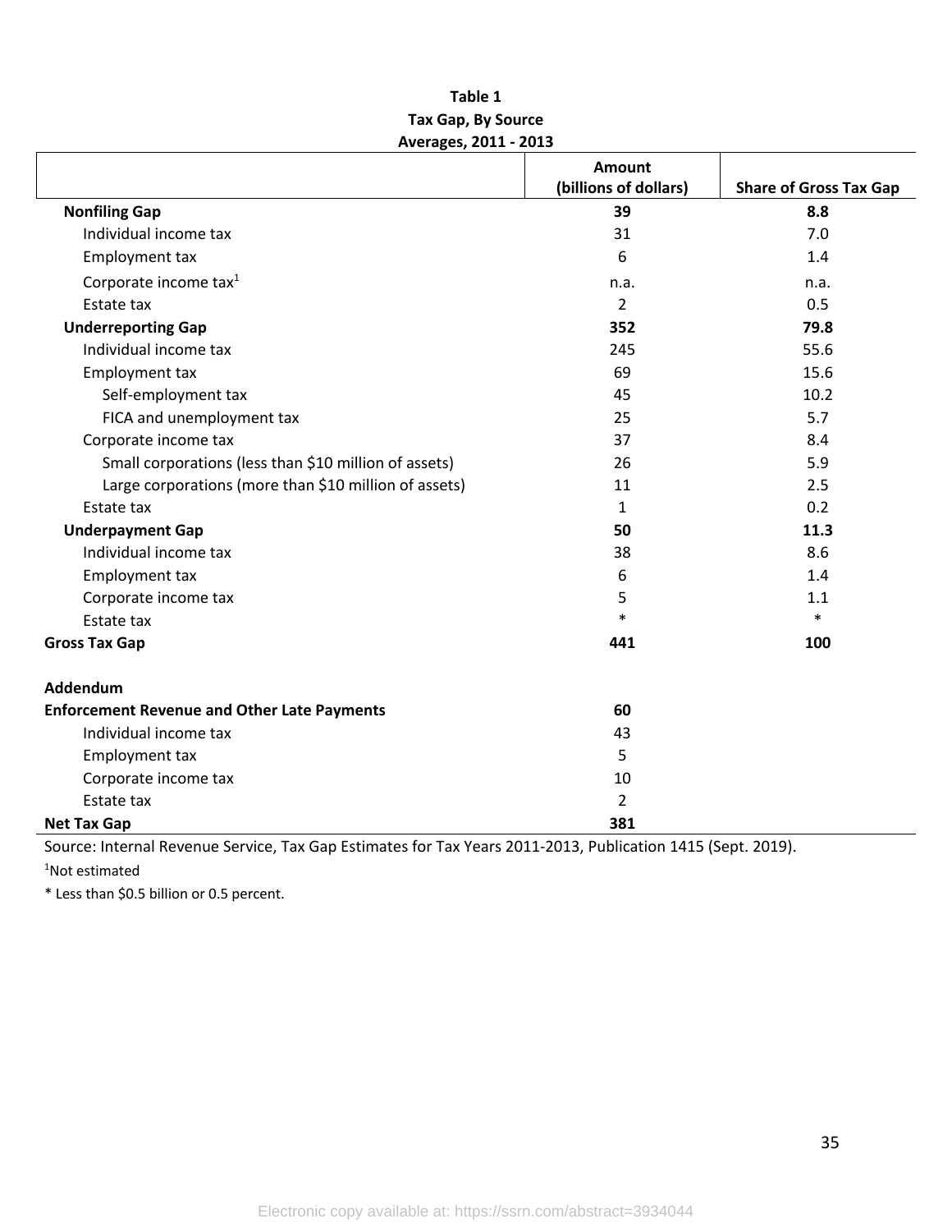**Table 1**
**Tax Gap, By Source**
**Averages, 2011 - 2013**

| | Amount (billions of dollars) | Share of Gross Tax Gap |
|---|---|---|
| **Nonfiling Gap** | **39** | **8.8** |
| Individual income tax | 31 | 7.0 |
| Employment tax | 6 | 1.4 |
| Corporate income tax[1] | n.a. | n.a. |
| Estate tax | 2 | 0.5 |
| **Underreporting Gap** | **352** | **79.8** |
| Individual income tax | 245 | 55.6 |
| Employment tax | 69 | 15.6 |
| Self-employment tax | 45 | 10.2 |
| FICA and unemployment tax | 25 | 5.7 |
| Corporate income tax | 37 | 8.4 |
| Small corporations (less than $10 million of assets) | 26 | 5.9 |
| Large corporations (more than $10 million of assets) | 11 | 2.5 |
| Estate tax | 1 | 0.2 |
| **Underpayment Gap** | **50** | **11.3** |
| Individual income tax | 38 | 8.6 |
| Employment tax | 6 | 1.4 |
| Corporate income tax | 5 | 1.1 |
| Estate tax | * | * |
| **Gross Tax Gap** | **441** | **100** |
| | | |
| **Addendum** | | |
| **Enforcement Revenue and Other Late Payments** | **60** | |
| Individual income tax | 43 | |
| Employment tax | 5 | |
| Corporate income tax | 10 | |
| Estate tax | 2 | |
| **Net Tax Gap** | **381** | |

Source: Internal Revenue Service, Tax Gap Estimates for Tax Years 2011-2013, Publication 1415 (Sept. 2019).

[1]Not estimated

* Less than $0.5 billion or 0.5 percent.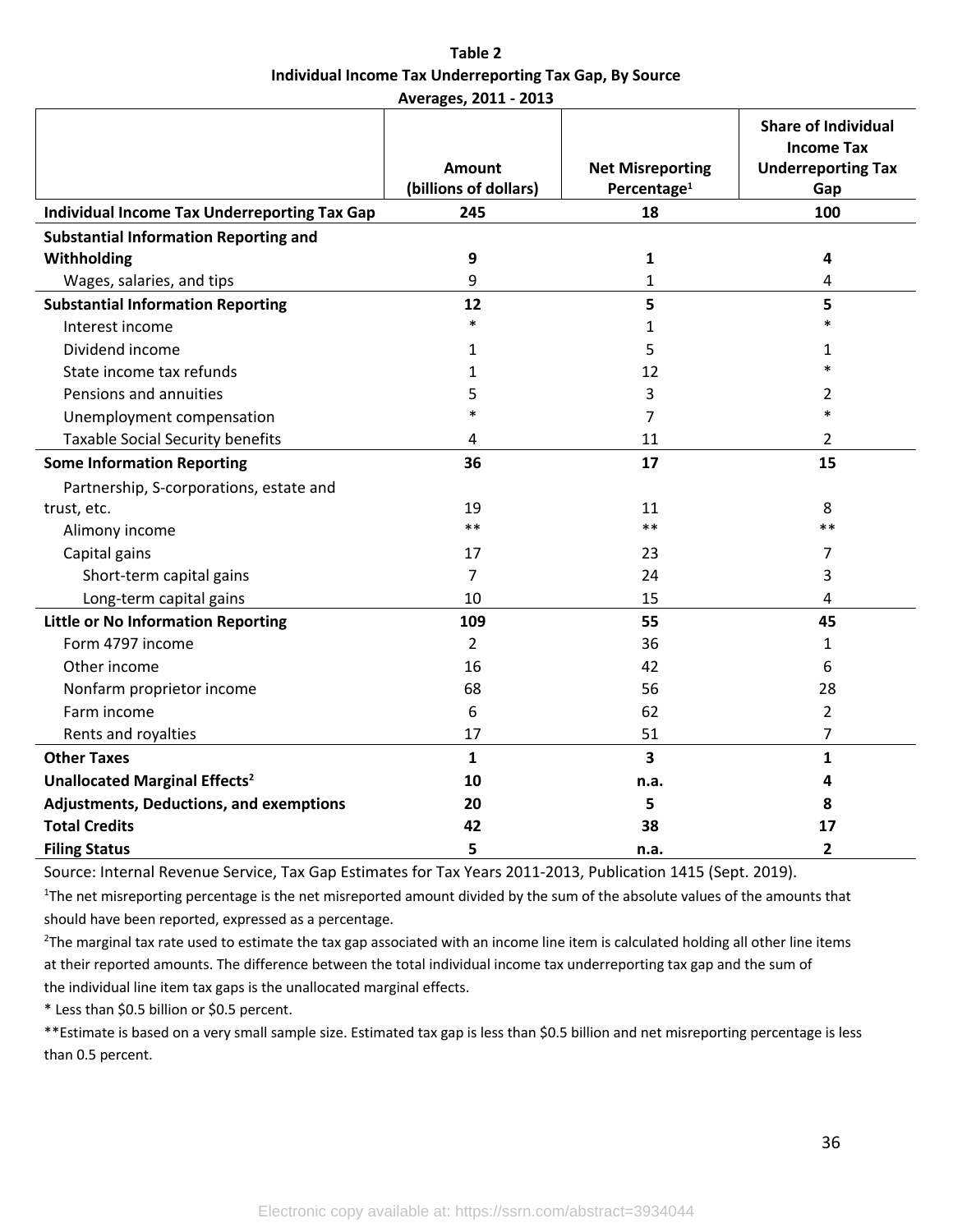**Table 2**
**Individual Income Tax Underreporting Tax Gap, By Source**
**Averages, 2011 - 2013**

| | Amount (billions of dollars) | Net Misreporting Percentage[1] | Share of Individual Income Tax Underreporting Tax Gap |
|---|---|---|---|
| **Individual Income Tax Underreporting Tax Gap** | **245** | **18** | **100** |
| **Substantial Information Reporting and Withholding** | **9** | **1** | **4** |
| Wages, salaries, and tips | 9 | 1 | 4 |
| **Substantial Information Reporting** | **12** | **5** | **5** |
| Interest income | * | 1 | * |
| Dividend income | 1 | 5 | 1 |
| State income tax refunds | 1 | 12 | * |
| Pensions and annuities | 5 | 3 | 2 |
| Unemployment compensation | * | 7 | * |
| Taxable Social Security benefits | 4 | 11 | 2 |
| **Some Information Reporting** | **36** | **17** | **15** |
| Partnership, S-corporations, estate and trust, etc. | 19 | 11 | 8 |
| Alimony income | ** | ** | ** |
| Capital gains | 17 | 23 | 7 |
| Short-term capital gains | 7 | 24 | 3 |
| Long-term capital gains | 10 | 15 | 4 |
| **Little or No Information Reporting** | **109** | **55** | **45** |
| Form 4797 income | 2 | 36 | 1 |
| Other income | 16 | 42 | 6 |
| Nonfarm proprietor income | 68 | 56 | 28 |
| Farm income | 6 | 62 | 2 |
| Rents and royalties | 17 | 51 | 7 |
| **Other Taxes** | **1** | **3** | **1** |
| **Unallocated Marginal Effects[2]** | **10** | **n.a.** | **4** |
| **Adjustments, Deductions, and exemptions** | **20** | **5** | **8** |
| **Total Credits** | **42** | **38** | **17** |
| **Filing Status** | **5** | **n.a.** | **2** |

Source: Internal Revenue Service, Tax Gap Estimates for Tax Years 2011-2013, Publication 1415 (Sept. 2019).

[1]The net misreporting percentage is the net misreported amount divided by the sum of the absolute values of the amounts that should have been reported, expressed as a percentage.

[2]The marginal tax rate used to estimate the tax gap associated with an income line item is calculated holding all other line items at their reported amounts. The difference between the total individual income tax underreporting tax gap and the sum of the individual line item tax gaps is the unallocated marginal effects.

* Less than $0.5 billion or $0.5 percent.

**Estimate is based on a very small sample size. Estimated tax gap is less than $0.5 billion and net misreporting percentage is less than 0.5 percent.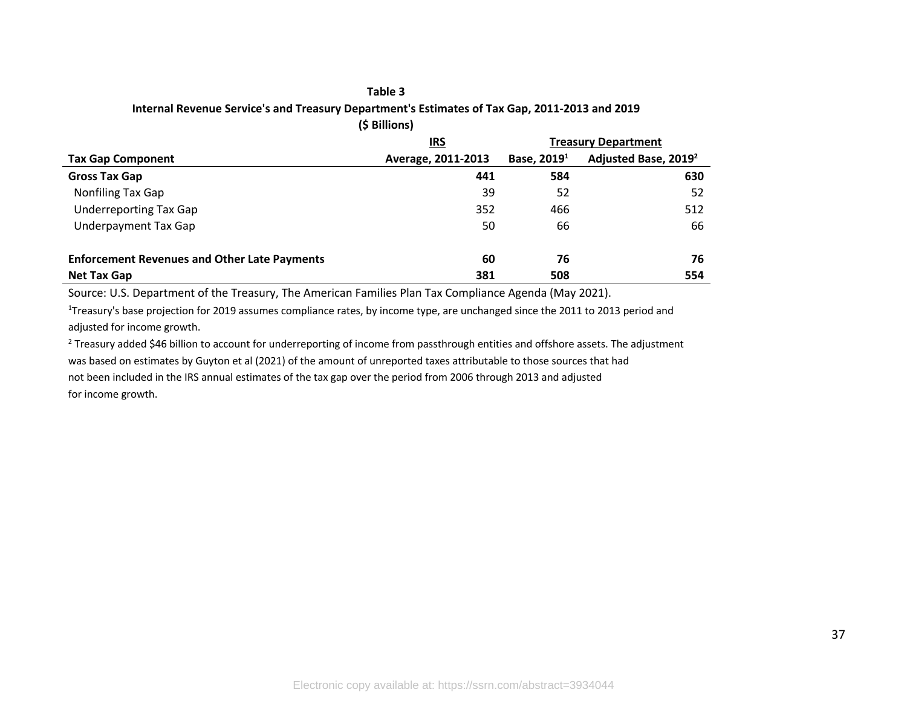**Table 3**

**Internal Revenue Service's and Treasury Department's Estimates of Tax Gap, 2011-2013 and 2019**

**($ Billions)**

| | IRS | Treasury Department | |
|---|---|---|---|
| **Tax Gap Component** | **Average, 2011-2013** | **Base, 2019[1]** | **Adjusted Base, 2019[2]** |
| **Gross Tax Gap** | **441** | **584** | **630** |
| Nonfiling Tax Gap | 39 | 52 | 52 |
| Underreporting Tax Gap | 352 | 466 | 512 |
| Underpayment Tax Gap | 50 | 66 | 66 |
| | | | |
| **Enforcement Revenues and Other Late Payments** | **60** | **76** | **76** |
| **Net Tax Gap** | **381** | **508** | **554** |

Source: U.S. Department of the Treasury, The American Families Plan Tax Compliance Agenda (May 2021).

[1]Treasury's base projection for 2019 assumes compliance rates, by income type, are unchanged since the 2011 to 2013 period and adjusted for income growth.

[2] Treasury added $46 billion to account for underreporting of income from passthrough entities and offshore assets. The adjustment was based on estimates by Guyton et al (2021) of the amount of unreported taxes attributable to those sources that had not been included in the IRS annual estimates of the tax gap over the period from 2006 through 2013 and adjusted for income growth.